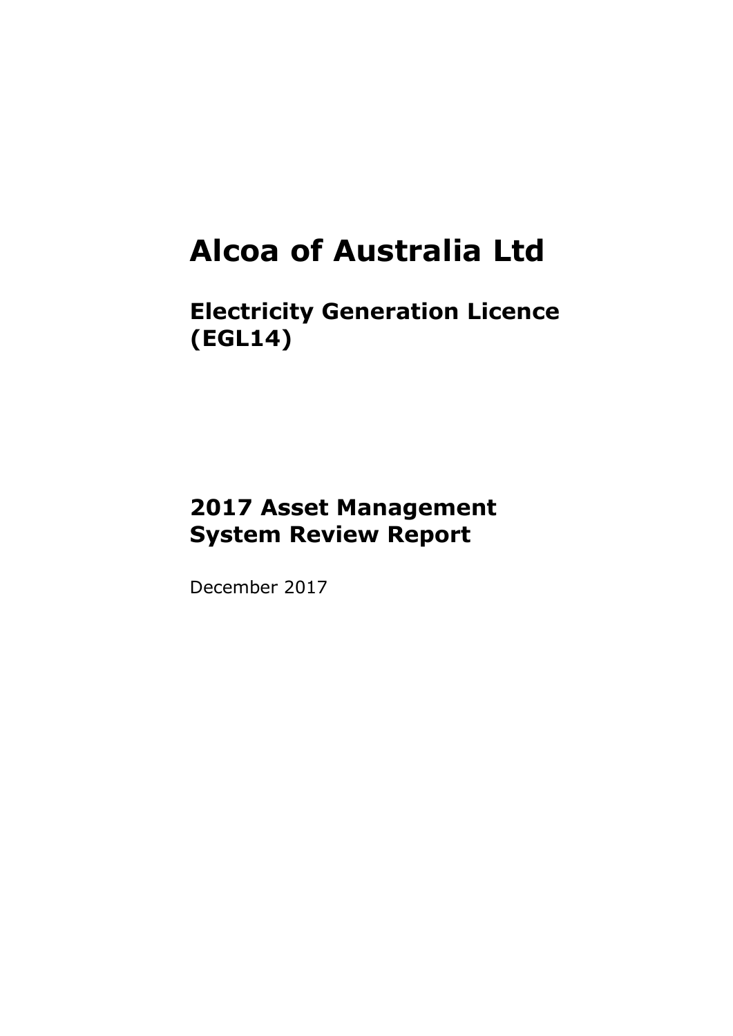# Alcoa of Australia Ltd

## Electricity Generation Licence (EGL14)

## 2017 Asset Management System Review Report

December 2017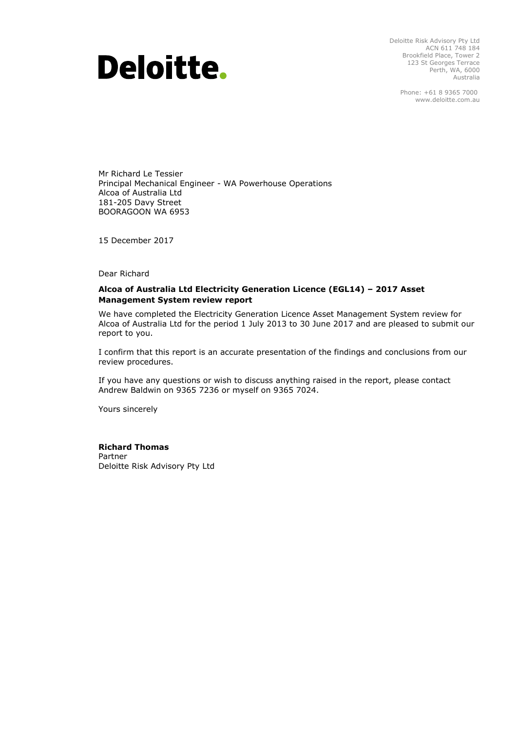Deloitte.

Deloitte Risk Advisory Pty Ltd
ACN 611 748 184
Brookfield Place, Tower 2
123 St Georges Terrace
Perth, WA, 6000
Australia

Phone: +61 8 9365 7000
www.deloitte.com.au

Mr Richard Le Tessier
Principal Mechanical Engineer - WA Powerhouse Operations
Alcoa of Australia Ltd
181-205 Davy Street
BOORAGOON WA 6953

15 December 2017

Dear Richard

**Alcoa of Australia Ltd Electricity Generation Licence (EGL14) – 2017 Asset Management System review report**

We have completed the Electricity Generation Licence Asset Management System review for Alcoa of Australia Ltd for the period 1 July 2013 to 30 June 2017 and are pleased to submit our report to you.

I confirm that this report is an accurate presentation of the findings and conclusions from our review procedures.

If you have any questions or wish to discuss anything raised in the report, please contact Andrew Baldwin on 9365 7236 or myself on 9365 7024.

Yours sincerely

**Richard Thomas**
Partner
Deloitte Risk Advisory Pty Ltd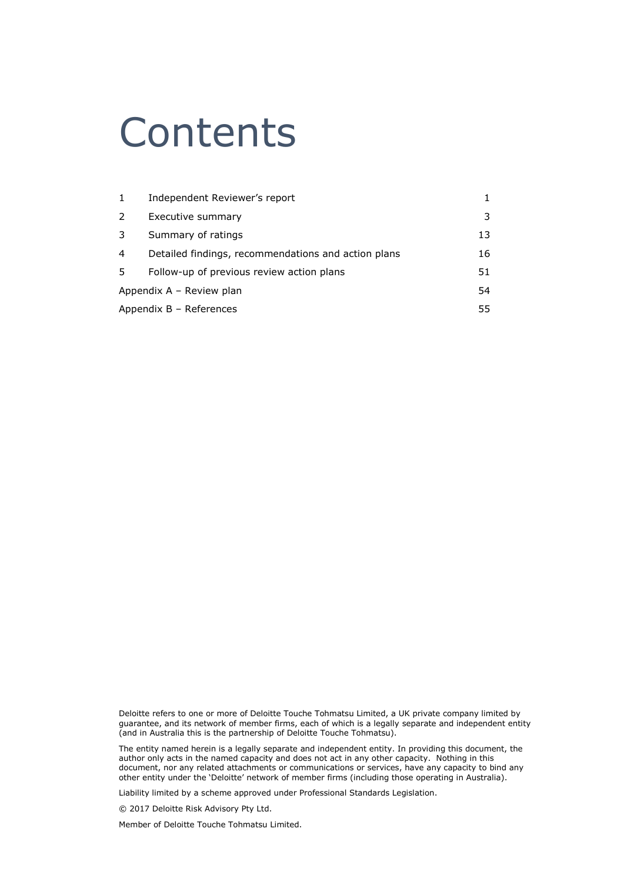# Contents

| | | |
|---|---|---|
| 1 | Independent Reviewer's report | 1 |
| 2 | Executive summary | 3 |
| 3 | Summary of ratings | 13 |
| 4 | Detailed findings, recommendations and action plans | 16 |
| 5 | Follow-up of previous review action plans | 51 |
| Appendix A – Review plan | | 54 |
| Appendix B – References | | 55 |

Deloitte refers to one or more of Deloitte Touche Tohmatsu Limited, a UK private company limited by guarantee, and its network of member firms, each of which is a legally separate and independent entity (and in Australia this is the partnership of Deloitte Touche Tohmatsu).

The entity named herein is a legally separate and independent entity. In providing this document, the author only acts in the named capacity and does not act in any other capacity. Nothing in this document, nor any related attachments or communications or services, have any capacity to bind any other entity under the 'Deloitte' network of member firms (including those operating in Australia).

Liability limited by a scheme approved under Professional Standards Legislation.

© 2017 Deloitte Risk Advisory Pty Ltd.

Member of Deloitte Touche Tohmatsu Limited.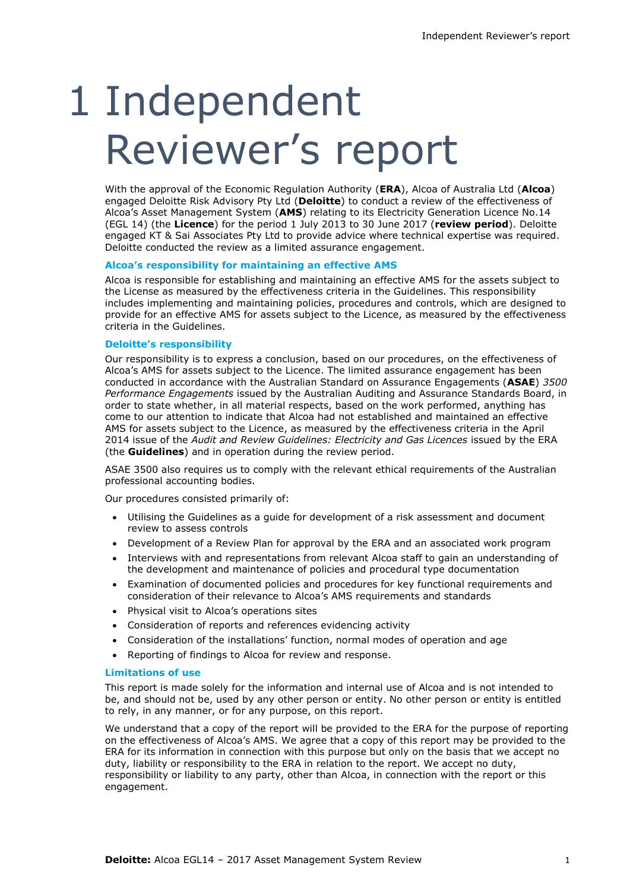# 1 Independent Reviewer's report

With the approval of the Economic Regulation Authority (**ERA**), Alcoa of Australia Ltd (**Alcoa**) engaged Deloitte Risk Advisory Pty Ltd (**Deloitte**) to conduct a review of the effectiveness of Alcoa's Asset Management System (**AMS**) relating to its Electricity Generation Licence No.14 (EGL 14) (the **Licence**) for the period 1 July 2013 to 30 June 2017 (**review period**). Deloitte engaged KT & Sai Associates Pty Ltd to provide advice where technical expertise was required. Deloitte conducted the review as a limited assurance engagement.

### Alcoa's responsibility for maintaining an effective AMS

Alcoa is responsible for establishing and maintaining an effective AMS for the assets subject to the License as measured by the effectiveness criteria in the Guidelines. This responsibility includes implementing and maintaining policies, procedures and controls, which are designed to provide for an effective AMS for assets subject to the Licence, as measured by the effectiveness criteria in the Guidelines.

### Deloitte's responsibility

Our responsibility is to express a conclusion, based on our procedures, on the effectiveness of Alcoa's AMS for assets subject to the Licence. The limited assurance engagement has been conducted in accordance with the Australian Standard on Assurance Engagements (**ASAE**) *3500 Performance Engagements* issued by the Australian Auditing and Assurance Standards Board, in order to state whether, in all material respects, based on the work performed, anything has come to our attention to indicate that Alcoa had not established and maintained an effective AMS for assets subject to the Licence, as measured by the effectiveness criteria in the April 2014 issue of the *Audit and Review Guidelines: Electricity and Gas Licences* issued by the ERA (the **Guidelines**) and in operation during the review period.

ASAE 3500 also requires us to comply with the relevant ethical requirements of the Australian professional accounting bodies.

Our procedures consisted primarily of:

- Utilising the Guidelines as a guide for development of a risk assessment and document review to assess controls
- Development of a Review Plan for approval by the ERA and an associated work program
- Interviews with and representations from relevant Alcoa staff to gain an understanding of the development and maintenance of policies and procedural type documentation
- Examination of documented policies and procedures for key functional requirements and consideration of their relevance to Alcoa's AMS requirements and standards
- Physical visit to Alcoa's operations sites
- Consideration of reports and references evidencing activity
- Consideration of the installations' function, normal modes of operation and age
- Reporting of findings to Alcoa for review and response.

### Limitations of use

This report is made solely for the information and internal use of Alcoa and is not intended to be, and should not be, used by any other person or entity. No other person or entity is entitled to rely, in any manner, or for any purpose, on this report.

We understand that a copy of the report will be provided to the ERA for the purpose of reporting on the effectiveness of Alcoa's AMS. We agree that a copy of this report may be provided to the ERA for its information in connection with this purpose but only on the basis that we accept no duty, liability or responsibility to the ERA in relation to the report. We accept no duty, responsibility or liability to any party, other than Alcoa, in connection with the report or this engagement.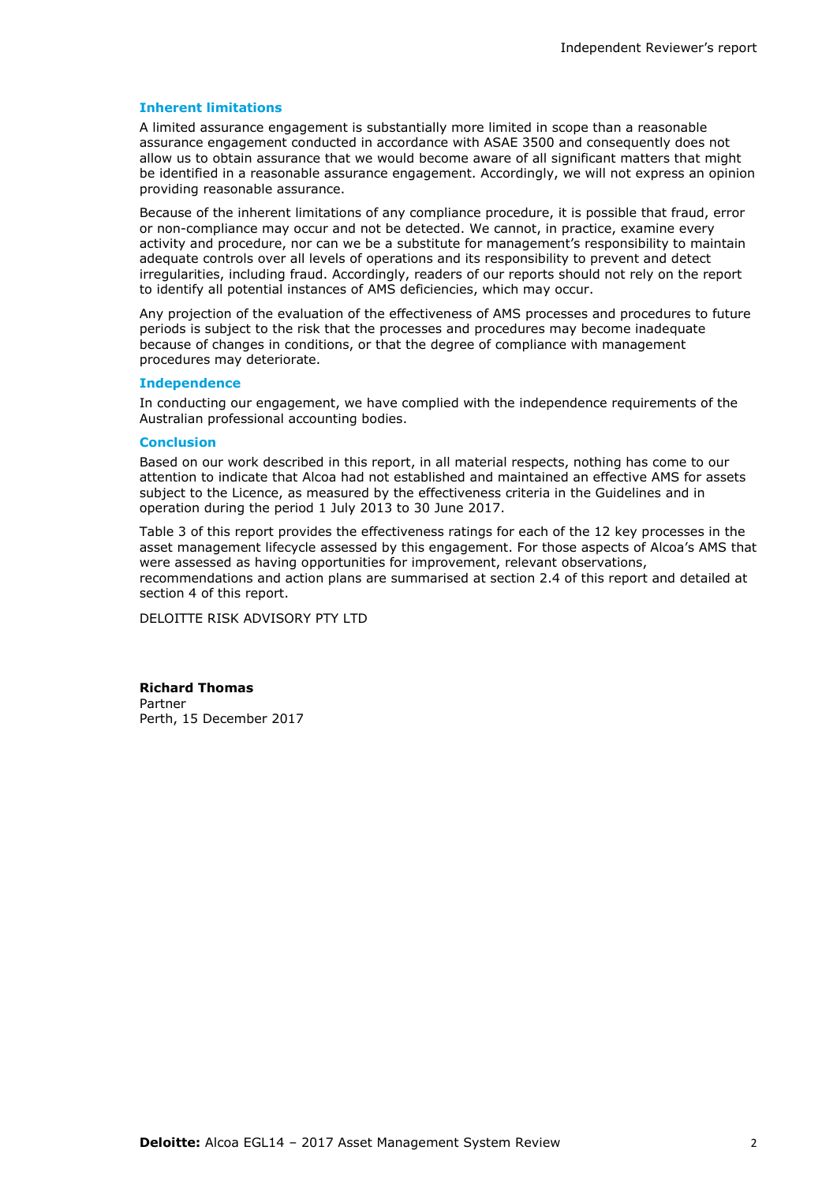### Inherent limitations

A limited assurance engagement is substantially more limited in scope than a reasonable assurance engagement conducted in accordance with ASAE 3500 and consequently does not allow us to obtain assurance that we would become aware of all significant matters that might be identified in a reasonable assurance engagement. Accordingly, we will not express an opinion providing reasonable assurance.

Because of the inherent limitations of any compliance procedure, it is possible that fraud, error or non-compliance may occur and not be detected. We cannot, in practice, examine every activity and procedure, nor can we be a substitute for management's responsibility to maintain adequate controls over all levels of operations and its responsibility to prevent and detect irregularities, including fraud. Accordingly, readers of our reports should not rely on the report to identify all potential instances of AMS deficiencies, which may occur.

Any projection of the evaluation of the effectiveness of AMS processes and procedures to future periods is subject to the risk that the processes and procedures may become inadequate because of changes in conditions, or that the degree of compliance with management procedures may deteriorate.

### Independence

In conducting our engagement, we have complied with the independence requirements of the Australian professional accounting bodies.

### Conclusion

Based on our work described in this report, in all material respects, nothing has come to our attention to indicate that Alcoa had not established and maintained an effective AMS for assets subject to the Licence, as measured by the effectiveness criteria in the Guidelines and in operation during the period 1 July 2013 to 30 June 2017.

Table 3 of this report provides the effectiveness ratings for each of the 12 key processes in the asset management lifecycle assessed by this engagement. For those aspects of Alcoa's AMS that were assessed as having opportunities for improvement, relevant observations, recommendations and action plans are summarised at section 2.4 of this report and detailed at section 4 of this report.

DELOITTE RISK ADVISORY PTY LTD

**Richard Thomas**
Partner
Perth, 15 December 2017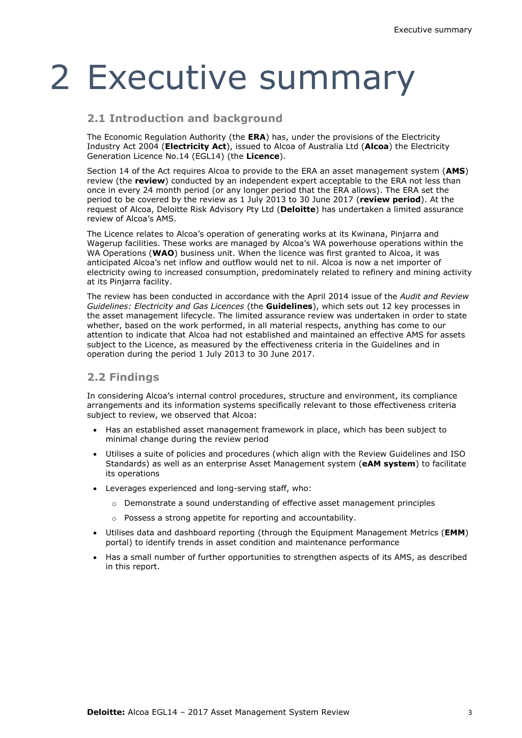# 2 Executive summary

## 2.1 Introduction and background

The Economic Regulation Authority (the **ERA**) has, under the provisions of the Electricity Industry Act 2004 (**Electricity Act**), issued to Alcoa of Australia Ltd (**Alcoa**) the Electricity Generation Licence No.14 (EGL14) (the **Licence**).

Section 14 of the Act requires Alcoa to provide to the ERA an asset management system (**AMS**) review (the **review**) conducted by an independent expert acceptable to the ERA not less than once in every 24 month period (or any longer period that the ERA allows). The ERA set the period to be covered by the review as 1 July 2013 to 30 June 2017 (**review period**). At the request of Alcoa, Deloitte Risk Advisory Pty Ltd (**Deloitte**) has undertaken a limited assurance review of Alcoa's AMS.

The Licence relates to Alcoa's operation of generating works at its Kwinana, Pinjarra and Wagerup facilities. These works are managed by Alcoa's WA powerhouse operations within the WA Operations (**WAO**) business unit. When the licence was first granted to Alcoa, it was anticipated Alcoa's net inflow and outflow would net to nil. Alcoa is now a net importer of electricity owing to increased consumption, predominately related to refinery and mining activity at its Pinjarra facility.

The review has been conducted in accordance with the April 2014 issue of the *Audit and Review Guidelines: Electricity and Gas Licences* (the **Guidelines**), which sets out 12 key processes in the asset management lifecycle. The limited assurance review was undertaken in order to state whether, based on the work performed, in all material respects, anything has come to our attention to indicate that Alcoa had not established and maintained an effective AMS for assets subject to the Licence, as measured by the effectiveness criteria in the Guidelines and in operation during the period 1 July 2013 to 30 June 2017.

## 2.2 Findings

In considering Alcoa's internal control procedures, structure and environment, its compliance arrangements and its information systems specifically relevant to those effectiveness criteria subject to review, we observed that Alcoa:

- Has an established asset management framework in place, which has been subject to minimal change during the review period
- Utilises a suite of policies and procedures (which align with the Review Guidelines and ISO Standards) as well as an enterprise Asset Management system (**eAM system**) to facilitate its operations
- Leverages experienced and long-serving staff, who:
  - Demonstrate a sound understanding of effective asset management principles
  - Possess a strong appetite for reporting and accountability.
- Utilises data and dashboard reporting (through the Equipment Management Metrics (**EMM**) portal) to identify trends in asset condition and maintenance performance
- Has a small number of further opportunities to strengthen aspects of its AMS, as described in this report.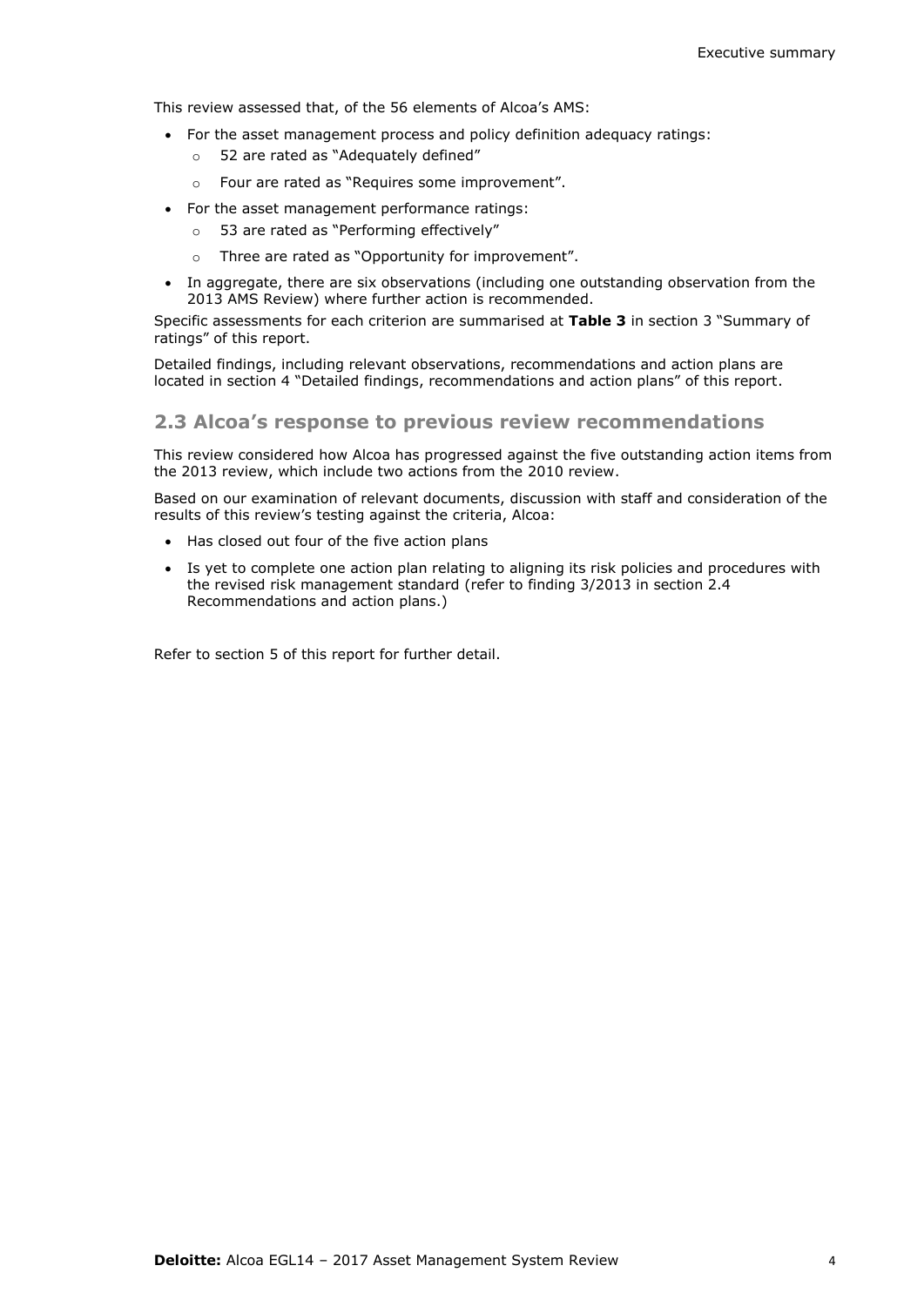This review assessed that, of the 56 elements of Alcoa's AMS:

- For the asset management process and policy definition adequacy ratings:
  - 52 are rated as "Adequately defined"
  - Four are rated as "Requires some improvement".
- For the asset management performance ratings:
  - 53 are rated as "Performing effectively"
  - Three are rated as "Opportunity for improvement".
- In aggregate, there are six observations (including one outstanding observation from the 2013 AMS Review) where further action is recommended.

Specific assessments for each criterion are summarised at **Table 3** in section 3 "Summary of ratings" of this report.

Detailed findings, including relevant observations, recommendations and action plans are located in section 4 "Detailed findings, recommendations and action plans" of this report.

## 2.3 Alcoa's response to previous review recommendations

This review considered how Alcoa has progressed against the five outstanding action items from the 2013 review, which include two actions from the 2010 review.

Based on our examination of relevant documents, discussion with staff and consideration of the results of this review's testing against the criteria, Alcoa:

- Has closed out four of the five action plans
- Is yet to complete one action plan relating to aligning its risk policies and procedures with the revised risk management standard (refer to finding 3/2013 in section 2.4 Recommendations and action plans.)

Refer to section 5 of this report for further detail.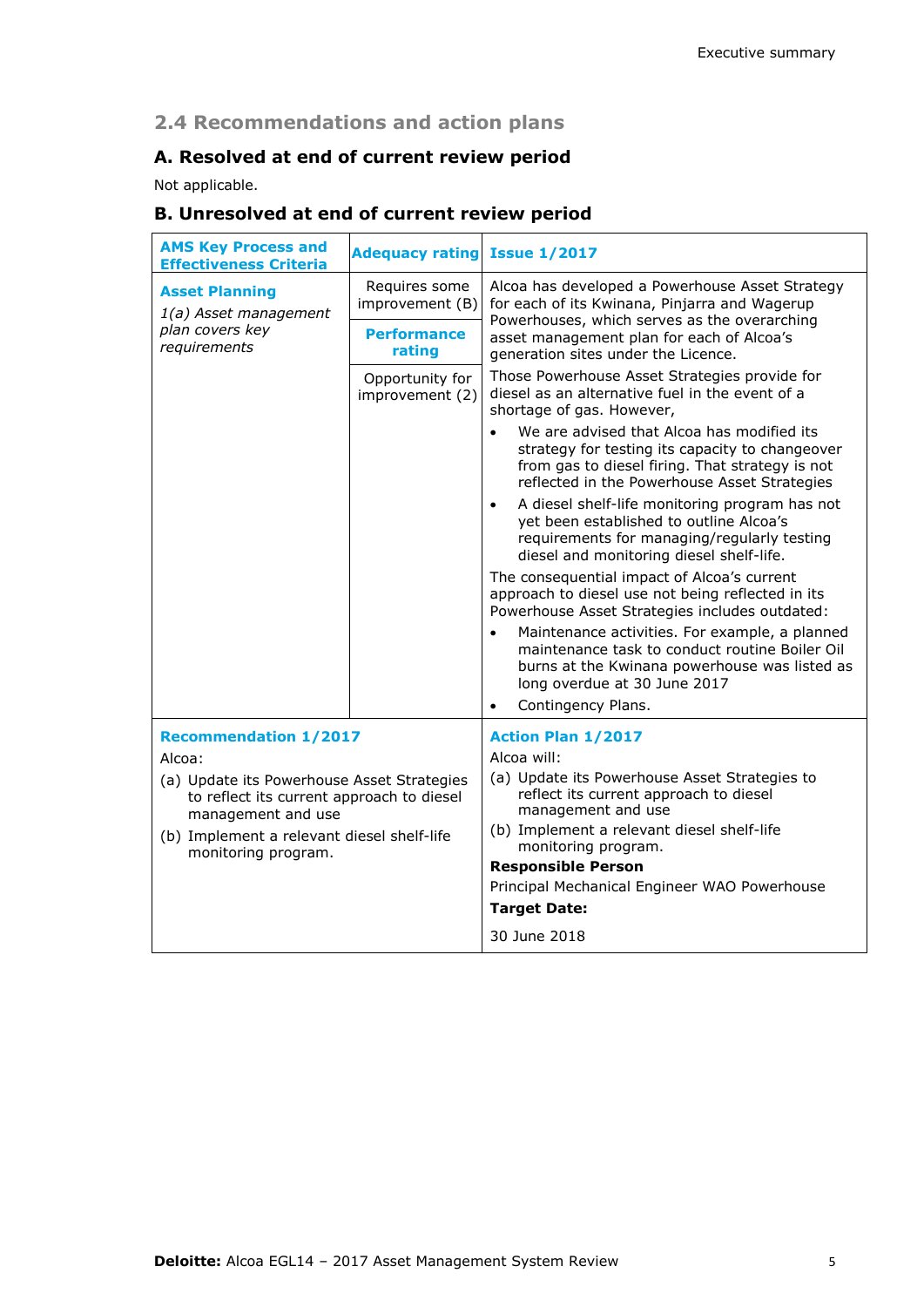## 2.4 Recommendations and action plans

### A. Resolved at end of current review period

Not applicable.

### B. Unresolved at end of current review period

| AMS Key Process and Effectiveness Criteria | Adequacy rating | Issue 1/2017 |
|---|---|---|
| **Asset Planning**<br>*1(a) Asset management plan covers key requirements* | Requires some improvement (B)<br><br>**Performance rating**<br><br>Opportunity for improvement (2) | Alcoa has developed a Powerhouse Asset Strategy for each of its Kwinana, Pinjarra and Wagerup Powerhouses, which serves as the overarching asset management plan for each of Alcoa's generation sites under the Licence.<br><br>Those Powerhouse Asset Strategies provide for diesel as an alternative fuel in the event of a shortage of gas. However,<br>• We are advised that Alcoa has modified its strategy for testing its capacity to changeover from gas to diesel firing. That strategy is not reflected in the Powerhouse Asset Strategies<br>• A diesel shelf-life monitoring program has not yet been established to outline Alcoa's requirements for managing/regularly testing diesel and monitoring diesel shelf-life.<br><br>The consequential impact of Alcoa's current approach to diesel use not being reflected in its Powerhouse Asset Strategies includes outdated:<br>• Maintenance activities. For example, a planned maintenance task to conduct routine Boiler Oil burns at the Kwinana powerhouse was listed as long overdue at 30 June 2017<br>• Contingency Plans. |
| **Recommendation 1/2017**<br>Alcoa:<br>(a) Update its Powerhouse Asset Strategies to reflect its current approach to diesel management and use<br>(b) Implement a relevant diesel shelf-life monitoring program. | | **Action Plan 1/2017**<br>Alcoa will:<br>(a) Update its Powerhouse Asset Strategies to reflect its current approach to diesel management and use<br>(b) Implement a relevant diesel shelf-life monitoring program.<br><br>**Responsible Person**<br>Principal Mechanical Engineer WAO Powerhouse<br><br>**Target Date:**<br>30 June 2018 |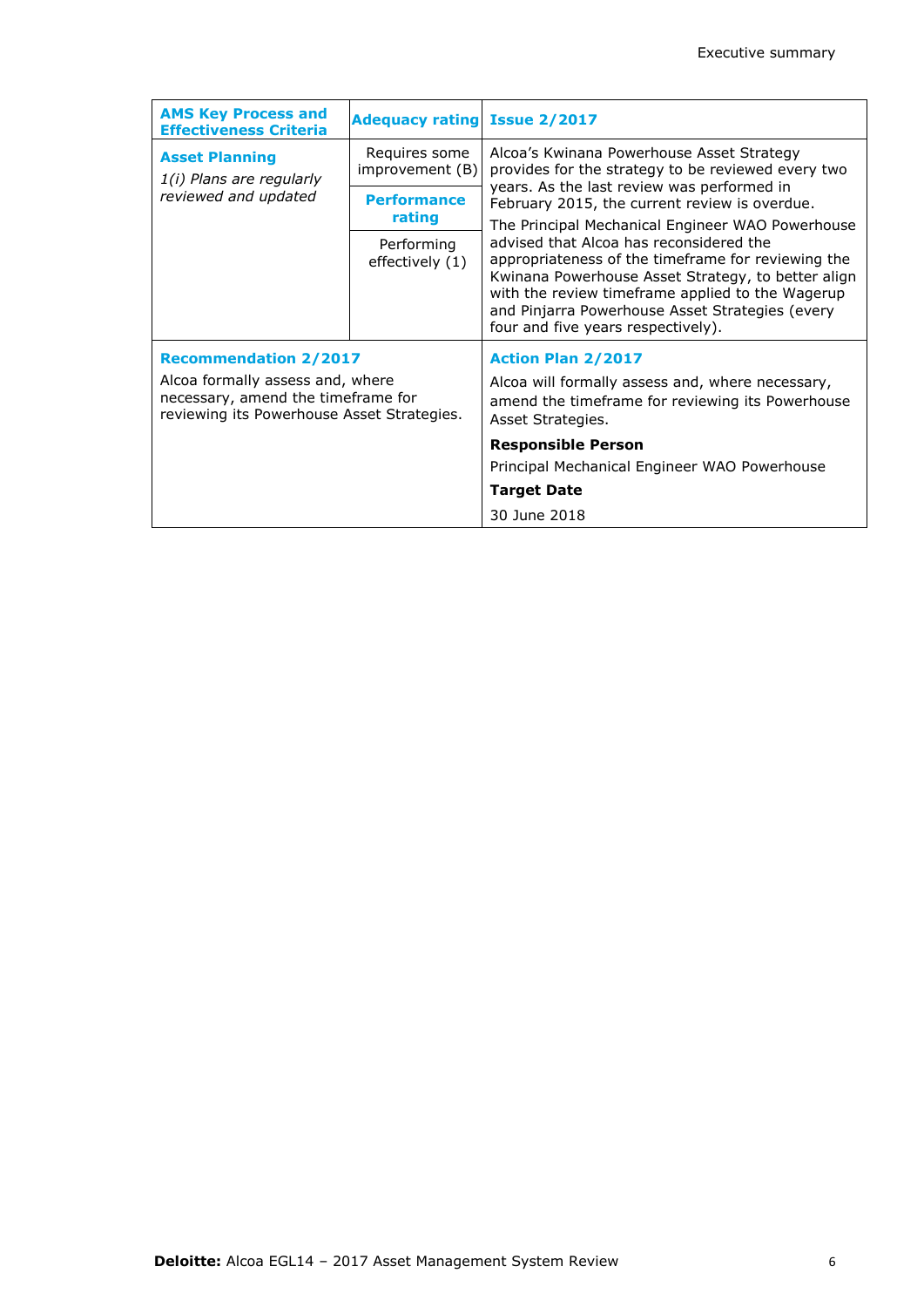| AMS Key Process and Effectiveness Criteria | Adequacy rating | Issue 2/2017 |
|---|---|---|
| **Asset Planning**<br>*1(i) Plans are regularly reviewed and updated* | Requires some improvement (B)<br>**Performance rating**<br>Performing effectively (1) | Alcoa's Kwinana Powerhouse Asset Strategy provides for the strategy to be reviewed every two years. As the last review was performed in February 2015, the current review is overdue.<br>The Principal Mechanical Engineer WAO Powerhouse advised that Alcoa has reconsidered the appropriateness of the timeframe for reviewing the Kwinana Powerhouse Asset Strategy, to better align with the review timeframe applied to the Wagerup and Pinjarra Powerhouse Asset Strategies (every four and five years respectively). |
| **Recommendation 2/2017**<br>Alcoa formally assess and, where necessary, amend the timeframe for reviewing its Powerhouse Asset Strategies. | | **Action Plan 2/2017**<br>Alcoa will formally assess and, where necessary, amend the timeframe for reviewing its Powerhouse Asset Strategies.<br>**Responsible Person**<br>Principal Mechanical Engineer WAO Powerhouse<br>**Target Date**<br>30 June 2018 |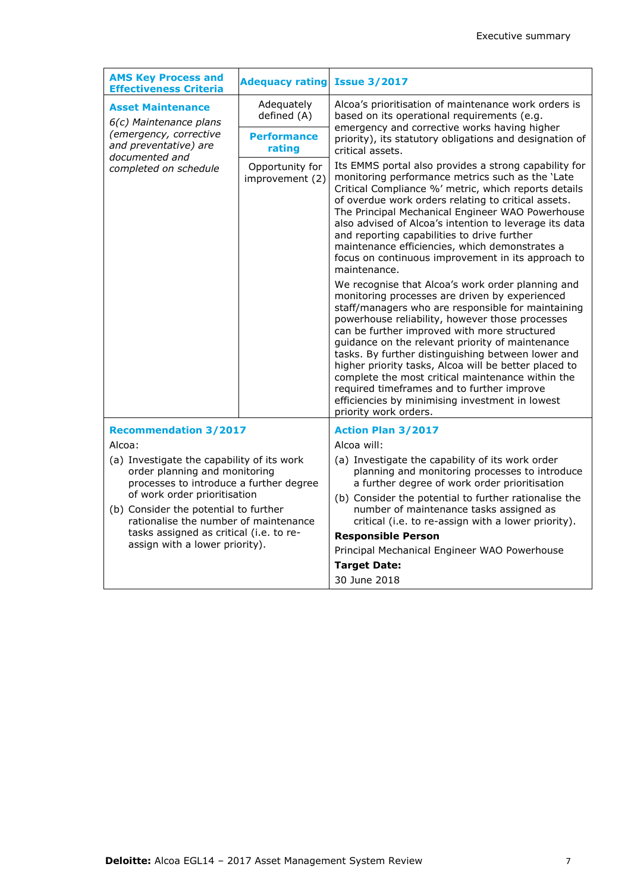| AMS Key Process and Effectiveness Criteria | Adequacy rating | Issue 3/2017 |
|---|---|---|
| **Asset Maintenance**<br>*6(c) Maintenance plans (emergency, corrective and preventative) are documented and completed on schedule* | Adequately defined (A)<br><br>**Performance rating**<br><br>Opportunity for improvement (2) | Alcoa's prioritisation of maintenance work orders is based on its operational requirements (e.g. emergency and corrective works having higher priority), its statutory obligations and designation of critical assets.<br><br>Its EMMS portal also provides a strong capability for monitoring performance metrics such as the 'Late Critical Compliance %' metric, which reports details of overdue work orders relating to critical assets. The Principal Mechanical Engineer WAO Powerhouse also advised of Alcoa's intention to leverage its data and reporting capabilities to drive further maintenance efficiencies, which demonstrates a focus on continuous improvement in its approach to maintenance.<br><br>We recognise that Alcoa's work order planning and monitoring processes are driven by experienced staff/managers who are responsible for maintaining powerhouse reliability, however those processes can be further improved with more structured guidance on the relevant priority of maintenance tasks. By further distinguishing between lower and higher priority tasks, Alcoa will be better placed to complete the most critical maintenance within the required timeframes and to further improve efficiencies by minimising investment in lowest priority work orders. |

| Recommendation 3/2017 | Action Plan 3/2017 |
|---|---|
| Alcoa:<br>(a) Investigate the capability of its work order planning and monitoring processes to introduce a further degree of work order prioritisation<br>(b) Consider the potential to further rationalise the number of maintenance tasks assigned as critical (i.e. to re-assign with a lower priority). | Alcoa will:<br>(a) Investigate the capability of its work order planning and monitoring processes to introduce a further degree of work order prioritisation<br>(b) Consider the potential to further rationalise the number of maintenance tasks assigned as critical (i.e. to re-assign with a lower priority).<br>**Responsible Person**<br>Principal Mechanical Engineer WAO Powerhouse<br>**Target Date:**<br>30 June 2018 |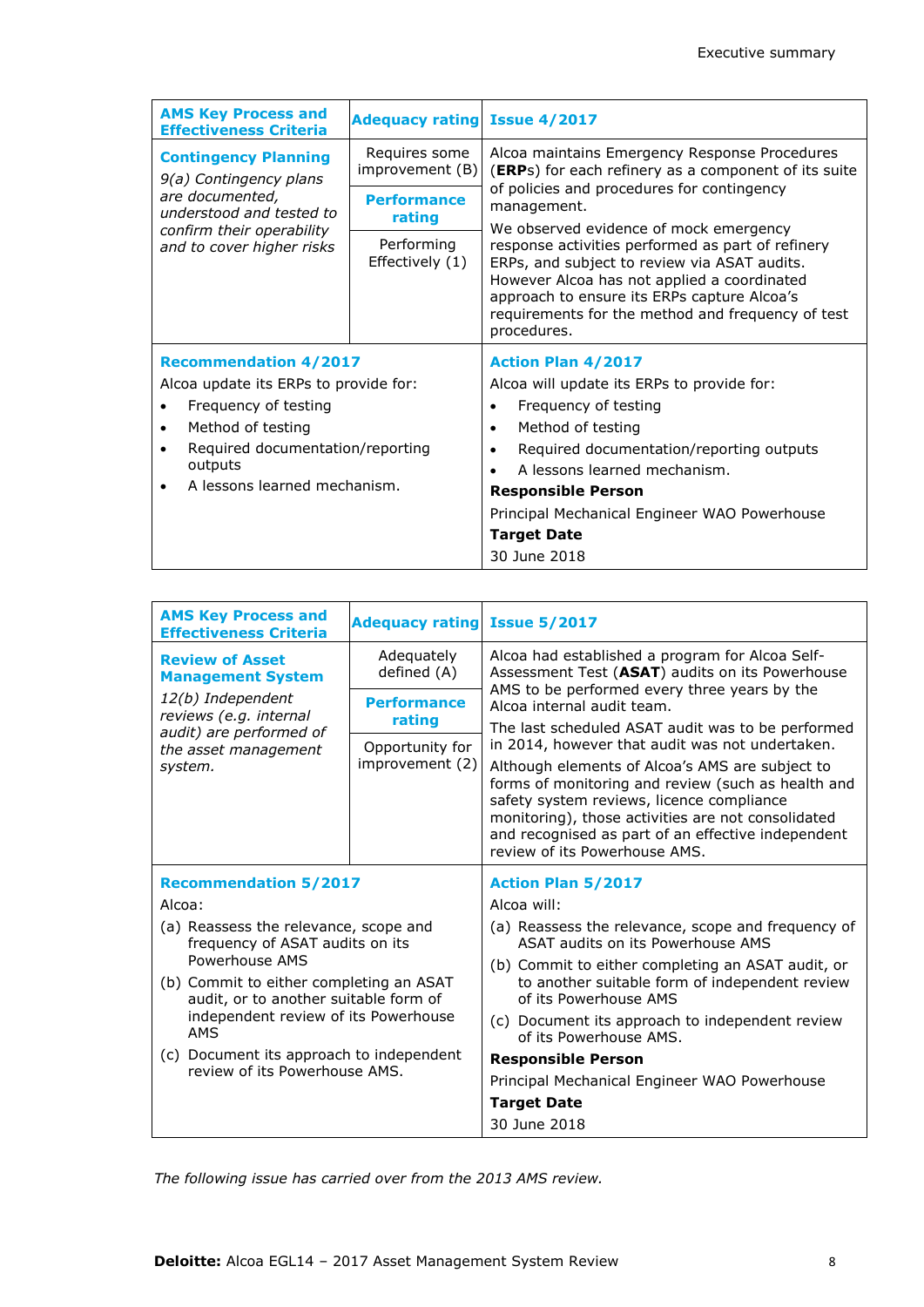| AMS Key Process and Effectiveness Criteria | Adequacy rating | Issue 4/2017 |
|---|---|---|
| **Contingency Planning**<br>*9(a) Contingency plans are documented, understood and tested to confirm their operability and to cover higher risks* | Requires some improvement (B)<br>**Performance rating**<br>Performing Effectively (1) | Alcoa maintains Emergency Response Procedures (**ERP**s) for each refinery as a component of its suite of policies and procedures for contingency management.<br>We observed evidence of mock emergency response activities performed as part of refinery ERPs, and subject to review via ASAT audits. However Alcoa has not applied a coordinated approach to ensure its ERPs capture Alcoa's requirements for the method and frequency of test procedures. |
| **Recommendation 4/2017**<br>Alcoa update its ERPs to provide for:<br>• Frequency of testing<br>• Method of testing<br>• Required documentation/reporting outputs<br>• A lessons learned mechanism. | | **Action Plan 4/2017**<br>Alcoa will update its ERPs to provide for:<br>• Frequency of testing<br>• Method of testing<br>• Required documentation/reporting outputs<br>• A lessons learned mechanism.<br>**Responsible Person**<br>Principal Mechanical Engineer WAO Powerhouse<br>**Target Date**<br>30 June 2018 |

| AMS Key Process and Effectiveness Criteria | Adequacy rating | Issue 5/2017 |
|---|---|---|
| **Review of Asset Management System**<br>*12(b) Independent reviews (e.g. internal audit) are performed of the asset management system.* | Adequately defined (A)<br>**Performance rating**<br>Opportunity for improvement (2) | Alcoa had established a program for Alcoa Self-Assessment Test (**ASAT**) audits on its Powerhouse AMS to be performed every three years by the Alcoa internal audit team.<br>The last scheduled ASAT audit was to be performed in 2014, however that audit was not undertaken.<br>Although elements of Alcoa's AMS are subject to forms of monitoring and review (such as health and safety system reviews, licence compliance monitoring), those activities are not consolidated and recognised as part of an effective independent review of its Powerhouse AMS. |
| **Recommendation 5/2017**<br>Alcoa:<br>(a) Reassess the relevance, scope and frequency of ASAT audits on its Powerhouse AMS<br>(b) Commit to either completing an ASAT audit, or to another suitable form of independent review of its Powerhouse AMS<br>(c) Document its approach to independent review of its Powerhouse AMS. | | **Action Plan 5/2017**<br>Alcoa will:<br>(a) Reassess the relevance, scope and frequency of ASAT audits on its Powerhouse AMS<br>(b) Commit to either completing an ASAT audit, or to another suitable form of independent review of its Powerhouse AMS<br>(c) Document its approach to independent review of its Powerhouse AMS.<br>**Responsible Person**<br>Principal Mechanical Engineer WAO Powerhouse<br>**Target Date**<br>30 June 2018 |

*The following issue has carried over from the 2013 AMS review.*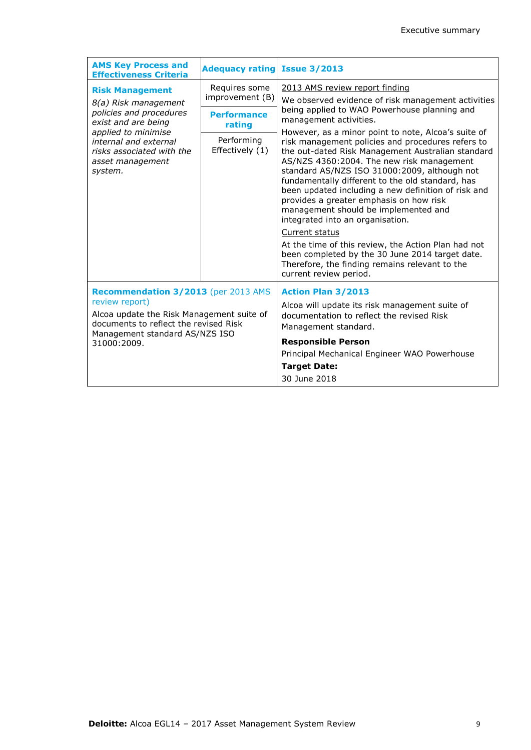| AMS Key Process and Effectiveness Criteria | Adequacy rating | Issue 3/2013 |
|---|---|---|
| **Risk Management**<br>*8(a) Risk management policies and procedures exist and are being applied to minimise internal and external risks associated with the asset management system.* | Requires some improvement (B)<br><br>**Performance rating**<br><br>Performing Effectively (1) | <u>2013 AMS review report finding</u><br>We observed evidence of risk management activities being applied to WAO Powerhouse planning and management activities.<br>However, as a minor point to note, Alcoa's suite of risk management policies and procedures refers to the out-dated Risk Management Australian standard AS/NZS 4360:2004. The new risk management standard AS/NZS ISO 31000:2009, although not fundamentally different to the old standard, has been updated including a new definition of risk and provides a greater emphasis on how risk management should be implemented and integrated into an organisation.<br><u>Current status</u><br>At the time of this review, the Action Plan had not been completed by the 30 June 2014 target date. Therefore, the finding remains relevant to the current review period. |
| **Recommendation 3/2013** (per 2013 AMS review report)<br>Alcoa update the Risk Management suite of documents to reflect the revised Risk Management standard AS/NZS ISO 31000:2009. | | **Action Plan 3/2013**<br>Alcoa will update its risk management suite of documentation to reflect the revised Risk Management standard.<br>**Responsible Person**<br>Principal Mechanical Engineer WAO Powerhouse<br>**Target Date:**<br>30 June 2018 |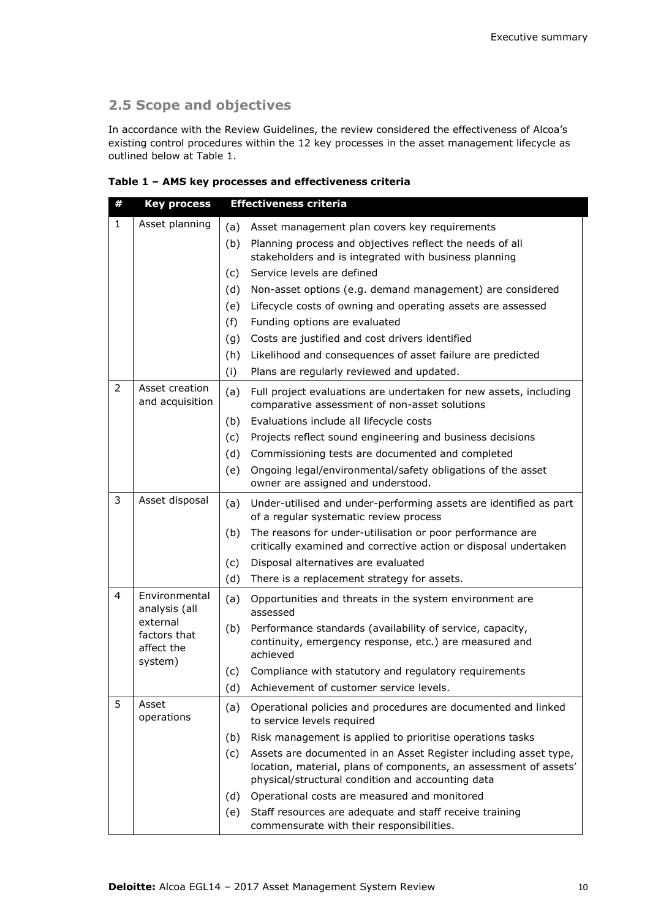## 2.5 Scope and objectives

In accordance with the Review Guidelines, the review considered the effectiveness of Alcoa's existing control procedures within the 12 key processes in the asset management lifecycle as outlined below at Table 1.

**Table 1 – AMS key processes and effectiveness criteria**

| # | Key process | Effectiveness criteria |
|---|---|---|
| 1 | Asset planning | (a) Asset management plan covers key requirements<br>(b) Planning process and objectives reflect the needs of all stakeholders and is integrated with business planning<br>(c) Service levels are defined<br>(d) Non-asset options (e.g. demand management) are considered<br>(e) Lifecycle costs of owning and operating assets are assessed<br>(f) Funding options are evaluated<br>(g) Costs are justified and cost drivers identified<br>(h) Likelihood and consequences of asset failure are predicted<br>(i) Plans are regularly reviewed and updated. |
| 2 | Asset creation and acquisition | (a) Full project evaluations are undertaken for new assets, including comparative assessment of non-asset solutions<br>(b) Evaluations include all lifecycle costs<br>(c) Projects reflect sound engineering and business decisions<br>(d) Commissioning tests are documented and completed<br>(e) Ongoing legal/environmental/safety obligations of the asset owner are assigned and understood. |
| 3 | Asset disposal | (a) Under-utilised and under-performing assets are identified as part of a regular systematic review process<br>(b) The reasons for under-utilisation or poor performance are critically examined and corrective action or disposal undertaken<br>(c) Disposal alternatives are evaluated<br>(d) There is a replacement strategy for assets. |
| 4 | Environmental analysis (all external factors that affect the system) | (a) Opportunities and threats in the system environment are assessed<br>(b) Performance standards (availability of service, capacity, continuity, emergency response, etc.) are measured and achieved<br>(c) Compliance with statutory and regulatory requirements<br>(d) Achievement of customer service levels. |
| 5 | Asset operations | (a) Operational policies and procedures are documented and linked to service levels required<br>(b) Risk management is applied to prioritise operations tasks<br>(c) Assets are documented in an Asset Register including asset type, location, material, plans of components, an assessment of assets' physical/structural condition and accounting data<br>(d) Operational costs are measured and monitored<br>(e) Staff resources are adequate and staff receive training commensurate with their responsibilities. |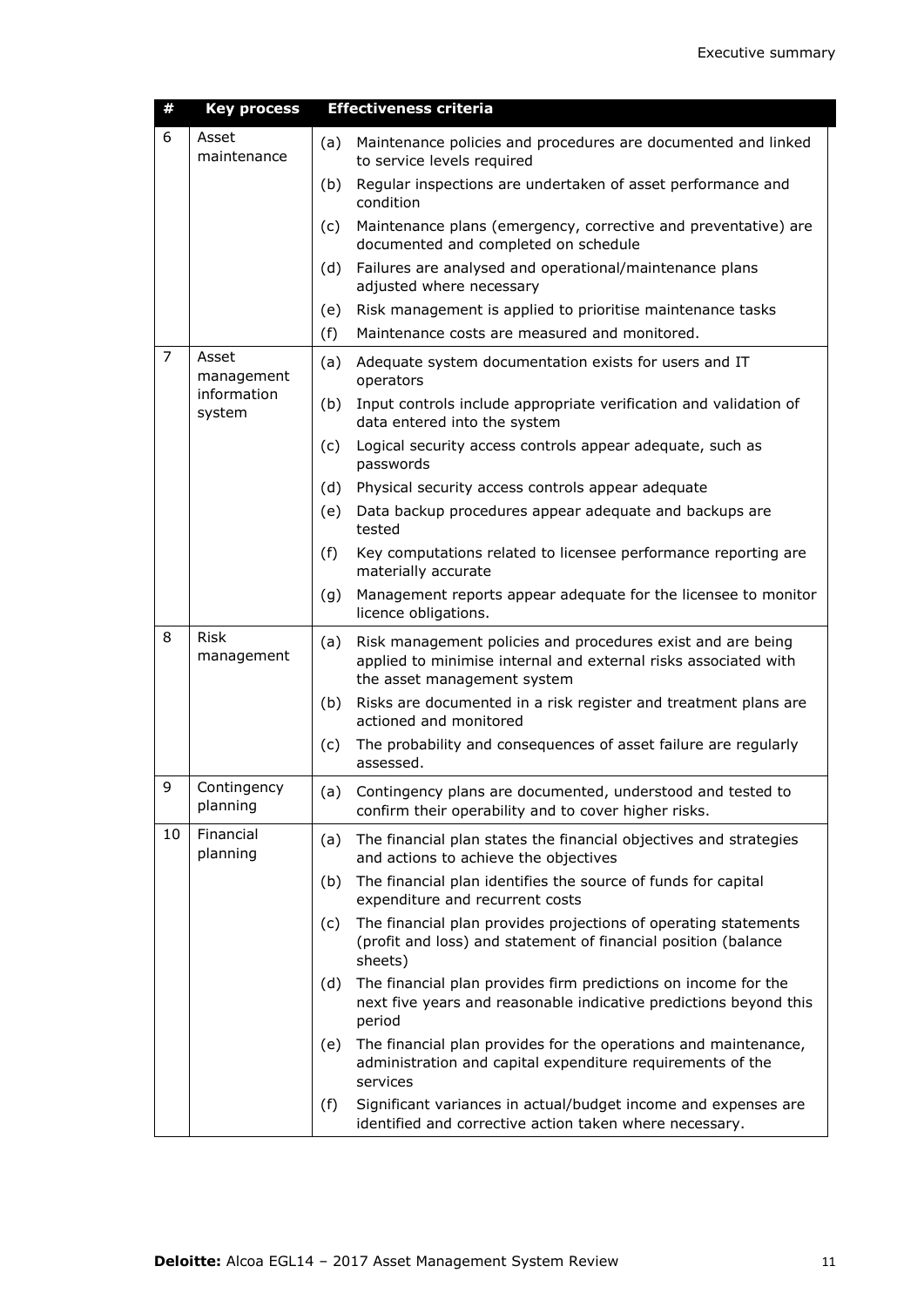| # | Key process | Effectiveness criteria |
|---|---|---|
| 6 | Asset maintenance | (a) Maintenance policies and procedures are documented and linked to service levels required |
| | | (b) Regular inspections are undertaken of asset performance and condition |
| | | (c) Maintenance plans (emergency, corrective and preventative) are documented and completed on schedule |
| | | (d) Failures are analysed and operational/maintenance plans adjusted where necessary |
| | | (e) Risk management is applied to prioritise maintenance tasks |
| | | (f) Maintenance costs are measured and monitored. |
| 7 | Asset management information system | (a) Adequate system documentation exists for users and IT operators |
| | | (b) Input controls include appropriate verification and validation of data entered into the system |
| | | (c) Logical security access controls appear adequate, such as passwords |
| | | (d) Physical security access controls appear adequate |
| | | (e) Data backup procedures appear adequate and backups are tested |
| | | (f) Key computations related to licensee performance reporting are materially accurate |
| | | (g) Management reports appear adequate for the licensee to monitor licence obligations. |
| 8 | Risk management | (a) Risk management policies and procedures exist and are being applied to minimise internal and external risks associated with the asset management system |
| | | (b) Risks are documented in a risk register and treatment plans are actioned and monitored |
| | | (c) The probability and consequences of asset failure are regularly assessed. |
| 9 | Contingency planning | (a) Contingency plans are documented, understood and tested to confirm their operability and to cover higher risks. |
| 10 | Financial planning | (a) The financial plan states the financial objectives and strategies and actions to achieve the objectives |
| | | (b) The financial plan identifies the source of funds for capital expenditure and recurrent costs |
| | | (c) The financial plan provides projections of operating statements (profit and loss) and statement of financial position (balance sheets) |
| | | (d) The financial plan provides firm predictions on income for the next five years and reasonable indicative predictions beyond this period |
| | | (e) The financial plan provides for the operations and maintenance, administration and capital expenditure requirements of the services |
| | | (f) Significant variances in actual/budget income and expenses are identified and corrective action taken where necessary. |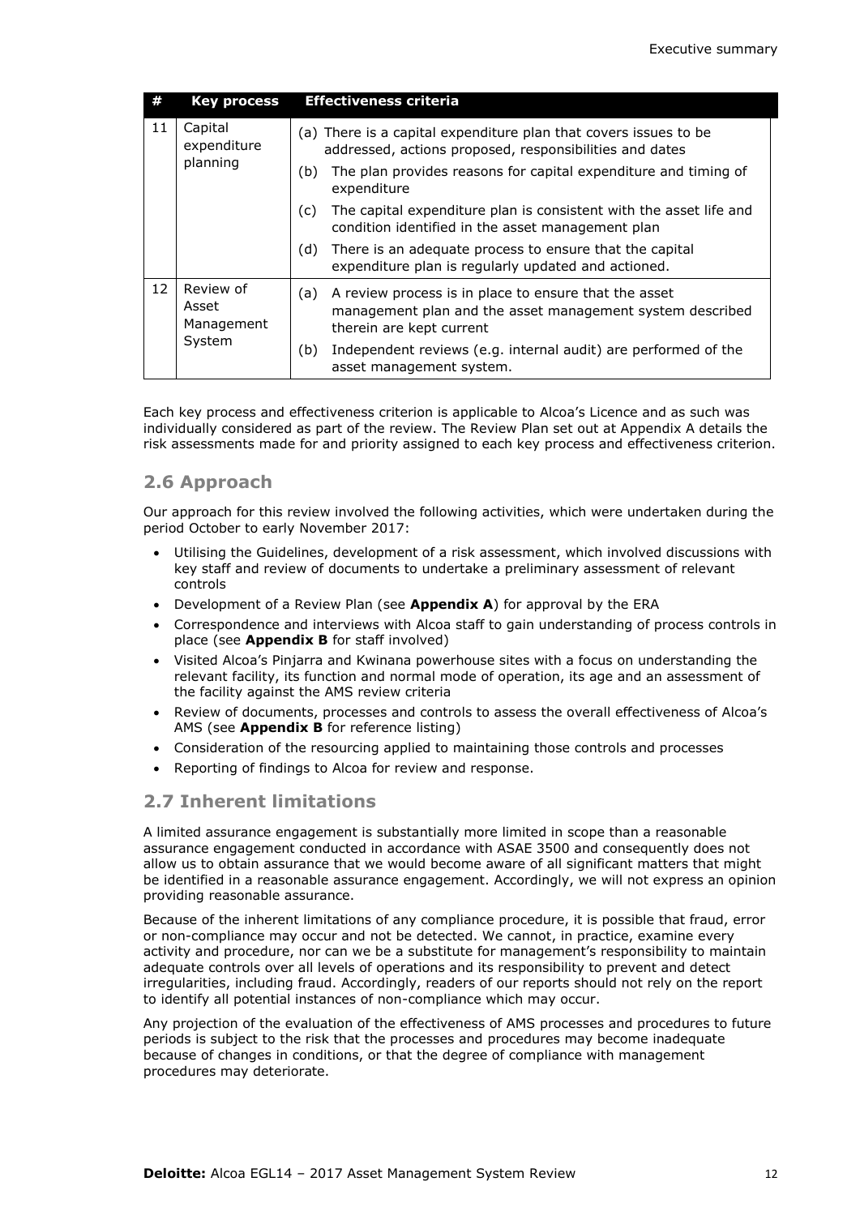| # | Key process | Effectiveness criteria |
|---|---|---|
| 11 | Capital expenditure planning | (a) There is a capital expenditure plan that covers issues to be addressed, actions proposed, responsibilities and dates<br>(b) The plan provides reasons for capital expenditure and timing of expenditure<br>(c) The capital expenditure plan is consistent with the asset life and condition identified in the asset management plan<br>(d) There is an adequate process to ensure that the capital expenditure plan is regularly updated and actioned. |
| 12 | Review of Asset Management System | (a) A review process is in place to ensure that the asset management plan and the asset management system described therein are kept current<br>(b) Independent reviews (e.g. internal audit) are performed of the asset management system. |

Each key process and effectiveness criterion is applicable to Alcoa's Licence and as such was individually considered as part of the review. The Review Plan set out at Appendix A details the risk assessments made for and priority assigned to each key process and effectiveness criterion.

## 2.6 Approach

Our approach for this review involved the following activities, which were undertaken during the period October to early November 2017:

- Utilising the Guidelines, development of a risk assessment, which involved discussions with key staff and review of documents to undertake a preliminary assessment of relevant controls
- Development of a Review Plan (see **Appendix A**) for approval by the ERA
- Correspondence and interviews with Alcoa staff to gain understanding of process controls in place (see **Appendix B** for staff involved)
- Visited Alcoa's Pinjarra and Kwinana powerhouse sites with a focus on understanding the relevant facility, its function and normal mode of operation, its age and an assessment of the facility against the AMS review criteria
- Review of documents, processes and controls to assess the overall effectiveness of Alcoa's AMS (see **Appendix B** for reference listing)
- Consideration of the resourcing applied to maintaining those controls and processes
- Reporting of findings to Alcoa for review and response.

## 2.7 Inherent limitations

A limited assurance engagement is substantially more limited in scope than a reasonable assurance engagement conducted in accordance with ASAE 3500 and consequently does not allow us to obtain assurance that we would become aware of all significant matters that might be identified in a reasonable assurance engagement. Accordingly, we will not express an opinion providing reasonable assurance.

Because of the inherent limitations of any compliance procedure, it is possible that fraud, error or non-compliance may occur and not be detected. We cannot, in practice, examine every activity and procedure, nor can we be a substitute for management's responsibility to maintain adequate controls over all levels of operations and its responsibility to prevent and detect irregularities, including fraud. Accordingly, readers of our reports should not rely on the report to identify all potential instances of non-compliance which may occur.

Any projection of the evaluation of the effectiveness of AMS processes and procedures to future periods is subject to the risk that the processes and procedures may become inadequate because of changes in conditions, or that the degree of compliance with management procedures may deteriorate.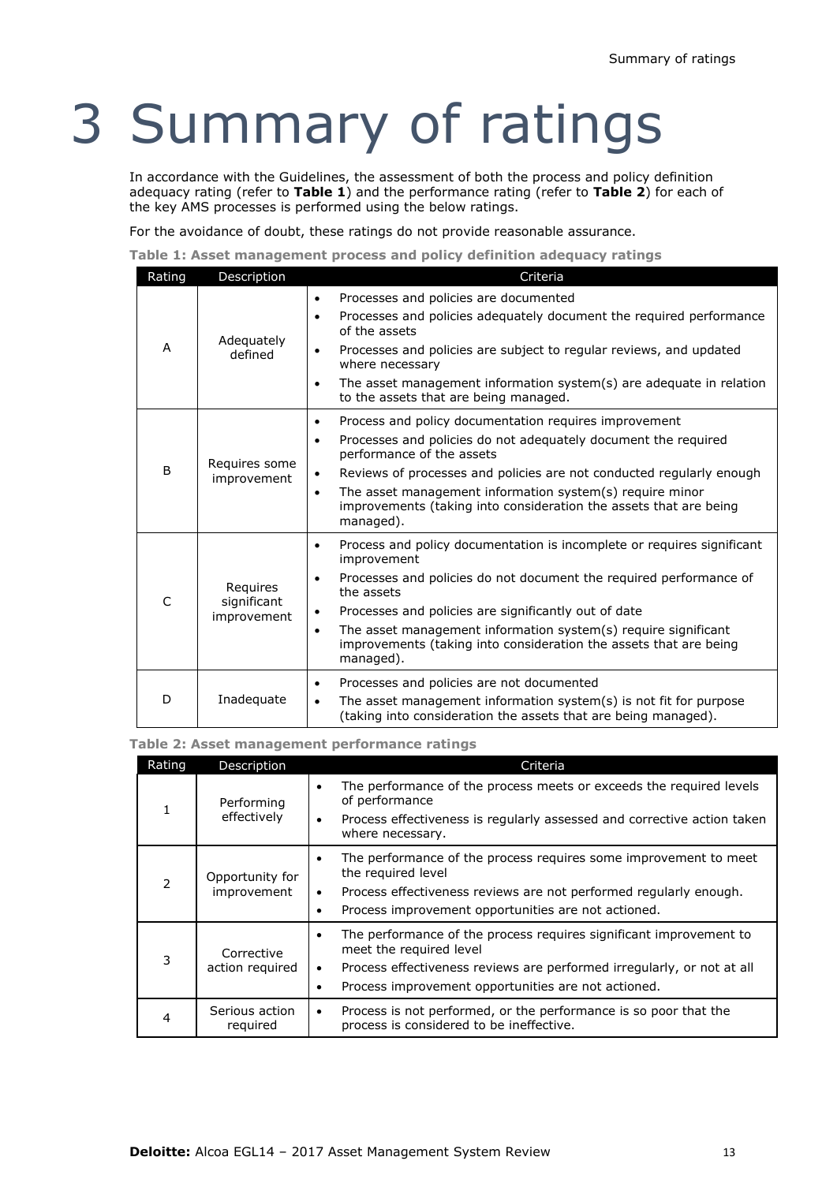# 3 Summary of ratings

In accordance with the Guidelines, the assessment of both the process and policy definition adequacy rating (refer to **Table 1**) and the performance rating (refer to **Table 2**) for each of the key AMS processes is performed using the below ratings.

For the avoidance of doubt, these ratings do not provide reasonable assurance.

**Table 1: Asset management process and policy definition adequacy ratings**

| Rating | Description | Criteria |
|---|---|---|
| A | Adequately defined | • Processes and policies are documented<br>• Processes and policies adequately document the required performance of the assets<br>• Processes and policies are subject to regular reviews, and updated where necessary<br>• The asset management information system(s) are adequate in relation to the assets that are being managed. |
| B | Requires some improvement | • Process and policy documentation requires improvement<br>• Processes and policies do not adequately document the required performance of the assets<br>• Reviews of processes and policies are not conducted regularly enough<br>• The asset management information system(s) require minor improvements (taking into consideration the assets that are being managed). |
| C | Requires significant improvement | • Process and policy documentation is incomplete or requires significant improvement<br>• Processes and policies do not document the required performance of the assets<br>• Processes and policies are significantly out of date<br>• The asset management information system(s) require significant improvements (taking into consideration the assets that are being managed). |
| D | Inadequate | • Processes and policies are not documented<br>• The asset management information system(s) is not fit for purpose (taking into consideration the assets that are being managed). |

**Table 2: Asset management performance ratings**

| Rating | Description | Criteria |
|---|---|---|
| 1 | Performing effectively | • The performance of the process meets or exceeds the required levels of performance<br>• Process effectiveness is regularly assessed and corrective action taken where necessary. |
| 2 | Opportunity for improvement | • The performance of the process requires some improvement to meet the required level<br>• Process effectiveness reviews are not performed regularly enough.<br>• Process improvement opportunities are not actioned. |
| 3 | Corrective action required | • The performance of the process requires significant improvement to meet the required level<br>• Process effectiveness reviews are performed irregularly, or not at all<br>• Process improvement opportunities are not actioned. |
| 4 | Serious action required | • Process is not performed, or the performance is so poor that the process is considered to be ineffective. |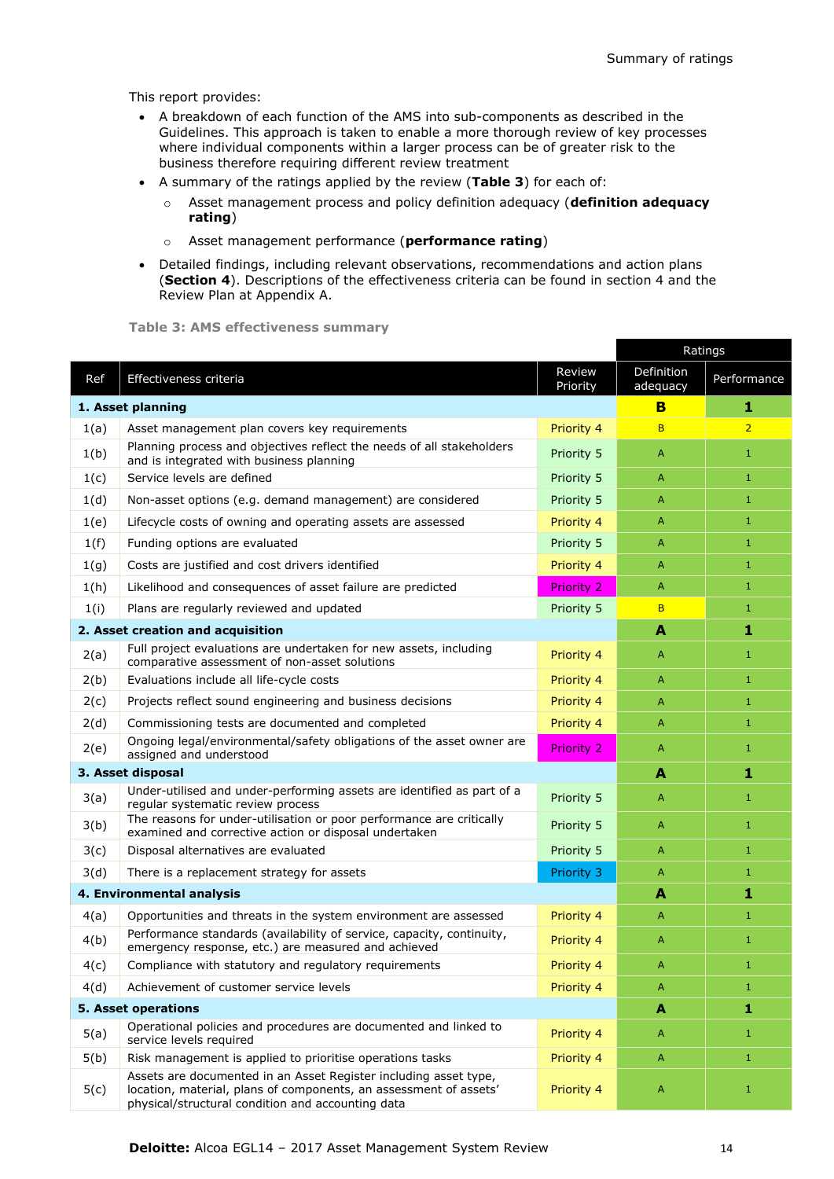This report provides:

- A breakdown of each function of the AMS into sub-components as described in the Guidelines. This approach is taken to enable a more thorough review of key processes where individual components within a larger process can be of greater risk to the business therefore requiring different review treatment
- A summary of the ratings applied by the review (**Table 3**) for each of:
  - Asset management process and policy definition adequacy (**definition adequacy rating**)
  - Asset management performance (**performance rating**)
- Detailed findings, including relevant observations, recommendations and action plans (**Section 4**). Descriptions of the effectiveness criteria can be found in section 4 and the Review Plan at Appendix A.

**Table 3: AMS effectiveness summary**

| Ref | Effectiveness criteria | Review Priority | Ratings | |
|---|---|---|---|---|
| | | | Definition adequacy | Performance |
| **1. Asset planning** | | | **B** | **1** |
| 1(a) | Asset management plan covers key requirements | Priority 4 | B | 2 |
| 1(b) | Planning process and objectives reflect the needs of all stakeholders and is integrated with business planning | Priority 5 | A | 1 |
| 1(c) | Service levels are defined | Priority 5 | A | 1 |
| 1(d) | Non-asset options (e.g. demand management) are considered | Priority 5 | A | 1 |
| 1(e) | Lifecycle costs of owning and operating assets are assessed | Priority 4 | A | 1 |
| 1(f) | Funding options are evaluated | Priority 5 | A | 1 |
| 1(g) | Costs are justified and cost drivers identified | Priority 4 | A | 1 |
| 1(h) | Likelihood and consequences of asset failure are predicted | Priority 2 | A | 1 |
| 1(i) | Plans are regularly reviewed and updated | Priority 5 | B | 1 |
| **2. Asset creation and acquisition** | | | **A** | **1** |
| 2(a) | Full project evaluations are undertaken for new assets, including comparative assessment of non-asset solutions | Priority 4 | A | 1 |
| 2(b) | Evaluations include all life-cycle costs | Priority 4 | A | 1 |
| 2(c) | Projects reflect sound engineering and business decisions | Priority 4 | A | 1 |
| 2(d) | Commissioning tests are documented and completed | Priority 4 | A | 1 |
| 2(e) | Ongoing legal/environmental/safety obligations of the asset owner are assigned and understood | Priority 2 | A | 1 |
| **3. Asset disposal** | | | **A** | **1** |
| 3(a) | Under-utilised and under-performing assets are identified as part of a regular systematic review process | Priority 5 | A | 1 |
| 3(b) | The reasons for under-utilisation or poor performance are critically examined and corrective action or disposal undertaken | Priority 5 | A | 1 |
| 3(c) | Disposal alternatives are evaluated | Priority 5 | A | 1 |
| 3(d) | There is a replacement strategy for assets | Priority 3 | A | 1 |
| **4. Environmental analysis** | | | **A** | **1** |
| 4(a) | Opportunities and threats in the system environment are assessed | Priority 4 | A | 1 |
| 4(b) | Performance standards (availability of service, capacity, continuity, emergency response, etc.) are measured and achieved | Priority 4 | A | 1 |
| 4(c) | Compliance with statutory and regulatory requirements | Priority 4 | A | 1 |
| 4(d) | Achievement of customer service levels | Priority 4 | A | 1 |
| **5. Asset operations** | | | **A** | **1** |
| 5(a) | Operational policies and procedures are documented and linked to service levels required | Priority 4 | A | 1 |
| 5(b) | Risk management is applied to prioritise operations tasks | Priority 4 | A | 1 |
| 5(c) | Assets are documented in an Asset Register including asset type, location, material, plans of components, an assessment of assets' physical/structural condition and accounting data | Priority 4 | A | 1 |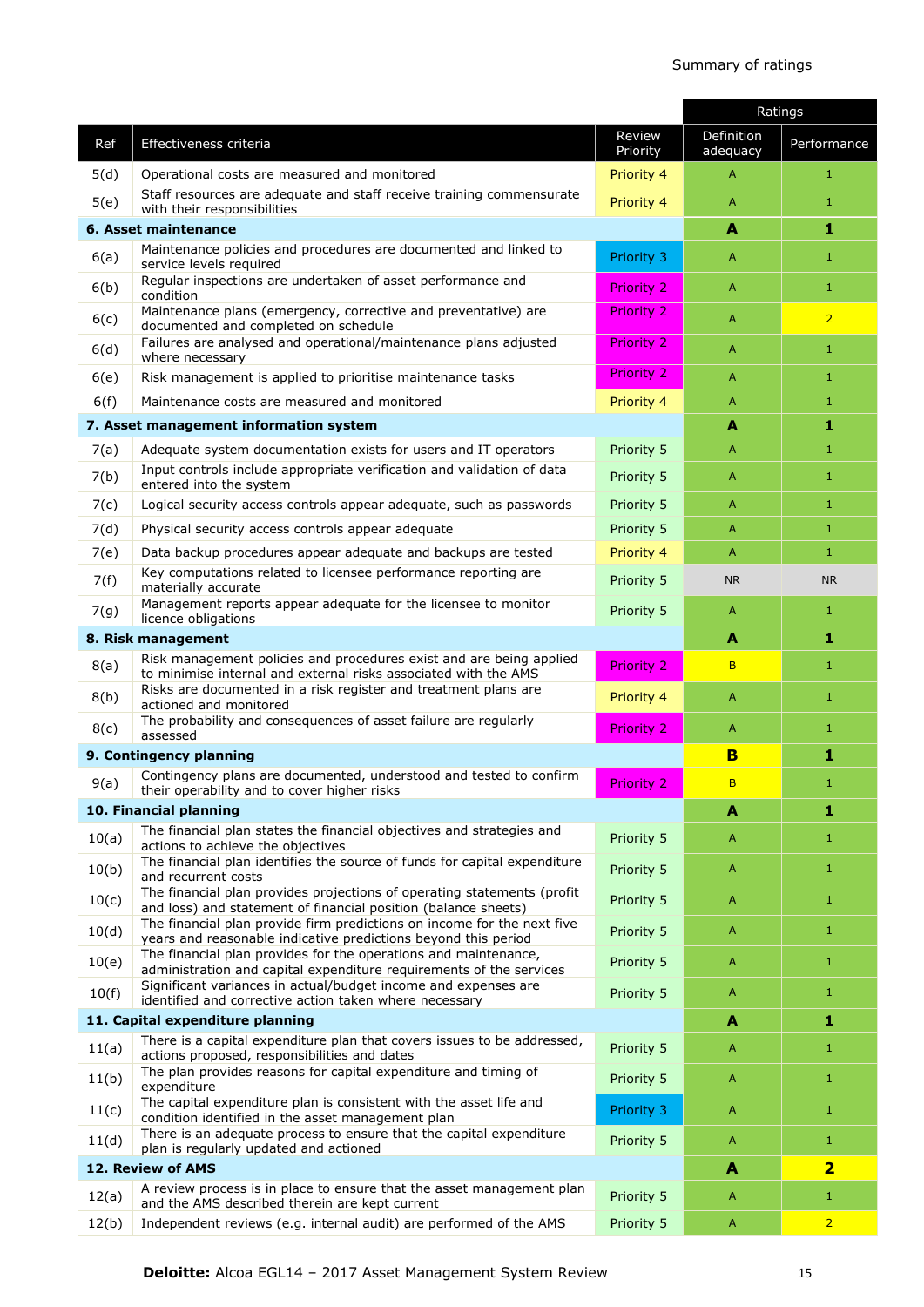Summary of ratings

| Ref | Effectiveness criteria | Review Priority | Ratings | |
|---|---|---|---|---|
| | | | Definition adequacy | Performance |
| 5(d) | Operational costs are measured and monitored | Priority 4 | A | 1 |
| 5(e) | Staff resources are adequate and staff receive training commensurate with their responsibilities | Priority 4 | A | 1 |
| **6. Asset maintenance** | | | **A** | **1** |
| 6(a) | Maintenance policies and procedures are documented and linked to service levels required | Priority 3 | A | 1 |
| 6(b) | Regular inspections are undertaken of asset performance and condition | Priority 2 | A | 1 |
| 6(c) | Maintenance plans (emergency, corrective and preventative) are documented and completed on schedule | Priority 2 | A | 2 |
| 6(d) | Failures are analysed and operational/maintenance plans adjusted where necessary | Priority 2 | A | 1 |
| 6(e) | Risk management is applied to prioritise maintenance tasks | Priority 2 | A | 1 |
| 6(f) | Maintenance costs are measured and monitored | Priority 4 | A | 1 |
| **7. Asset management information system** | | | **A** | **1** |
| 7(a) | Adequate system documentation exists for users and IT operators | Priority 5 | A | 1 |
| 7(b) | Input controls include appropriate verification and validation of data entered into the system | Priority 5 | A | 1 |
| 7(c) | Logical security access controls appear adequate, such as passwords | Priority 5 | A | 1 |
| 7(d) | Physical security access controls appear adequate | Priority 5 | A | 1 |
| 7(e) | Data backup procedures appear adequate and backups are tested | Priority 4 | A | 1 |
| 7(f) | Key computations related to licensee performance reporting are materially accurate | Priority 5 | NR | NR |
| 7(g) | Management reports appear adequate for the licensee to monitor licence obligations | Priority 5 | A | 1 |
| **8. Risk management** | | | **A** | **1** |
| 8(a) | Risk management policies and procedures exist and are being applied to minimise internal and external risks associated with the AMS | Priority 2 | B | 1 |
| 8(b) | Risks are documented in a risk register and treatment plans are actioned and monitored | Priority 4 | A | 1 |
| 8(c) | The probability and consequences of asset failure are regularly assessed | Priority 2 | A | 1 |
| **9. Contingency planning** | | | **B** | **1** |
| 9(a) | Contingency plans are documented, understood and tested to confirm their operability and to cover higher risks | Priority 2 | B | 1 |
| **10. Financial planning** | | | **A** | **1** |
| 10(a) | The financial plan states the financial objectives and strategies and actions to achieve the objectives | Priority 5 | A | 1 |
| 10(b) | The financial plan identifies the source of funds for capital expenditure and recurrent costs | Priority 5 | A | 1 |
| 10(c) | The financial plan provides projections of operating statements (profit and loss) and statement of financial position (balance sheets) | Priority 5 | A | 1 |
| 10(d) | The financial plan provide firm predictions on income for the next five years and reasonable indicative predictions beyond this period | Priority 5 | A | 1 |
| 10(e) | The financial plan provides for the operations and maintenance, administration and capital expenditure requirements of the services | Priority 5 | A | 1 |
| 10(f) | Significant variances in actual/budget income and expenses are identified and corrective action taken where necessary | Priority 5 | A | 1 |
| **11. Capital expenditure planning** | | | **A** | **1** |
| 11(a) | There is a capital expenditure plan that covers issues to be addressed, actions proposed, responsibilities and dates | Priority 5 | A | 1 |
| 11(b) | The plan provides reasons for capital expenditure and timing of expenditure | Priority 5 | A | 1 |
| 11(c) | The capital expenditure plan is consistent with the asset life and condition identified in the asset management plan | Priority 3 | A | 1 |
| 11(d) | There is an adequate process to ensure that the capital expenditure plan is regularly updated and actioned | Priority 5 | A | 1 |
| **12. Review of AMS** | | | **A** | **2** |
| 12(a) | A review process is in place to ensure that the asset management plan and the AMS described therein are kept current | Priority 5 | A | 1 |
| 12(b) | Independent reviews (e.g. internal audit) are performed of the AMS | Priority 5 | A | 2 |

**Deloitte:** Alcoa EGL14 – 2017 Asset Management System Review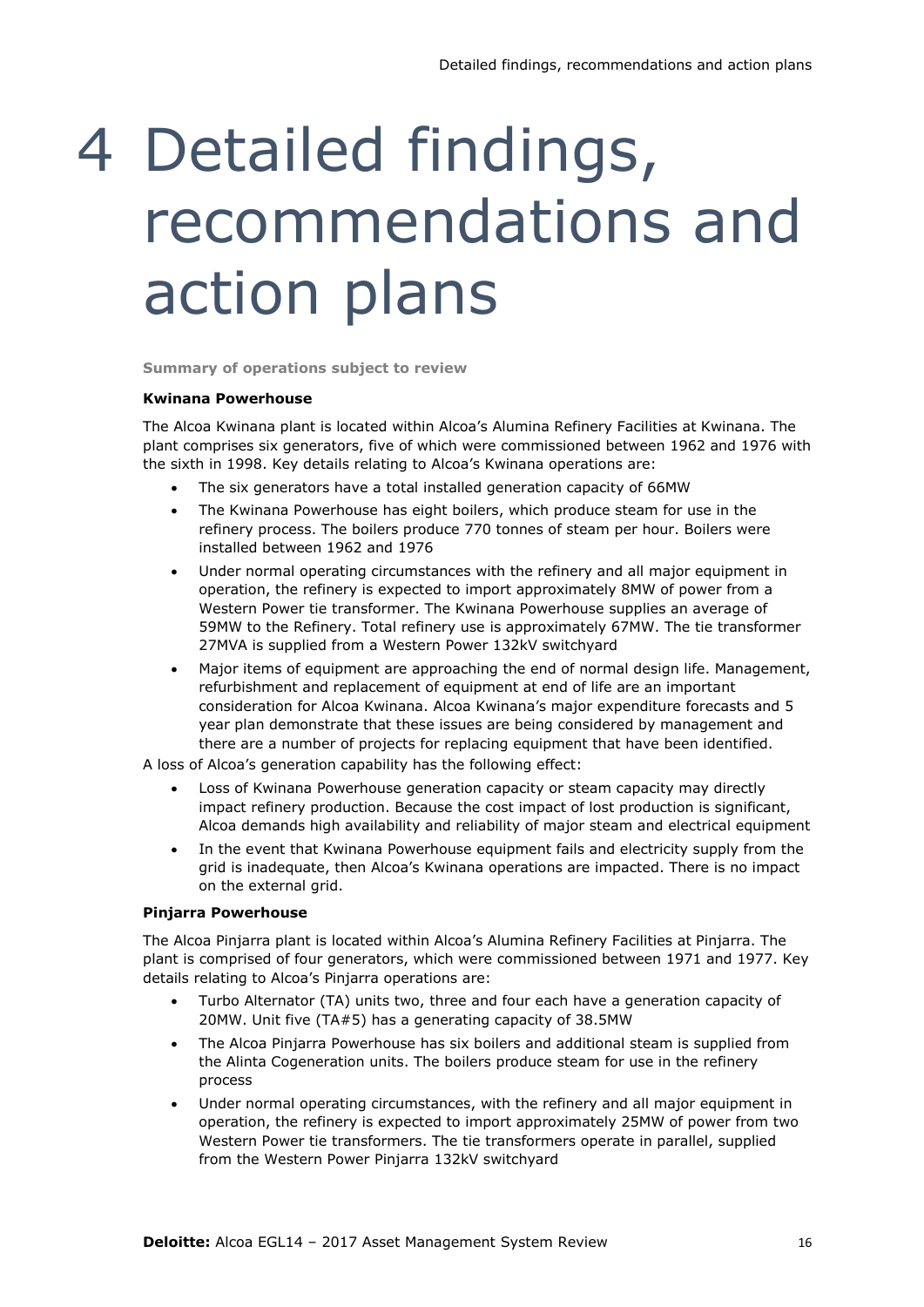# 4 Detailed findings, recommendations and action plans

**Summary of operations subject to review**

**Kwinana Powerhouse**

The Alcoa Kwinana plant is located within Alcoa's Alumina Refinery Facilities at Kwinana. The plant comprises six generators, five of which were commissioned between 1962 and 1976 with the sixth in 1998. Key details relating to Alcoa's Kwinana operations are:

- The six generators have a total installed generation capacity of 66MW
- The Kwinana Powerhouse has eight boilers, which produce steam for use in the refinery process. The boilers produce 770 tonnes of steam per hour. Boilers were installed between 1962 and 1976
- Under normal operating circumstances with the refinery and all major equipment in operation, the refinery is expected to import approximately 8MW of power from a Western Power tie transformer. The Kwinana Powerhouse supplies an average of 59MW to the Refinery. Total refinery use is approximately 67MW. The tie transformer 27MVA is supplied from a Western Power 132kV switchyard
- Major items of equipment are approaching the end of normal design life. Management, refurbishment and replacement of equipment at end of life are an important consideration for Alcoa Kwinana. Alcoa Kwinana's major expenditure forecasts and 5 year plan demonstrate that these issues are being considered by management and there are a number of projects for replacing equipment that have been identified.

A loss of Alcoa's generation capability has the following effect:

- Loss of Kwinana Powerhouse generation capacity or steam capacity may directly impact refinery production. Because the cost impact of lost production is significant, Alcoa demands high availability and reliability of major steam and electrical equipment
- In the event that Kwinana Powerhouse equipment fails and electricity supply from the grid is inadequate, then Alcoa's Kwinana operations are impacted. There is no impact on the external grid.

**Pinjarra Powerhouse**

The Alcoa Pinjarra plant is located within Alcoa's Alumina Refinery Facilities at Pinjarra. The plant is comprised of four generators, which were commissioned between 1971 and 1977. Key details relating to Alcoa's Pinjarra operations are:

- Turbo Alternator (TA) units two, three and four each have a generation capacity of 20MW. Unit five (TA#5) has a generating capacity of 38.5MW
- The Alcoa Pinjarra Powerhouse has six boilers and additional steam is supplied from the Alinta Cogeneration units. The boilers produce steam for use in the refinery process
- Under normal operating circumstances, with the refinery and all major equipment in operation, the refinery is expected to import approximately 25MW of power from two Western Power tie transformers. The tie transformers operate in parallel, supplied from the Western Power Pinjarra 132kV switchyard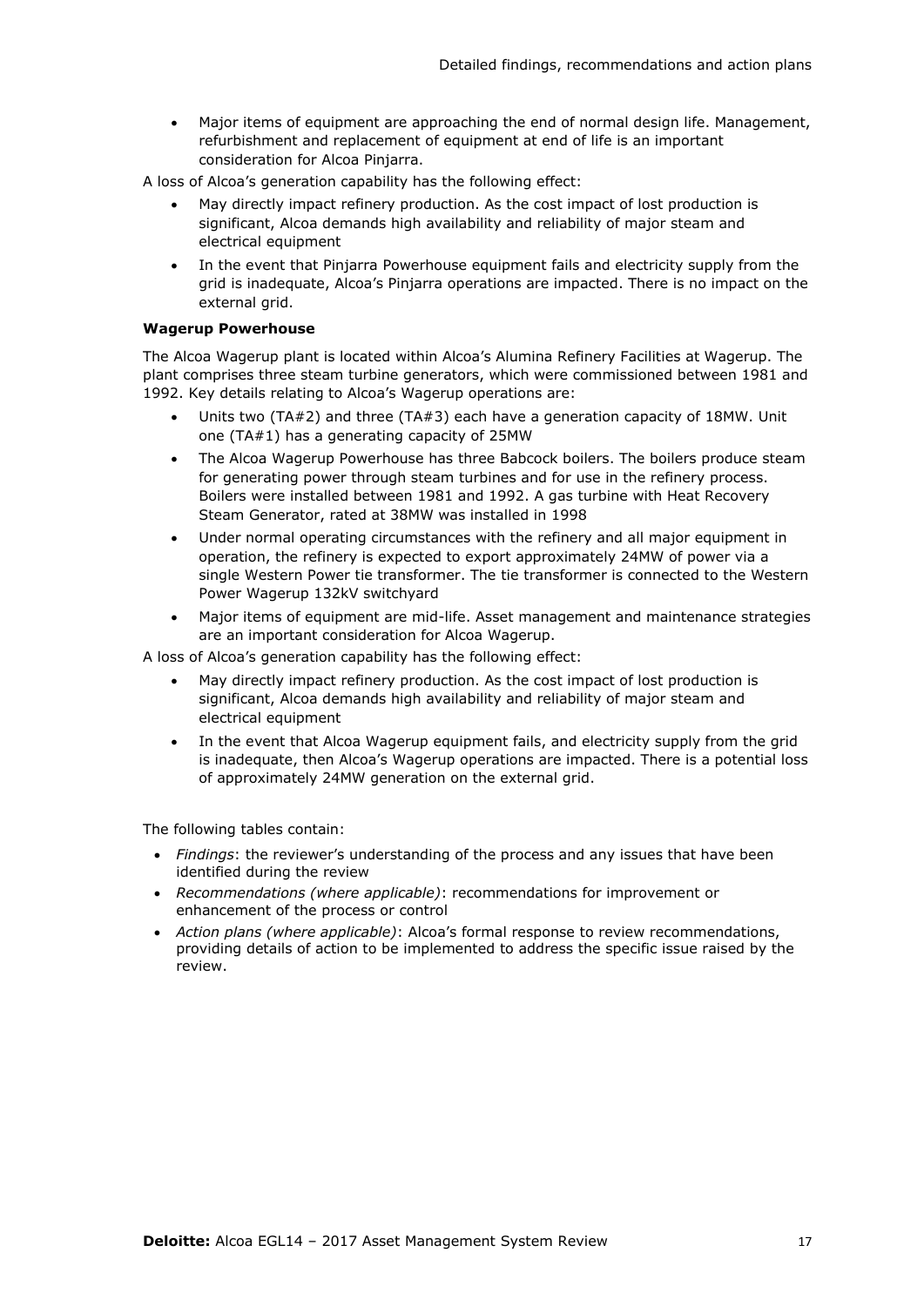- Major items of equipment are approaching the end of normal design life. Management, refurbishment and replacement of equipment at end of life is an important consideration for Alcoa Pinjarra.

A loss of Alcoa's generation capability has the following effect:

- May directly impact refinery production. As the cost impact of lost production is significant, Alcoa demands high availability and reliability of major steam and electrical equipment
- In the event that Pinjarra Powerhouse equipment fails and electricity supply from the grid is inadequate, Alcoa's Pinjarra operations are impacted. There is no impact on the external grid.

**Wagerup Powerhouse**

The Alcoa Wagerup plant is located within Alcoa's Alumina Refinery Facilities at Wagerup. The plant comprises three steam turbine generators, which were commissioned between 1981 and 1992. Key details relating to Alcoa's Wagerup operations are:

- Units two (TA#2) and three (TA#3) each have a generation capacity of 18MW. Unit one (TA#1) has a generating capacity of 25MW
- The Alcoa Wagerup Powerhouse has three Babcock boilers. The boilers produce steam for generating power through steam turbines and for use in the refinery process. Boilers were installed between 1981 and 1992. A gas turbine with Heat Recovery Steam Generator, rated at 38MW was installed in 1998
- Under normal operating circumstances with the refinery and all major equipment in operation, the refinery is expected to export approximately 24MW of power via a single Western Power tie transformer. The tie transformer is connected to the Western Power Wagerup 132kV switchyard
- Major items of equipment are mid-life. Asset management and maintenance strategies are an important consideration for Alcoa Wagerup.

A loss of Alcoa's generation capability has the following effect:

- May directly impact refinery production. As the cost impact of lost production is significant, Alcoa demands high availability and reliability of major steam and electrical equipment
- In the event that Alcoa Wagerup equipment fails, and electricity supply from the grid is inadequate, then Alcoa's Wagerup operations are impacted. There is a potential loss of approximately 24MW generation on the external grid.

The following tables contain:

- *Findings*: the reviewer's understanding of the process and any issues that have been identified during the review
- *Recommendations (where applicable)*: recommendations for improvement or enhancement of the process or control
- *Action plans (where applicable)*: Alcoa's formal response to review recommendations, providing details of action to be implemented to address the specific issue raised by the review.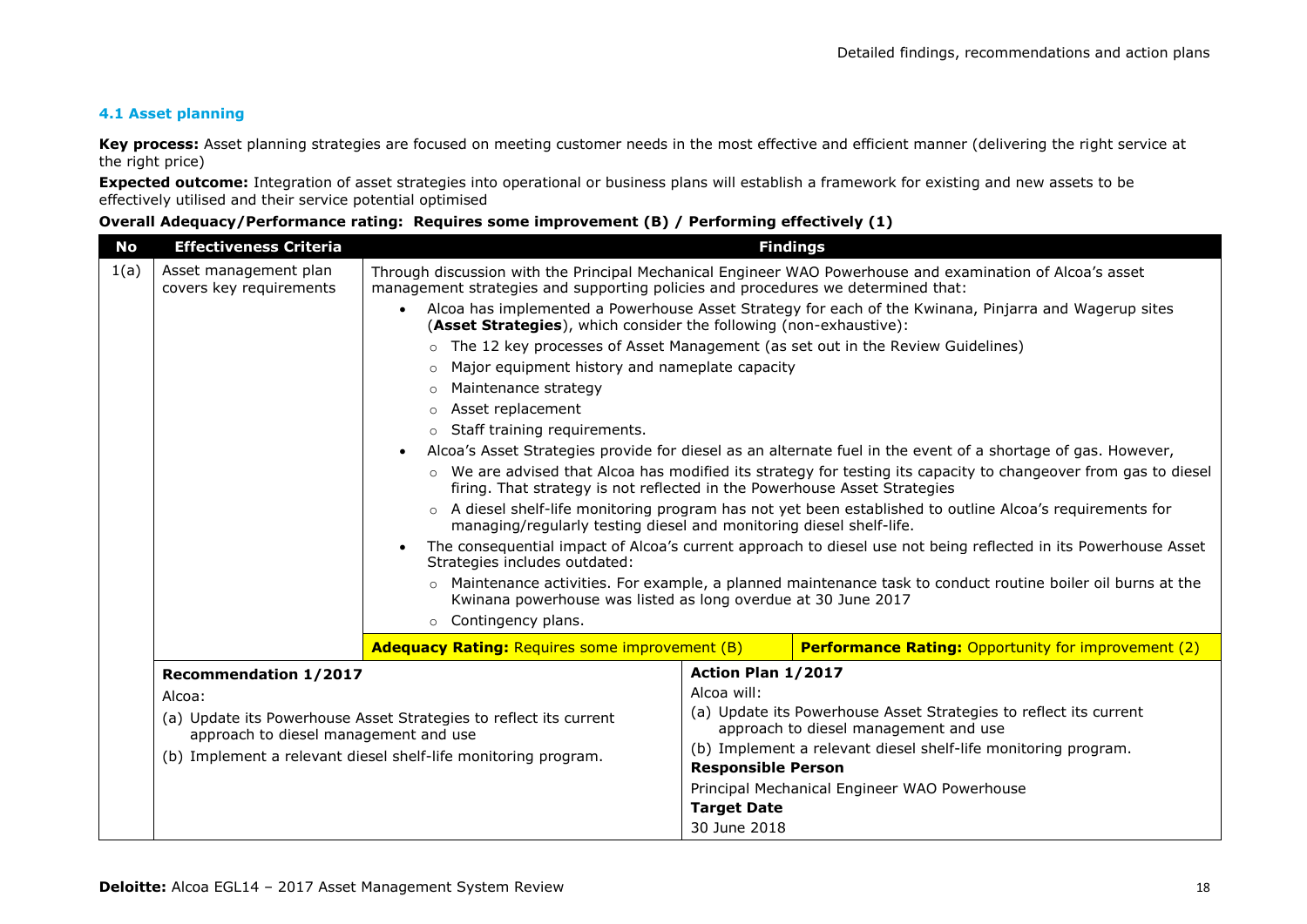### 4.1 Asset planning

**Key process:** Asset planning strategies are focused on meeting customer needs in the most effective and efficient manner (delivering the right service at the right price)

**Expected outcome:** Integration of asset strategies into operational or business plans will establish a framework for existing and new assets to be effectively utilised and their service potential optimised

**Overall Adequacy/Performance rating: Requires some improvement (B) / Performing effectively (1)**

| No | Effectiveness Criteria | Findings |
|---|---|---|
| 1(a) | Asset management plan covers key requirements | Through discussion with the Principal Mechanical Engineer WAO Powerhouse and examination of Alcoa's asset management strategies and supporting policies and procedures we determined that:<br>• Alcoa has implemented a Powerhouse Asset Strategy for each of the Kwinana, Pinjarra and Wagerup sites (**Asset Strategies**), which consider the following (non-exhaustive):<br>  ○ The 12 key processes of Asset Management (as set out in the Review Guidelines)<br>  ○ Major equipment history and nameplate capacity<br>  ○ Maintenance strategy<br>  ○ Asset replacement<br>  ○ Staff training requirements.<br>• Alcoa's Asset Strategies provide for diesel as an alternate fuel in the event of a shortage of gas. However,<br>  ○ We are advised that Alcoa has modified its strategy for testing its capacity to changeover from gas to diesel firing. That strategy is not reflected in the Powerhouse Asset Strategies<br>  ○ A diesel shelf-life monitoring program has not yet been established to outline Alcoa's requirements for managing/regularly testing diesel and monitoring diesel shelf-life.<br>• The consequential impact of Alcoa's current approach to diesel use not being reflected in its Powerhouse Asset Strategies includes outdated:<br>  ○ Maintenance activities. For example, a planned maintenance task to conduct routine boiler oil burns at the Kwinana powerhouse was listed as long overdue at 30 June 2017<br>  ○ Contingency plans.<br><br>**Adequacy Rating:** Requires some improvement (B) — **Performance Rating:** Opportunity for improvement (2) |

| Recommendation 1/2017 | Action Plan 1/2017 |
|---|---|
| Alcoa:<br>(a) Update its Powerhouse Asset Strategies to reflect its current approach to diesel management and use<br>(b) Implement a relevant diesel shelf-life monitoring program. | Alcoa will:<br>(a) Update its Powerhouse Asset Strategies to reflect its current approach to diesel management and use<br>(b) Implement a relevant diesel shelf-life monitoring program.<br>**Responsible Person**<br>Principal Mechanical Engineer WAO Powerhouse<br>**Target Date**<br>30 June 2018 |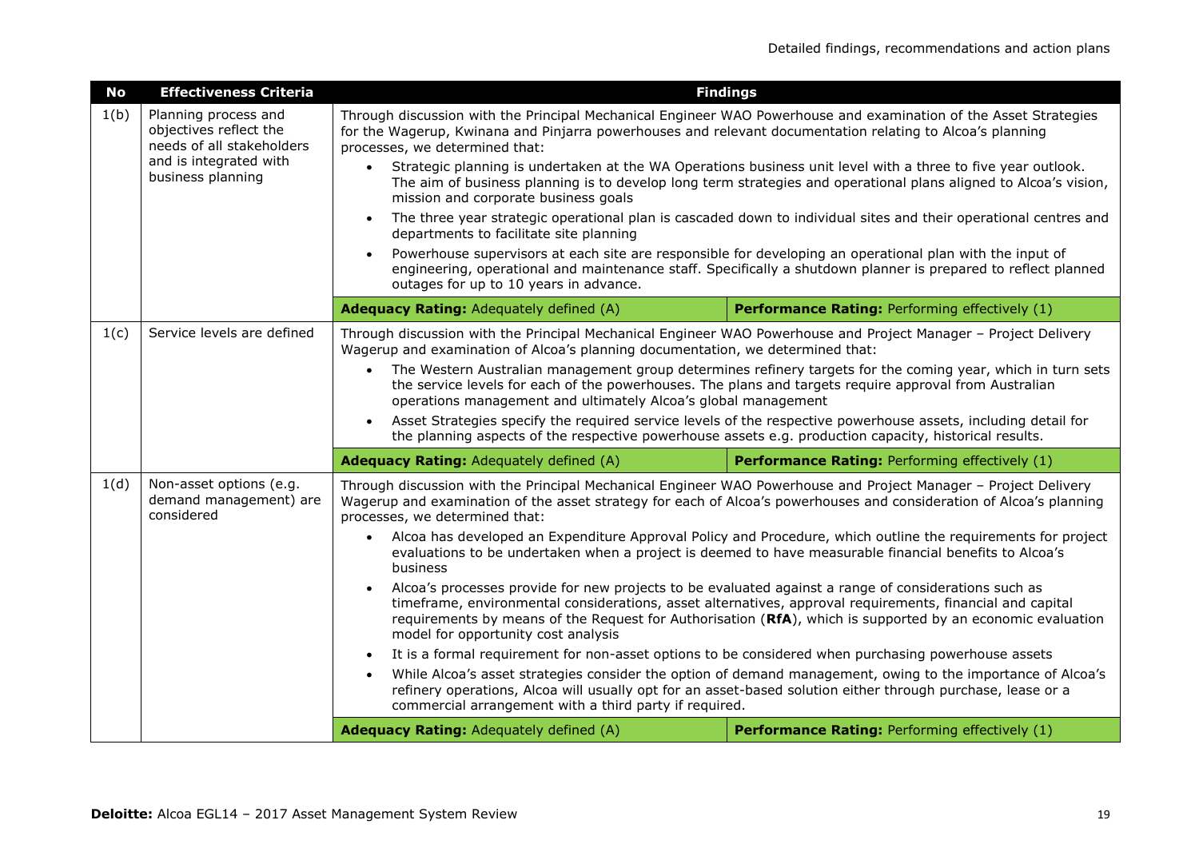| No | Effectiveness Criteria | Findings | |
|---|---|---|---|
| 1(b) | Planning process and objectives reflect the needs of all stakeholders and is integrated with business planning | Through discussion with the Principal Mechanical Engineer WAO Powerhouse and examination of the Asset Strategies for the Wagerup, Kwinana and Pinjarra powerhouses and relevant documentation relating to Alcoa's planning processes, we determined that:<br>• Strategic planning is undertaken at the WA Operations business unit level with a three to five year outlook. The aim of business planning is to develop long term strategies and operational plans aligned to Alcoa's vision, mission and corporate business goals<br>• The three year strategic operational plan is cascaded down to individual sites and their operational centres and departments to facilitate site planning<br>• Powerhouse supervisors at each site are responsible for developing an operational plan with the input of engineering, operational and maintenance staff. Specifically a shutdown planner is prepared to reflect planned outages for up to 10 years in advance. | |
| | | **Adequacy Rating:** Adequately defined (A) | **Performance Rating:** Performing effectively (1) |
| 1(c) | Service levels are defined | Through discussion with the Principal Mechanical Engineer WAO Powerhouse and Project Manager – Project Delivery Wagerup and examination of Alcoa's planning documentation, we determined that:<br>• The Western Australian management group determines refinery targets for the coming year, which in turn sets the service levels for each of the powerhouses. The plans and targets require approval from Australian operations management and ultimately Alcoa's global management<br>• Asset Strategies specify the required service levels of the respective powerhouse assets, including detail for the planning aspects of the respective powerhouse assets e.g. production capacity, historical results. | |
| | | **Adequacy Rating:** Adequately defined (A) | **Performance Rating:** Performing effectively (1) |
| 1(d) | Non-asset options (e.g. demand management) are considered | Through discussion with the Principal Mechanical Engineer WAO Powerhouse and Project Manager – Project Delivery Wagerup and examination of the asset strategy for each of Alcoa's powerhouses and consideration of Alcoa's planning processes, we determined that:<br>• Alcoa has developed an Expenditure Approval Policy and Procedure, which outline the requirements for project evaluations to be undertaken when a project is deemed to have measurable financial benefits to Alcoa's business<br>• Alcoa's processes provide for new projects to be evaluated against a range of considerations such as timeframe, environmental considerations, asset alternatives, approval requirements, financial and capital requirements by means of the Request for Authorisation (**RfA**), which is supported by an economic evaluation model for opportunity cost analysis<br>• It is a formal requirement for non-asset options to be considered when purchasing powerhouse assets<br>• While Alcoa's asset strategies consider the option of demand management, owing to the importance of Alcoa's refinery operations, Alcoa will usually opt for an asset-based solution either through purchase, lease or a commercial arrangement with a third party if required. | |
| | | **Adequacy Rating:** Adequately defined (A) | **Performance Rating:** Performing effectively (1) |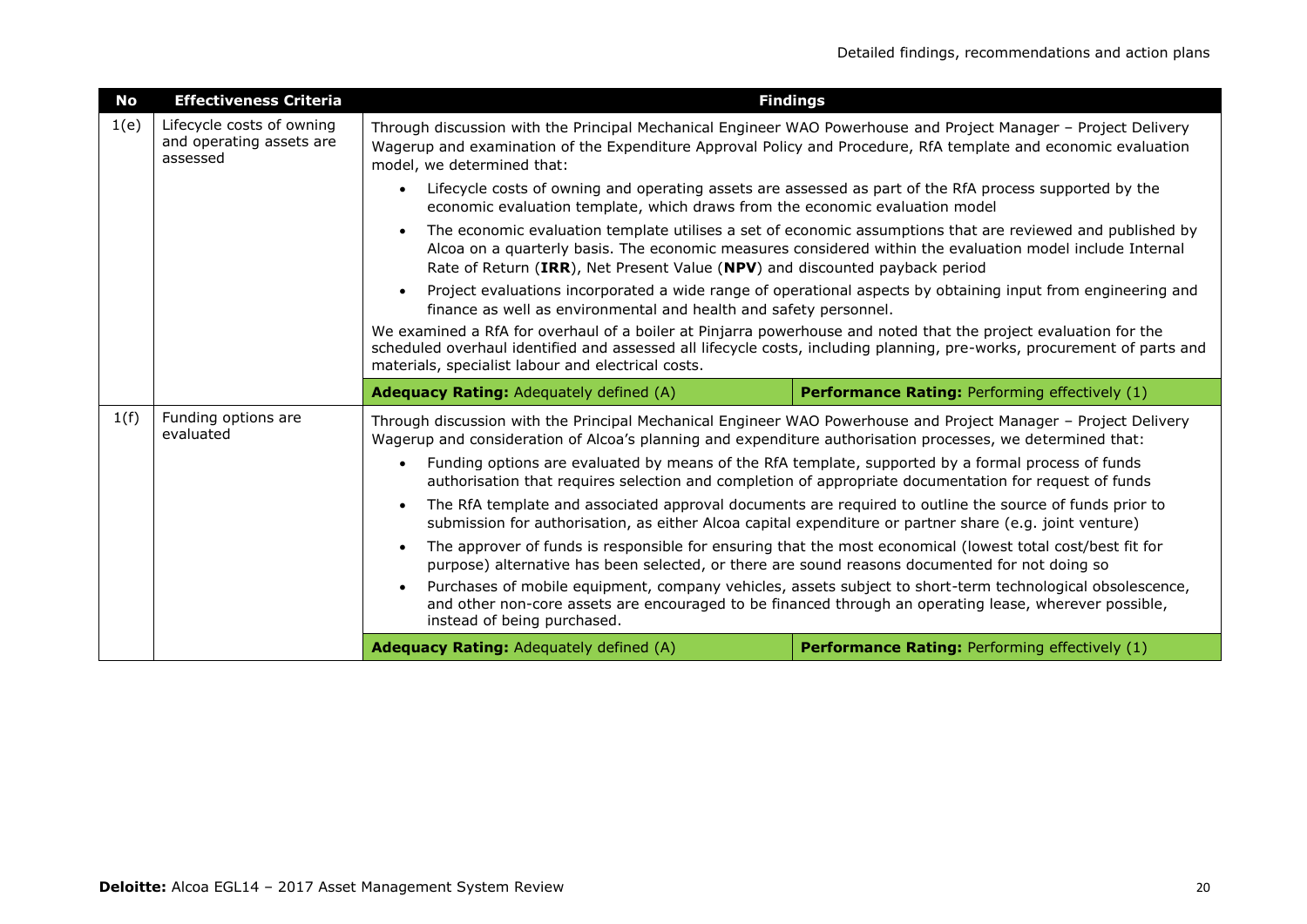| No | Effectiveness Criteria | Findings | |
|---|---|---|---|
| 1(e) | Lifecycle costs of owning and operating assets are assessed | Through discussion with the Principal Mechanical Engineer WAO Powerhouse and Project Manager – Project Delivery Wagerup and examination of the Expenditure Approval Policy and Procedure, RfA template and economic evaluation model, we determined that:<br>• Lifecycle costs of owning and operating assets are assessed as part of the RfA process supported by the economic evaluation template, which draws from the economic evaluation model<br>• The economic evaluation template utilises a set of economic assumptions that are reviewed and published by Alcoa on a quarterly basis. The economic measures considered within the evaluation model include Internal Rate of Return (**IRR**), Net Present Value (**NPV**) and discounted payback period<br>• Project evaluations incorporated a wide range of operational aspects by obtaining input from engineering and finance as well as environmental and health and safety personnel.<br>We examined a RfA for overhaul of a boiler at Pinjarra powerhouse and noted that the project evaluation for the scheduled overhaul identified and assessed all lifecycle costs, including planning, pre-works, procurement of parts and materials, specialist labour and electrical costs. | |
| | | **Adequacy Rating:** Adequately defined (A) | **Performance Rating:** Performing effectively (1) |
| 1(f) | Funding options are evaluated | Through discussion with the Principal Mechanical Engineer WAO Powerhouse and Project Manager – Project Delivery Wagerup and consideration of Alcoa's planning and expenditure authorisation processes, we determined that:<br>• Funding options are evaluated by means of the RfA template, supported by a formal process of funds authorisation that requires selection and completion of appropriate documentation for request of funds<br>• The RfA template and associated approval documents are required to outline the source of funds prior to submission for authorisation, as either Alcoa capital expenditure or partner share (e.g. joint venture)<br>• The approver of funds is responsible for ensuring that the most economical (lowest total cost/best fit for purpose) alternative has been selected, or there are sound reasons documented for not doing so<br>• Purchases of mobile equipment, company vehicles, assets subject to short-term technological obsolescence, and other non-core assets are encouraged to be financed through an operating lease, wherever possible, instead of being purchased. | |
| | | **Adequacy Rating:** Adequately defined (A) | **Performance Rating:** Performing effectively (1) |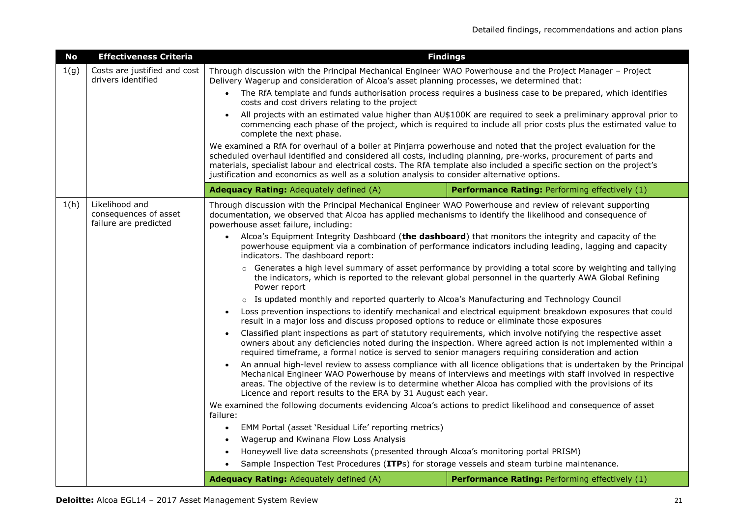| No | Effectiveness Criteria | Findings | |
|---|---|---|---|
| 1(g) | Costs are justified and cost drivers identified | Through discussion with the Principal Mechanical Engineer WAO Powerhouse and the Project Manager – Project Delivery Wagerup and consideration of Alcoa's asset planning processes, we determined that:<br>• The RfA template and funds authorisation process requires a business case to be prepared, which identifies costs and cost drivers relating to the project<br>• All projects with an estimated value higher than AU$100K are required to seek a preliminary approval prior to commencing each phase of the project, which is required to include all prior costs plus the estimated value to complete the next phase.<br><br>We examined a RfA for overhaul of a boiler at Pinjarra powerhouse and noted that the project evaluation for the scheduled overhaul identified and considered all costs, including planning, pre-works, procurement of parts and materials, specialist labour and electrical costs. The RfA template also included a specific section on the project's justification and economics as well as a solution analysis to consider alternative options. | |
| | | **Adequacy Rating:** Adequately defined (A) | **Performance Rating:** Performing effectively (1) |
| 1(h) | Likelihood and consequences of asset failure are predicted | Through discussion with the Principal Mechanical Engineer WAO Powerhouse and review of relevant supporting documentation, we observed that Alcoa has applied mechanisms to identify the likelihood and consequence of powerhouse asset failure, including:<br>• Alcoa's Equipment Integrity Dashboard (**the dashboard**) that monitors the integrity and capacity of the powerhouse equipment via a combination of performance indicators including leading, lagging and capacity indicators. The dashboard report:<br>  ○ Generates a high level summary of asset performance by providing a total score by weighting and tallying the indicators, which is reported to the relevant global personnel in the quarterly AWA Global Refining Power report<br>  ○ Is updated monthly and reported quarterly to Alcoa's Manufacturing and Technology Council<br>• Loss prevention inspections to identify mechanical and electrical equipment breakdown exposures that could result in a major loss and discuss proposed options to reduce or eliminate those exposures<br>• Classified plant inspections as part of statutory requirements, which involve notifying the respective asset owners about any deficiencies noted during the inspection. Where agreed action is not implemented within a required timeframe, a formal notice is served to senior managers requiring consideration and action<br>• An annual high-level review to assess compliance with all licence obligations that is undertaken by the Principal Mechanical Engineer WAO Powerhouse by means of interviews and meetings with staff involved in respective areas. The objective of the review is to determine whether Alcoa has complied with the provisions of its Licence and report results to the ERA by 31 August each year.<br><br>We examined the following documents evidencing Alcoa's actions to predict likelihood and consequence of asset failure:<br>• EMM Portal (asset 'Residual Life' reporting metrics)<br>• Wagerup and Kwinana Flow Loss Analysis<br>• Honeywell live data screenshots (presented through Alcoa's monitoring portal PRISM)<br>• Sample Inspection Test Procedures (**ITP**s) for storage vessels and steam turbine maintenance. | |
| | | **Adequacy Rating:** Adequately defined (A) | **Performance Rating:** Performing effectively (1) |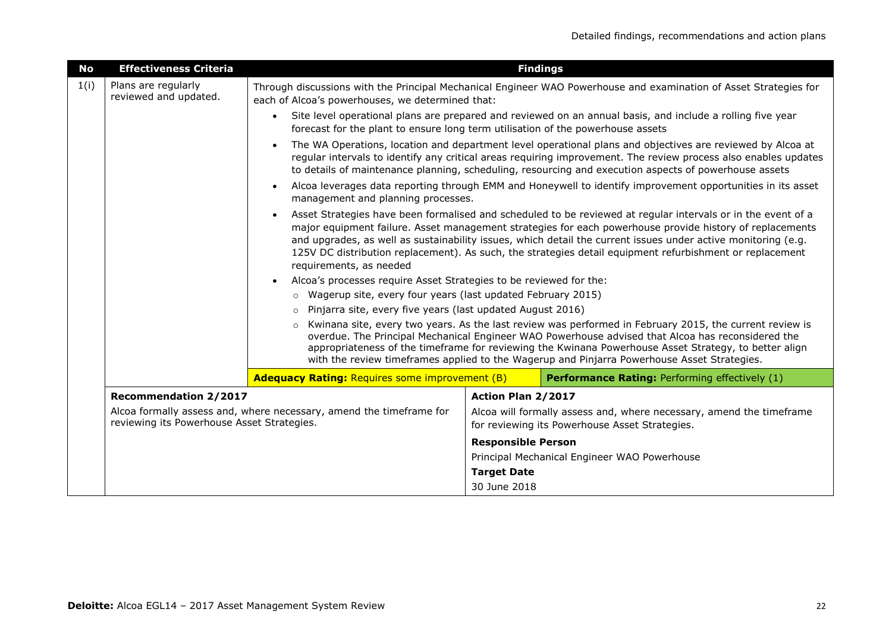| No | Effectiveness Criteria | Findings |
|---|---|---|
| 1(i) | Plans are regularly reviewed and updated. | Through discussions with the Principal Mechanical Engineer WAO Powerhouse and examination of Asset Strategies for each of Alcoa's powerhouses, we determined that:<br>• Site level operational plans are prepared and reviewed on an annual basis, and include a rolling five year forecast for the plant to ensure long term utilisation of the powerhouse assets<br>• The WA Operations, location and department level operational plans and objectives are reviewed by Alcoa at regular intervals to identify any critical areas requiring improvement. The review process also enables updates to details of maintenance planning, scheduling, resourcing and execution aspects of powerhouse assets<br>• Alcoa leverages data reporting through EMM and Honeywell to identify improvement opportunities in its asset management and planning processes.<br>• Asset Strategies have been formalised and scheduled to be reviewed at regular intervals or in the event of a major equipment failure. Asset management strategies for each powerhouse provide history of replacements and upgrades, as well as sustainability issues, which detail the current issues under active monitoring (e.g. 125V DC distribution replacement). As such, the strategies detail equipment refurbishment or replacement requirements, as needed<br>• Alcoa's processes require Asset Strategies to be reviewed for the:<br>&nbsp;&nbsp;○ Wagerup site, every four years (last updated February 2015)<br>&nbsp;&nbsp;○ Pinjarra site, every five years (last updated August 2016)<br>&nbsp;&nbsp;○ Kwinana site, every two years. As the last review was performed in February 2015, the current review is overdue. The Principal Mechanical Engineer WAO Powerhouse advised that Alcoa has reconsidered the appropriateness of the timeframe for reviewing the Kwinana Powerhouse Asset Strategy, to better align with the review timeframes applied to the Wagerup and Pinjarra Powerhouse Asset Strategies.<br><br>**Adequacy Rating:** Requires some improvement (B) &nbsp;&nbsp; **Performance Rating:** Performing effectively (1) |

| Recommendation 2/2017 | Action Plan 2/2017 |
|---|---|
| Alcoa formally assess and, where necessary, amend the timeframe for reviewing its Powerhouse Asset Strategies. | Alcoa will formally assess and, where necessary, amend the timeframe for reviewing its Powerhouse Asset Strategies.<br><br>**Responsible Person**<br>Principal Mechanical Engineer WAO Powerhouse<br><br>**Target Date**<br>30 June 2018 |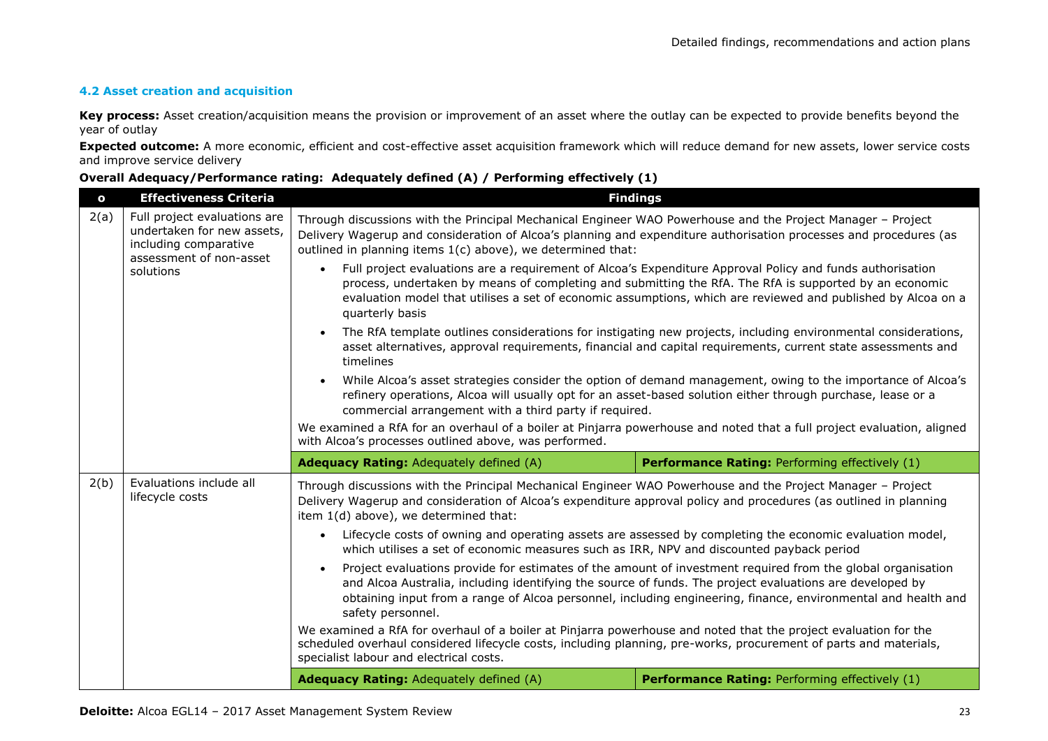### 4.2 Asset creation and acquisition

**Key process:** Asset creation/acquisition means the provision or improvement of an asset where the outlay can be expected to provide benefits beyond the year of outlay

**Expected outcome:** A more economic, efficient and cost-effective asset acquisition framework which will reduce demand for new assets, lower service costs and improve service delivery

**Overall Adequacy/Performance rating: Adequately defined (A) / Performing effectively (1)**

| o | Effectiveness Criteria | Findings | |
|---|---|---|---|
| 2(a) | Full project evaluations are undertaken for new assets, including comparative assessment of non-asset solutions | Through discussions with the Principal Mechanical Engineer WAO Powerhouse and the Project Manager – Project Delivery Wagerup and consideration of Alcoa's planning and expenditure authorisation processes and procedures (as outlined in planning items 1(c) above), we determined that:<br>• Full project evaluations are a requirement of Alcoa's Expenditure Approval Policy and funds authorisation process, undertaken by means of completing and submitting the RfA. The RfA is supported by an economic evaluation model that utilises a set of economic assumptions, which are reviewed and published by Alcoa on a quarterly basis<br>• The RfA template outlines considerations for instigating new projects, including environmental considerations, asset alternatives, approval requirements, financial and capital requirements, current state assessments and timelines<br>• While Alcoa's asset strategies consider the option of demand management, owing to the importance of Alcoa's refinery operations, Alcoa will usually opt for an asset-based solution either through purchase, lease or a commercial arrangement with a third party if required.<br>We examined a RfA for an overhaul of a boiler at Pinjarra powerhouse and noted that a full project evaluation, aligned with Alcoa's processes outlined above, was performed. | |
| | | **Adequacy Rating:** Adequately defined (A) | **Performance Rating:** Performing effectively (1) |
| 2(b) | Evaluations include all lifecycle costs | Through discussions with the Principal Mechanical Engineer WAO Powerhouse and the Project Manager – Project Delivery Wagerup and consideration of Alcoa's expenditure approval policy and procedures (as outlined in planning item 1(d) above), we determined that:<br>• Lifecycle costs of owning and operating assets are assessed by completing the economic evaluation model, which utilises a set of economic measures such as IRR, NPV and discounted payback period<br>• Project evaluations provide for estimates of the amount of investment required from the global organisation and Alcoa Australia, including identifying the source of funds. The project evaluations are developed by obtaining input from a range of Alcoa personnel, including engineering, finance, environmental and health and safety personnel.<br>We examined a RfA for overhaul of a boiler at Pinjarra powerhouse and noted that the project evaluation for the scheduled overhaul considered lifecycle costs, including planning, pre-works, procurement of parts and materials, specialist labour and electrical costs. | |
| | | **Adequacy Rating:** Adequately defined (A) | **Performance Rating:** Performing effectively (1) |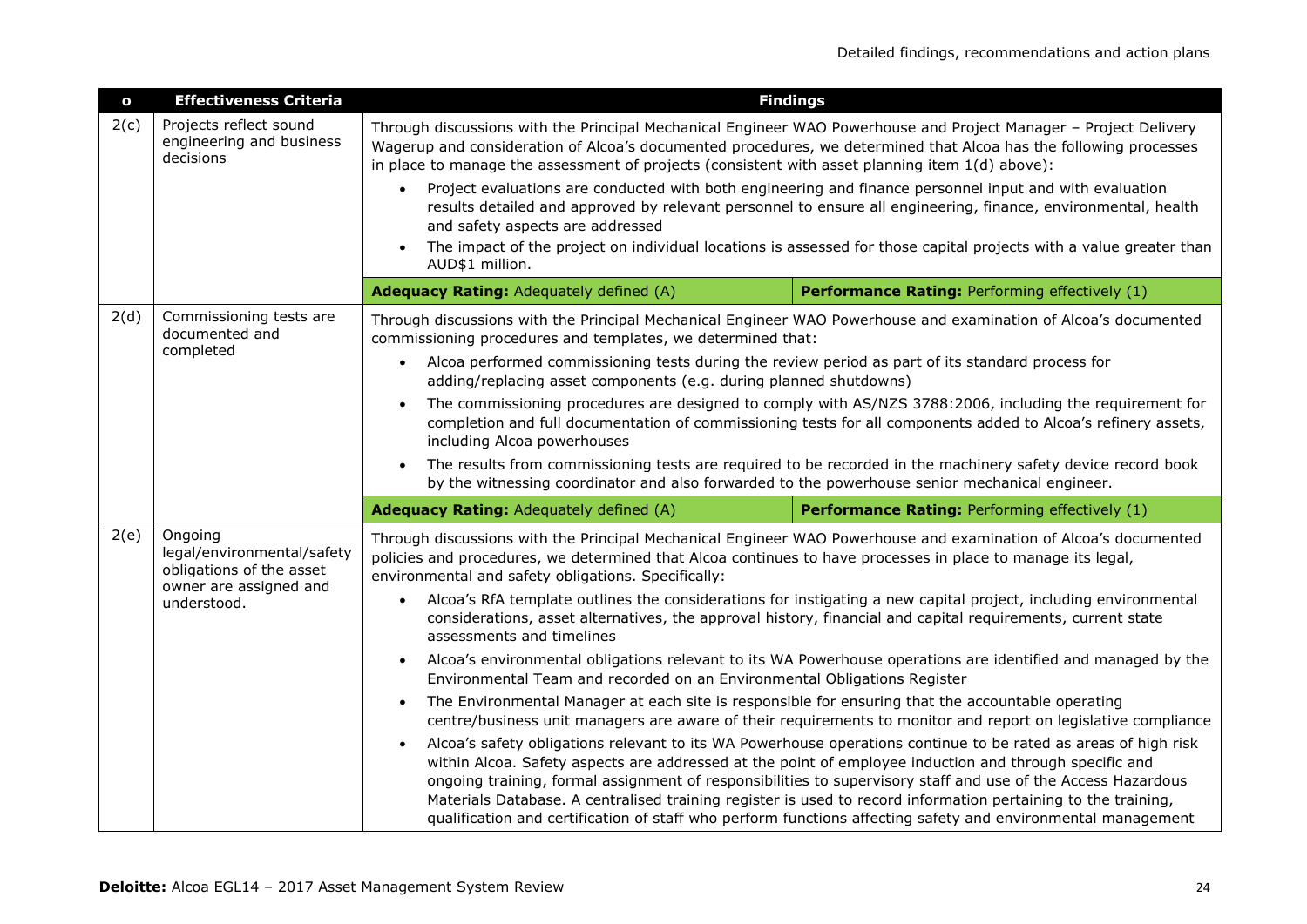| o | Effectiveness Criteria | Findings | |
|---|---|---|---|
| 2(c) | Projects reflect sound engineering and business decisions | Through discussions with the Principal Mechanical Engineer WAO Powerhouse and Project Manager – Project Delivery Wagerup and consideration of Alcoa's documented procedures, we determined that Alcoa has the following processes in place to manage the assessment of projects (consistent with asset planning item 1(d) above):<br>• Project evaluations are conducted with both engineering and finance personnel input and with evaluation results detailed and approved by relevant personnel to ensure all engineering, finance, environmental, health and safety aspects are addressed<br>• The impact of the project on individual locations is assessed for those capital projects with a value greater than AUD$1 million. | |
| | | **Adequacy Rating:** Adequately defined (A) | **Performance Rating:** Performing effectively (1) |
| 2(d) | Commissioning tests are documented and completed | Through discussions with the Principal Mechanical Engineer WAO Powerhouse and examination of Alcoa's documented commissioning procedures and templates, we determined that:<br>• Alcoa performed commissioning tests during the review period as part of its standard process for adding/replacing asset components (e.g. during planned shutdowns)<br>• The commissioning procedures are designed to comply with AS/NZS 3788:2006, including the requirement for completion and full documentation of commissioning tests for all components added to Alcoa's refinery assets, including Alcoa powerhouses<br>• The results from commissioning tests are required to be recorded in the machinery safety device record book by the witnessing coordinator and also forwarded to the powerhouse senior mechanical engineer. | |
| | | **Adequacy Rating:** Adequately defined (A) | **Performance Rating:** Performing effectively (1) |
| 2(e) | Ongoing legal/environmental/safety obligations of the asset owner are assigned and understood. | Through discussions with the Principal Mechanical Engineer WAO Powerhouse and examination of Alcoa's documented policies and procedures, we determined that Alcoa continues to have processes in place to manage its legal, environmental and safety obligations. Specifically:<br>• Alcoa's RfA template outlines the considerations for instigating a new capital project, including environmental considerations, asset alternatives, the approval history, financial and capital requirements, current state assessments and timelines<br>• Alcoa's environmental obligations relevant to its WA Powerhouse operations are identified and managed by the Environmental Team and recorded on an Environmental Obligations Register<br>• The Environmental Manager at each site is responsible for ensuring that the accountable operating centre/business unit managers are aware of their requirements to monitor and report on legislative compliance<br>• Alcoa's safety obligations relevant to its WA Powerhouse operations continue to be rated as areas of high risk within Alcoa. Safety aspects are addressed at the point of employee induction and through specific and ongoing training, formal assignment of responsibilities to supervisory staff and use of the Access Hazardous Materials Database. A centralised training register is used to record information pertaining to the training, qualification and certification of staff who perform functions affecting safety and environmental management | |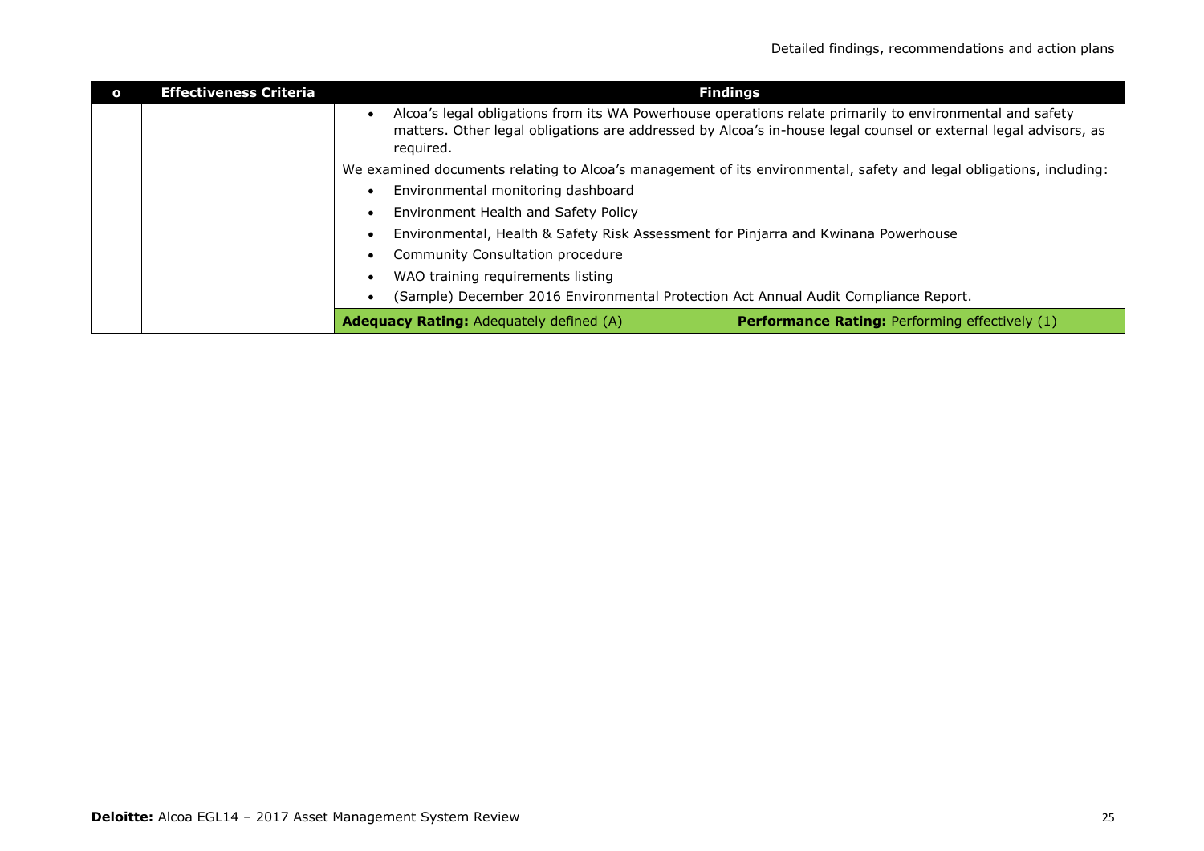| o | Effectiveness Criteria | Findings | |
|---|---|---|---|
| | | • Alcoa's legal obligations from its WA Powerhouse operations relate primarily to environmental and safety matters. Other legal obligations are addressed by Alcoa's in-house legal counsel or external legal advisors, as required.<br><br>We examined documents relating to Alcoa's management of its environmental, safety and legal obligations, including:<br>• Environmental monitoring dashboard<br>• Environment Health and Safety Policy<br>• Environmental, Health & Safety Risk Assessment for Pinjarra and Kwinana Powerhouse<br>• Community Consultation procedure<br>• WAO training requirements listing<br>• (Sample) December 2016 Environmental Protection Act Annual Audit Compliance Report. | |
| | | **Adequacy Rating:** Adequately defined (A) | **Performance Rating:** Performing effectively (1) |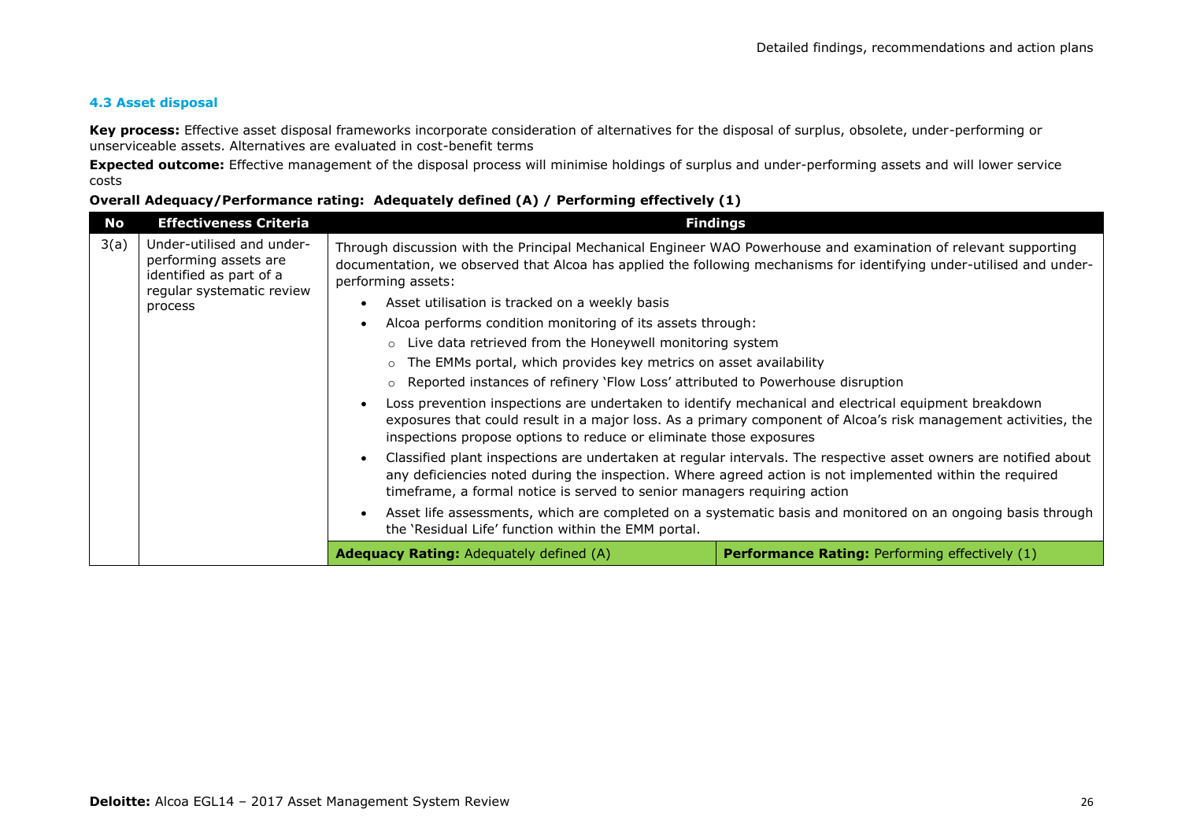### 4.3 Asset disposal

**Key process:** Effective asset disposal frameworks incorporate consideration of alternatives for the disposal of surplus, obsolete, under-performing or unserviceable assets. Alternatives are evaluated in cost-benefit terms

**Expected outcome:** Effective management of the disposal process will minimise holdings of surplus and under-performing assets and will lower service costs

**Overall Adequacy/Performance rating: Adequately defined (A) / Performing effectively (1)**

| No | Effectiveness Criteria | Findings | |
|---|---|---|---|
| 3(a) | Under-utilised and under-performing assets are identified as part of a regular systematic review process | Through discussion with the Principal Mechanical Engineer WAO Powerhouse and examination of relevant supporting documentation, we observed that Alcoa has applied the following mechanisms for identifying under-utilised and under-performing assets:<br>• Asset utilisation is tracked on a weekly basis<br>• Alcoa performs condition monitoring of its assets through:<br>&nbsp;&nbsp;○ Live data retrieved from the Honeywell monitoring system<br>&nbsp;&nbsp;○ The EMMs portal, which provides key metrics on asset availability<br>&nbsp;&nbsp;○ Reported instances of refinery 'Flow Loss' attributed to Powerhouse disruption<br>• Loss prevention inspections are undertaken to identify mechanical and electrical equipment breakdown exposures that could result in a major loss. As a primary component of Alcoa's risk management activities, the inspections propose options to reduce or eliminate those exposures<br>• Classified plant inspections are undertaken at regular intervals. The respective asset owners are notified about any deficiencies noted during the inspection. Where agreed action is not implemented within the required timeframe, a formal notice is served to senior managers requiring action<br>• Asset life assessments, which are completed on a systematic basis and monitored on an ongoing basis through the 'Residual Life' function within the EMM portal. | |
| | | **Adequacy Rating:** Adequately defined (A) | **Performance Rating:** Performing effectively (1) |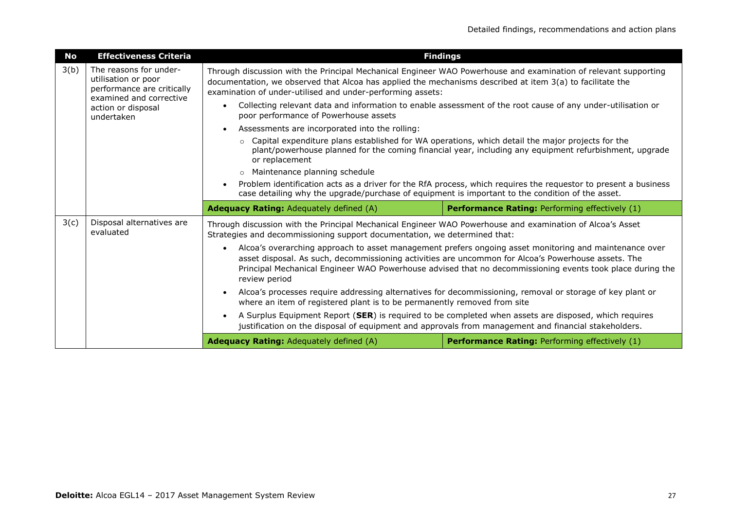| No | Effectiveness Criteria | Findings | |
|---|---|---|---|
| 3(b) | The reasons for under-utilisation or poor performance are critically examined and corrective action or disposal undertaken | Through discussion with the Principal Mechanical Engineer WAO Powerhouse and examination of relevant supporting documentation, we observed that Alcoa has applied the mechanisms described at item 3(a) to facilitate the examination of under-utilised and under-performing assets:<br>• Collecting relevant data and information to enable assessment of the root cause of any under-utilisation or poor performance of Powerhouse assets<br>• Assessments are incorporated into the rolling:<br>  ○ Capital expenditure plans established for WA operations, which detail the major projects for the plant/powerhouse planned for the coming financial year, including any equipment refurbishment, upgrade or replacement<br>  ○ Maintenance planning schedule<br>• Problem identification acts as a driver for the RfA process, which requires the requestor to present a business case detailing why the upgrade/purchase of equipment is important to the condition of the asset. | |
| | | **Adequacy Rating:** Adequately defined (A) | **Performance Rating:** Performing effectively (1) |
| 3(c) | Disposal alternatives are evaluated | Through discussion with the Principal Mechanical Engineer WAO Powerhouse and examination of Alcoa's Asset Strategies and decommissioning support documentation, we determined that:<br>• Alcoa's overarching approach to asset management prefers ongoing asset monitoring and maintenance over asset disposal. As such, decommissioning activities are uncommon for Alcoa's Powerhouse assets. The Principal Mechanical Engineer WAO Powerhouse advised that no decommissioning events took place during the review period<br>• Alcoa's processes require addressing alternatives for decommissioning, removal or storage of key plant or where an item of registered plant is to be permanently removed from site<br>• A Surplus Equipment Report (**SER**) is required to be completed when assets are disposed, which requires justification on the disposal of equipment and approvals from management and financial stakeholders. | |
| | | **Adequacy Rating:** Adequately defined (A) | **Performance Rating:** Performing effectively (1) |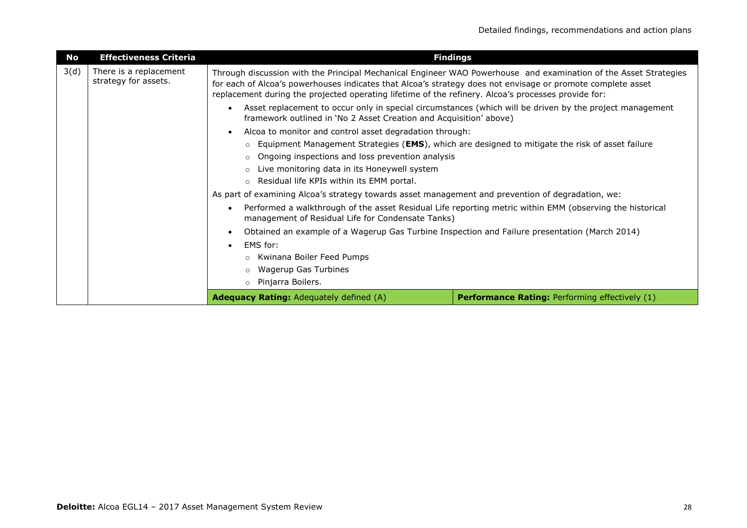| No | Effectiveness Criteria | Findings | |
|---|---|---|---|
| 3(d) | There is a replacement strategy for assets. | Through discussion with the Principal Mechanical Engineer WAO Powerhouse and examination of the Asset Strategies for each of Alcoa's powerhouses indicates that Alcoa's strategy does not envisage or promote complete asset replacement during the projected operating lifetime of the refinery. Alcoa's processes provide for:<br>• Asset replacement to occur only in special circumstances (which will be driven by the project management framework outlined in 'No 2 Asset Creation and Acquisition' above)<br>• Alcoa to monitor and control asset degradation through:<br>&nbsp;&nbsp;○ Equipment Management Strategies (**EMS**), which are designed to mitigate the risk of asset failure<br>&nbsp;&nbsp;○ Ongoing inspections and loss prevention analysis<br>&nbsp;&nbsp;○ Live monitoring data in its Honeywell system<br>&nbsp;&nbsp;○ Residual life KPIs within its EMM portal.<br>As part of examining Alcoa's strategy towards asset management and prevention of degradation, we:<br>• Performed a walkthrough of the asset Residual Life reporting metric within EMM (observing the historical management of Residual Life for Condensate Tanks)<br>• Obtained an example of a Wagerup Gas Turbine Inspection and Failure presentation (March 2014)<br>• EMS for:<br>&nbsp;&nbsp;○ Kwinana Boiler Feed Pumps<br>&nbsp;&nbsp;○ Wagerup Gas Turbines<br>&nbsp;&nbsp;○ Pinjarra Boilers. | |
| | | **Adequacy Rating:** Adequately defined (A) | **Performance Rating:** Performing effectively (1) |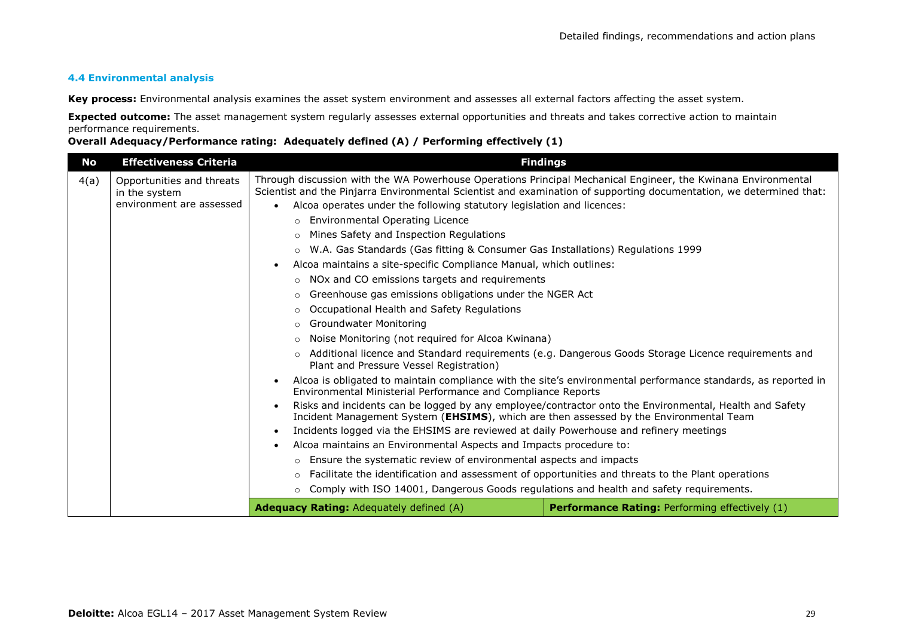### 4.4 Environmental analysis

**Key process:** Environmental analysis examines the asset system environment and assesses all external factors affecting the asset system.

**Expected outcome:** The asset management system regularly assesses external opportunities and threats and takes corrective action to maintain performance requirements.

**Overall Adequacy/Performance rating: Adequately defined (A) / Performing effectively (1)**

| No | Effectiveness Criteria | Findings | |
|---|---|---|---|
| 4(a) | Opportunities and threats in the system environment are assessed | Through discussion with the WA Powerhouse Operations Principal Mechanical Engineer, the Kwinana Environmental Scientist and the Pinjarra Environmental Scientist and examination of supporting documentation, we determined that:<br>• Alcoa operates under the following statutory legislation and licences:<br>  ○ Environmental Operating Licence<br>  ○ Mines Safety and Inspection Regulations<br>  ○ W.A. Gas Standards (Gas fitting & Consumer Gas Installations) Regulations 1999<br>• Alcoa maintains a site-specific Compliance Manual, which outlines:<br>  ○ NOx and CO emissions targets and requirements<br>  ○ Greenhouse gas emissions obligations under the NGER Act<br>  ○ Occupational Health and Safety Regulations<br>  ○ Groundwater Monitoring<br>  ○ Noise Monitoring (not required for Alcoa Kwinana)<br>  ○ Additional licence and Standard requirements (e.g. Dangerous Goods Storage Licence requirements and Plant and Pressure Vessel Registration)<br>• Alcoa is obligated to maintain compliance with the site's environmental performance standards, as reported in Environmental Ministerial Performance and Compliance Reports<br>• Risks and incidents can be logged by any employee/contractor onto the Environmental, Health and Safety Incident Management System (**EHSIMS**), which are then assessed by the Environmental Team<br>• Incidents logged via the EHSIMS are reviewed at daily Powerhouse and refinery meetings<br>• Alcoa maintains an Environmental Aspects and Impacts procedure to:<br>  ○ Ensure the systematic review of environmental aspects and impacts<br>  ○ Facilitate the identification and assessment of opportunities and threats to the Plant operations<br>  ○ Comply with ISO 14001, Dangerous Goods regulations and health and safety requirements. | |
| | | **Adequacy Rating:** Adequately defined (A) | **Performance Rating:** Performing effectively (1) |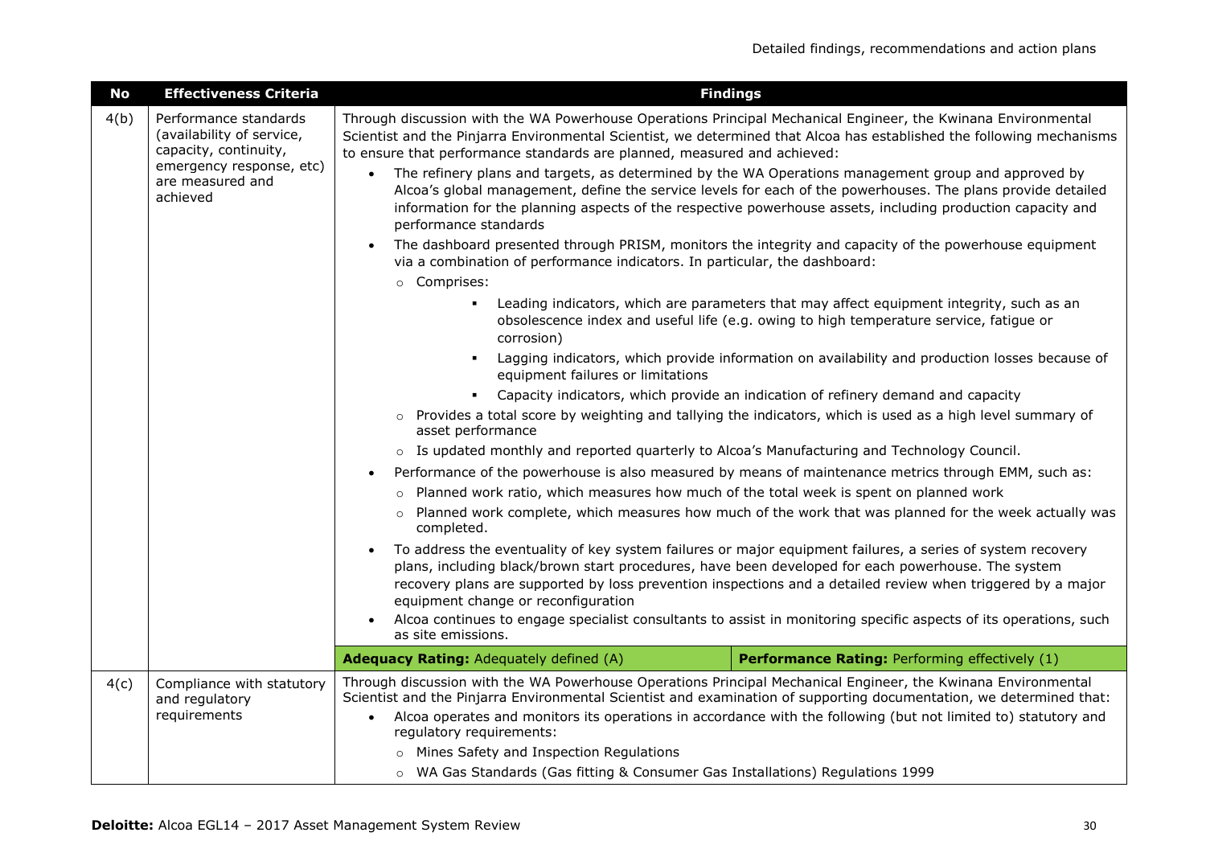| No | Effectiveness Criteria | Findings | |
|---|---|---|---|
| 4(b) | Performance standards (availability of service, capacity, continuity, emergency response, etc) are measured and achieved | Through discussion with the WA Powerhouse Operations Principal Mechanical Engineer, the Kwinana Environmental Scientist and the Pinjarra Environmental Scientist, we determined that Alcoa has established the following mechanisms to ensure that performance standards are planned, measured and achieved:<br>• The refinery plans and targets, as determined by the WA Operations management group and approved by Alcoa's global management, define the service levels for each of the powerhouses. The plans provide detailed information for the planning aspects of the respective powerhouse assets, including production capacity and performance standards<br>• The dashboard presented through PRISM, monitors the integrity and capacity of the powerhouse equipment via a combination of performance indicators. In particular, the dashboard:<br>○ Comprises:<br>▪ Leading indicators, which are parameters that may affect equipment integrity, such as an obsolescence index and useful life (e.g. owing to high temperature service, fatigue or corrosion)<br>▪ Lagging indicators, which provide information on availability and production losses because of equipment failures or limitations<br>▪ Capacity indicators, which provide an indication of refinery demand and capacity<br>○ Provides a total score by weighting and tallying the indicators, which is used as a high level summary of asset performance<br>○ Is updated monthly and reported quarterly to Alcoa's Manufacturing and Technology Council.<br>• Performance of the powerhouse is also measured by means of maintenance metrics through EMM, such as:<br>○ Planned work ratio, which measures how much of the total week is spent on planned work<br>○ Planned work complete, which measures how much of the work that was planned for the week actually was completed.<br>• To address the eventuality of key system failures or major equipment failures, a series of system recovery plans, including black/brown start procedures, have been developed for each powerhouse. The system recovery plans are supported by loss prevention inspections and a detailed review when triggered by a major equipment change or reconfiguration<br>• Alcoa continues to engage specialist consultants to assist in monitoring specific aspects of its operations, such as site emissions. | |
| | | **Adequacy Rating:** Adequately defined (A) | **Performance Rating:** Performing effectively (1) |
| 4(c) | Compliance with statutory and regulatory requirements | Through discussion with the WA Powerhouse Operations Principal Mechanical Engineer, the Kwinana Environmental Scientist and the Pinjarra Environmental Scientist and examination of supporting documentation, we determined that:<br>• Alcoa operates and monitors its operations in accordance with the following (but not limited to) statutory and regulatory requirements:<br>○ Mines Safety and Inspection Regulations<br>○ WA Gas Standards (Gas fitting & Consumer Gas Installations) Regulations 1999 | |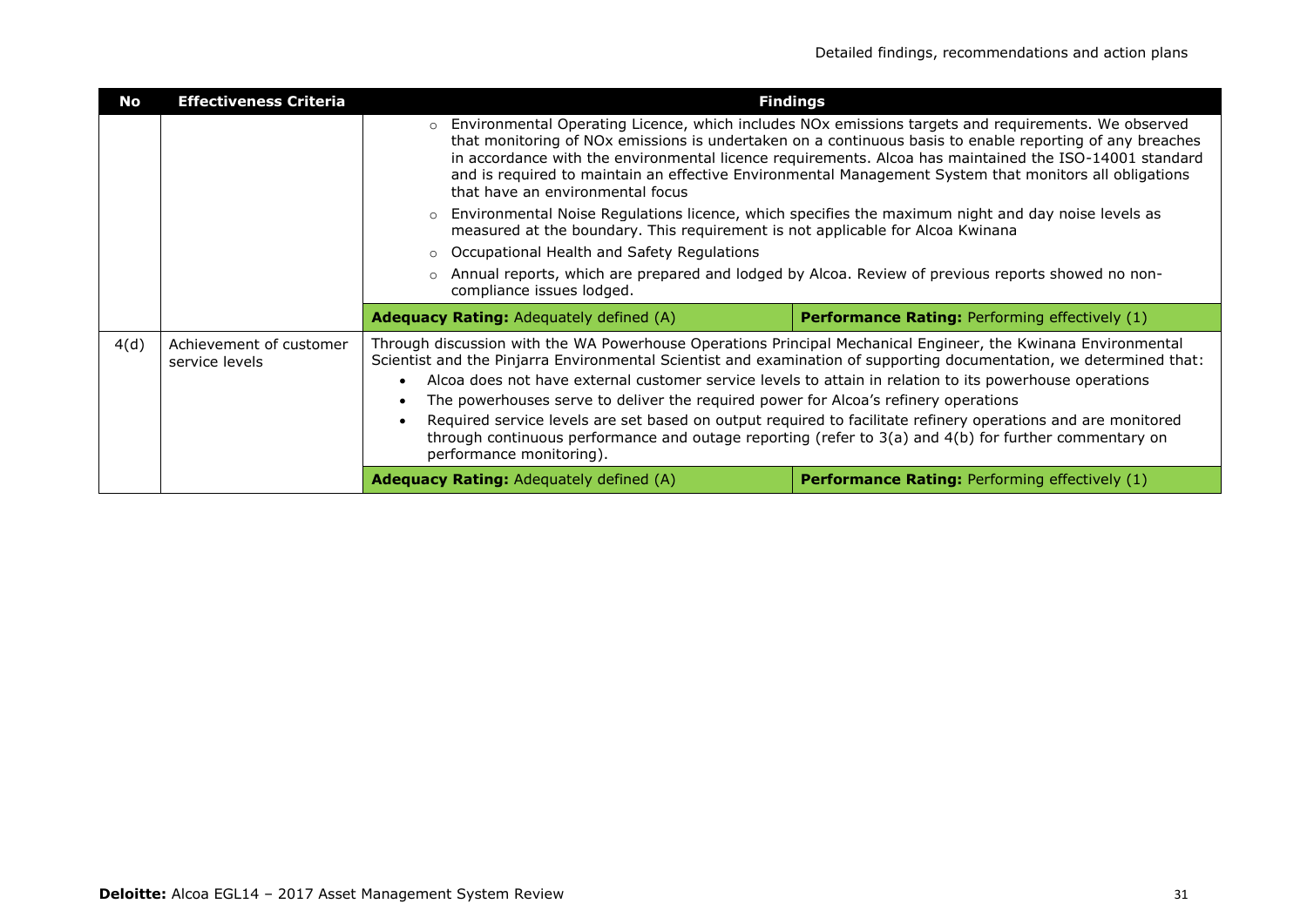| No | Effectiveness Criteria | Findings | |
|---|---|---|---|
| | | ○ Environmental Operating Licence, which includes NOx emissions targets and requirements. We observed that monitoring of NOx emissions is undertaken on a continuous basis to enable reporting of any breaches in accordance with the environmental licence requirements. Alcoa has maintained the ISO-14001 standard and is required to maintain an effective Environmental Management System that monitors all obligations that have an environmental focus<br>○ Environmental Noise Regulations licence, which specifies the maximum night and day noise levels as measured at the boundary. This requirement is not applicable for Alcoa Kwinana<br>○ Occupational Health and Safety Regulations<br>○ Annual reports, which are prepared and lodged by Alcoa. Review of previous reports showed no non-compliance issues lodged. | |
| | | **Adequacy Rating:** Adequately defined (A) | **Performance Rating:** Performing effectively (1) |
| 4(d) | Achievement of customer service levels | Through discussion with the WA Powerhouse Operations Principal Mechanical Engineer, the Kwinana Environmental Scientist and the Pinjarra Environmental Scientist and examination of supporting documentation, we determined that:<br>• Alcoa does not have external customer service levels to attain in relation to its powerhouse operations<br>• The powerhouses serve to deliver the required power for Alcoa's refinery operations<br>• Required service levels are set based on output required to facilitate refinery operations and are monitored through continuous performance and outage reporting (refer to 3(a) and 4(b) for further commentary on performance monitoring). | |
| | | **Adequacy Rating:** Adequately defined (A) | **Performance Rating:** Performing effectively (1) |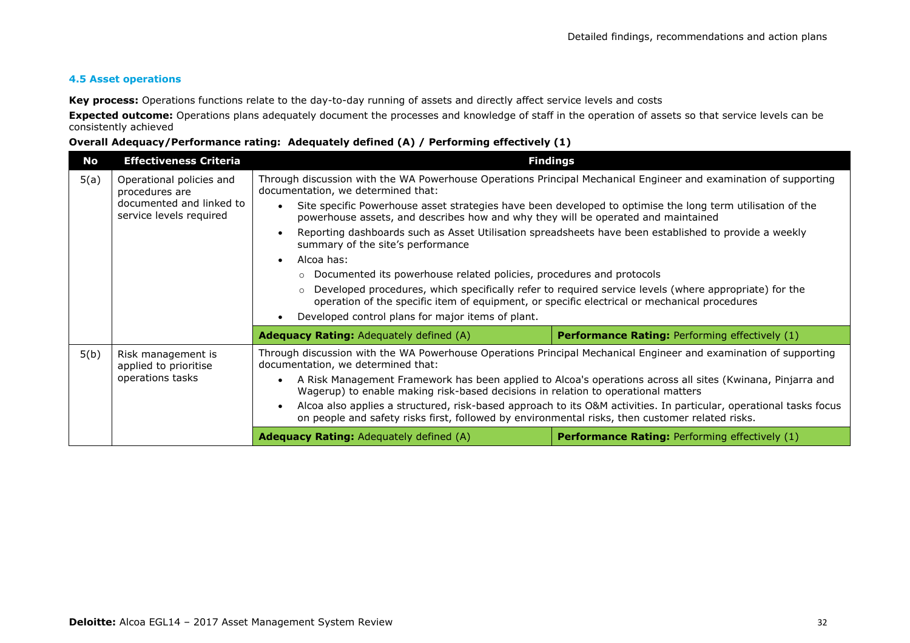### 4.5 Asset operations

**Key process:** Operations functions relate to the day-to-day running of assets and directly affect service levels and costs

**Expected outcome:** Operations plans adequately document the processes and knowledge of staff in the operation of assets so that service levels can be consistently achieved

**Overall Adequacy/Performance rating: Adequately defined (A) / Performing effectively (1)**

| No | Effectiveness Criteria | Findings | |
|---|---|---|---|
| 5(a) | Operational policies and procedures are documented and linked to service levels required | Through discussion with the WA Powerhouse Operations Principal Mechanical Engineer and examination of supporting documentation, we determined that:<br>• Site specific Powerhouse asset strategies have been developed to optimise the long term utilisation of the powerhouse assets, and describes how and why they will be operated and maintained<br>• Reporting dashboards such as Asset Utilisation spreadsheets have been established to provide a weekly summary of the site's performance<br>• Alcoa has:<br>  ○ Documented its powerhouse related policies, procedures and protocols<br>  ○ Developed procedures, which specifically refer to required service levels (where appropriate) for the operation of the specific item of equipment, or specific electrical or mechanical procedures<br>• Developed control plans for major items of plant. | |
| | | **Adequacy Rating:** Adequately defined (A) | **Performance Rating:** Performing effectively (1) |
| 5(b) | Risk management is applied to prioritise operations tasks | Through discussion with the WA Powerhouse Operations Principal Mechanical Engineer and examination of supporting documentation, we determined that:<br>• A Risk Management Framework has been applied to Alcoa's operations across all sites (Kwinana, Pinjarra and Wagerup) to enable making risk-based decisions in relation to operational matters<br>• Alcoa also applies a structured, risk-based approach to its O&M activities. In particular, operational tasks focus on people and safety risks first, followed by environmental risks, then customer related risks. | |
| | | **Adequacy Rating:** Adequately defined (A) | **Performance Rating:** Performing effectively (1) |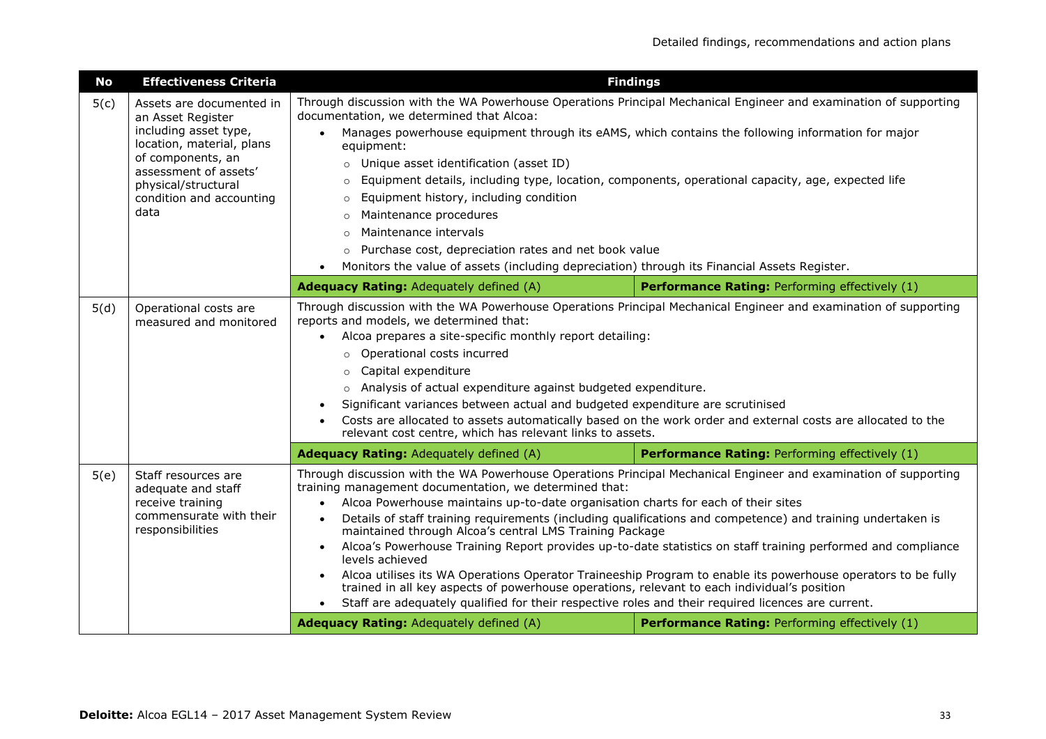| No | Effectiveness Criteria | Findings | |
|---|---|---|---|
| 5(c) | Assets are documented in an Asset Register including asset type, location, material, plans of components, an assessment of assets' physical/structural condition and accounting data | Through discussion with the WA Powerhouse Operations Principal Mechanical Engineer and examination of supporting documentation, we determined that Alcoa:<br>• Manages powerhouse equipment through its eAMS, which contains the following information for major equipment:<br>  ○ Unique asset identification (asset ID)<br>  ○ Equipment details, including type, location, components, operational capacity, age, expected life<br>  ○ Equipment history, including condition<br>  ○ Maintenance procedures<br>  ○ Maintenance intervals<br>  ○ Purchase cost, depreciation rates and net book value<br>• Monitors the value of assets (including depreciation) through its Financial Assets Register. | |
| | | **Adequacy Rating:** Adequately defined (A) | **Performance Rating:** Performing effectively (1) |
| 5(d) | Operational costs are measured and monitored | Through discussion with the WA Powerhouse Operations Principal Mechanical Engineer and examination of supporting reports and models, we determined that:<br>• Alcoa prepares a site-specific monthly report detailing:<br>  ○ Operational costs incurred<br>  ○ Capital expenditure<br>  ○ Analysis of actual expenditure against budgeted expenditure.<br>• Significant variances between actual and budgeted expenditure are scrutinised<br>• Costs are allocated to assets automatically based on the work order and external costs are allocated to the relevant cost centre, which has relevant links to assets. | |
| | | **Adequacy Rating:** Adequately defined (A) | **Performance Rating:** Performing effectively (1) |
| 5(e) | Staff resources are adequate and staff receive training commensurate with their responsibilities | Through discussion with the WA Powerhouse Operations Principal Mechanical Engineer and examination of supporting training management documentation, we determined that:<br>• Alcoa Powerhouse maintains up-to-date organisation charts for each of their sites<br>• Details of staff training requirements (including qualifications and competence) and training undertaken is maintained through Alcoa's central LMS Training Package<br>• Alcoa's Powerhouse Training Report provides up-to-date statistics on staff training performed and compliance levels achieved<br>• Alcoa utilises its WA Operations Operator Traineeship Program to enable its powerhouse operators to be fully trained in all key aspects of powerhouse operations, relevant to each individual's position<br>• Staff are adequately qualified for their respective roles and their required licences are current. | |
| | | **Adequacy Rating:** Adequately defined (A) | **Performance Rating:** Performing effectively (1) |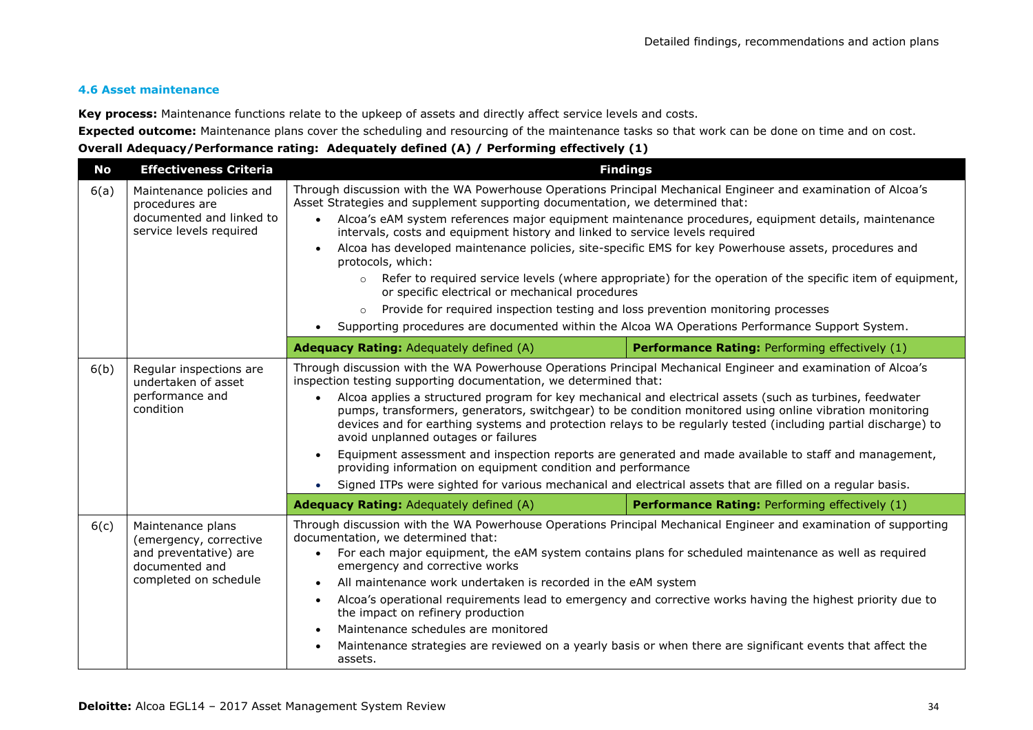### 4.6 Asset maintenance

**Key process:** Maintenance functions relate to the upkeep of assets and directly affect service levels and costs.

**Expected outcome:** Maintenance plans cover the scheduling and resourcing of the maintenance tasks so that work can be done on time and on cost.

**Overall Adequacy/Performance rating: Adequately defined (A) / Performing effectively (1)**

| No | Effectiveness Criteria | Findings | |
|---|---|---|---|
| 6(a) | Maintenance policies and procedures are documented and linked to service levels required | Through discussion with the WA Powerhouse Operations Principal Mechanical Engineer and examination of Alcoa's Asset Strategies and supplement supporting documentation, we determined that:<br>• Alcoa's eAM system references major equipment maintenance procedures, equipment details, maintenance intervals, costs and equipment history and linked to service levels required<br>• Alcoa has developed maintenance policies, site-specific EMS for key Powerhouse assets, procedures and protocols, which:<br>&nbsp;&nbsp;&nbsp;&nbsp;○ Refer to required service levels (where appropriate) for the operation of the specific item of equipment, or specific electrical or mechanical procedures<br>&nbsp;&nbsp;&nbsp;&nbsp;○ Provide for required inspection testing and loss prevention monitoring processes<br>• Supporting procedures are documented within the Alcoa WA Operations Performance Support System. | |
| | | **Adequacy Rating:** Adequately defined (A) | **Performance Rating:** Performing effectively (1) |
| 6(b) | Regular inspections are undertaken of asset performance and condition | Through discussion with the WA Powerhouse Operations Principal Mechanical Engineer and examination of Alcoa's inspection testing supporting documentation, we determined that:<br>• Alcoa applies a structured program for key mechanical and electrical assets (such as turbines, feedwater pumps, transformers, generators, switchgear) to be condition monitored using online vibration monitoring devices and for earthing systems and protection relays to be regularly tested (including partial discharge) to avoid unplanned outages or failures<br>• Equipment assessment and inspection reports are generated and made available to staff and management, providing information on equipment condition and performance<br>• Signed ITPs were sighted for various mechanical and electrical assets that are filled on a regular basis. | |
| | | **Adequacy Rating:** Adequately defined (A) | **Performance Rating:** Performing effectively (1) |
| 6(c) | Maintenance plans (emergency, corrective and preventative) are documented and completed on schedule | Through discussion with the WA Powerhouse Operations Principal Mechanical Engineer and examination of supporting documentation, we determined that:<br>• For each major equipment, the eAM system contains plans for scheduled maintenance as well as required emergency and corrective works<br>• All maintenance work undertaken is recorded in the eAM system<br>• Alcoa's operational requirements lead to emergency and corrective works having the highest priority due to the impact on refinery production<br>• Maintenance schedules are monitored<br>• Maintenance strategies are reviewed on a yearly basis or when there are significant events that affect the assets. | |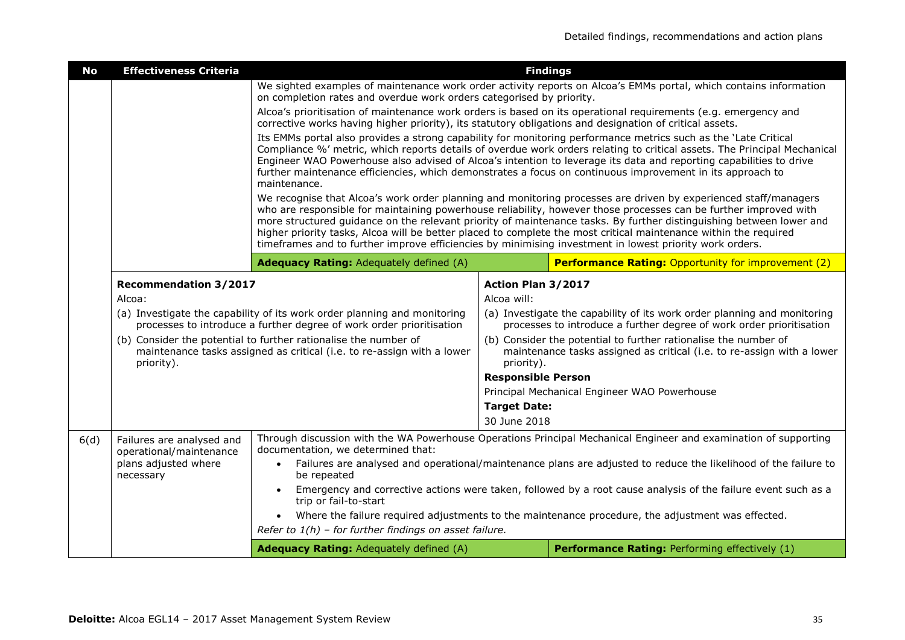| No | Effectiveness Criteria | Findings | |
|---|---|---|---|
| | | We sighted examples of maintenance work order activity reports on Alcoa's EMMs portal, which contains information on completion rates and overdue work orders categorised by priority.<br><br>Alcoa's prioritisation of maintenance work orders is based on its operational requirements (e.g. emergency and corrective works having higher priority), its statutory obligations and designation of critical assets.<br><br>Its EMMs portal also provides a strong capability for monitoring performance metrics such as the 'Late Critical Compliance %' metric, which reports details of overdue work orders relating to critical assets. The Principal Mechanical Engineer WAO Powerhouse also advised of Alcoa's intention to leverage its data and reporting capabilities to drive further maintenance efficiencies, which demonstrates a focus on continuous improvement in its approach to maintenance.<br><br>We recognise that Alcoa's work order planning and monitoring processes are driven by experienced staff/managers who are responsible for maintaining powerhouse reliability, however those processes can be further improved with more structured guidance on the relevant priority of maintenance tasks. By further distinguishing between lower and higher priority tasks, Alcoa will be better placed to complete the most critical maintenance within the required timeframes and to further improve efficiencies by minimising investment in lowest priority work orders. | |
| | | **Adequacy Rating:** Adequately defined (A) | **Performance Rating:** Opportunity for improvement (2) |
| | **Recommendation 3/2017**<br>Alcoa:<br>(a) Investigate the capability of its work order planning and monitoring processes to introduce a further degree of work order prioritisation<br>(b) Consider the potential to further rationalise the number of maintenance tasks assigned as critical (i.e. to re-assign with a lower priority). | | **Action Plan 3/2017**<br>Alcoa will:<br>(a) Investigate the capability of its work order planning and monitoring processes to introduce a further degree of work order prioritisation<br>(b) Consider the potential to further rationalise the number of maintenance tasks assigned as critical (i.e. to re-assign with a lower priority).<br>**Responsible Person**<br>Principal Mechanical Engineer WAO Powerhouse<br>**Target Date:**<br>30 June 2018 |
| 6(d) | Failures are analysed and operational/maintenance plans adjusted where necessary | Through discussion with the WA Powerhouse Operations Principal Mechanical Engineer and examination of supporting documentation, we determined that:<br>• Failures are analysed and operational/maintenance plans are adjusted to reduce the likelihood of the failure to be repeated<br>• Emergency and corrective actions were taken, followed by a root cause analysis of the failure event such as a trip or fail-to-start<br>• Where the failure required adjustments to the maintenance procedure, the adjustment was effected.<br>*Refer to 1(h) – for further findings on asset failure.* | |
| | | **Adequacy Rating:** Adequately defined (A) | **Performance Rating:** Performing effectively (1) |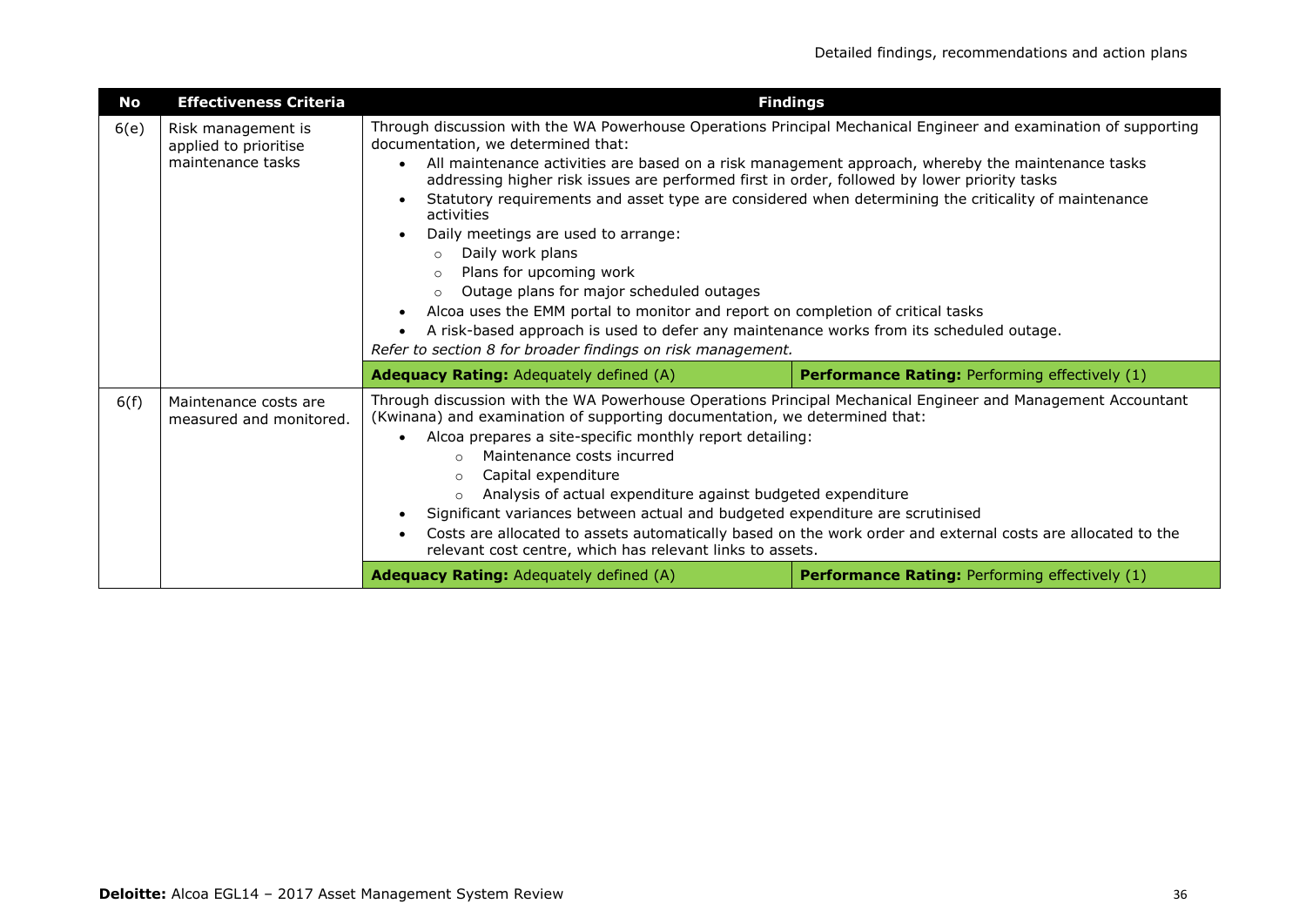| No | Effectiveness Criteria | Findings | |
|---|---|---|---|
| 6(e) | Risk management is applied to prioritise maintenance tasks | Through discussion with the WA Powerhouse Operations Principal Mechanical Engineer and examination of supporting documentation, we determined that:<br>• All maintenance activities are based on a risk management approach, whereby the maintenance tasks addressing higher risk issues are performed first in order, followed by lower priority tasks<br>• Statutory requirements and asset type are considered when determining the criticality of maintenance activities<br>• Daily meetings are used to arrange:<br>&nbsp;&nbsp;○ Daily work plans<br>&nbsp;&nbsp;○ Plans for upcoming work<br>&nbsp;&nbsp;○ Outage plans for major scheduled outages<br>• Alcoa uses the EMM portal to monitor and report on completion of critical tasks<br>• A risk-based approach is used to defer any maintenance works from its scheduled outage.<br>*Refer to section 8 for broader findings on risk management.* | |
| | | **Adequacy Rating:** Adequately defined (A) | **Performance Rating:** Performing effectively (1) |
| 6(f) | Maintenance costs are measured and monitored. | Through discussion with the WA Powerhouse Operations Principal Mechanical Engineer and Management Accountant (Kwinana) and examination of supporting documentation, we determined that:<br>• Alcoa prepares a site-specific monthly report detailing:<br>&nbsp;&nbsp;○ Maintenance costs incurred<br>&nbsp;&nbsp;○ Capital expenditure<br>&nbsp;&nbsp;○ Analysis of actual expenditure against budgeted expenditure<br>• Significant variances between actual and budgeted expenditure are scrutinised<br>• Costs are allocated to assets automatically based on the work order and external costs are allocated to the relevant cost centre, which has relevant links to assets. | |
| | | **Adequacy Rating:** Adequately defined (A) | **Performance Rating:** Performing effectively (1) |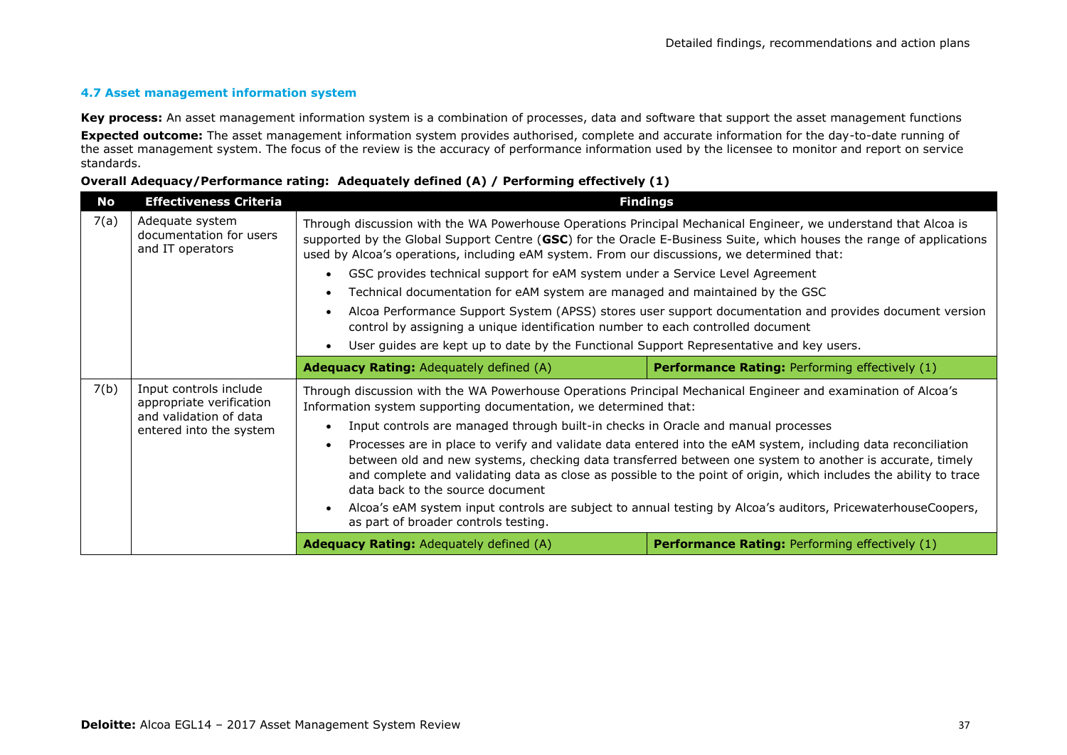### 4.7 Asset management information system

**Key process:** An asset management information system is a combination of processes, data and software that support the asset management functions

**Expected outcome:** The asset management information system provides authorised, complete and accurate information for the day-to-date running of the asset management system. The focus of the review is the accuracy of performance information used by the licensee to monitor and report on service standards.

**Overall Adequacy/Performance rating: Adequately defined (A) / Performing effectively (1)**

| No | Effectiveness Criteria | Findings | |
|---|---|---|---|
| 7(a) | Adequate system documentation for users and IT operators | Through discussion with the WA Powerhouse Operations Principal Mechanical Engineer, we understand that Alcoa is supported by the Global Support Centre (**GSC**) for the Oracle E-Business Suite, which houses the range of applications used by Alcoa's operations, including eAM system. From our discussions, we determined that:<br>• GSC provides technical support for eAM system under a Service Level Agreement<br>• Technical documentation for eAM system are managed and maintained by the GSC<br>• Alcoa Performance Support System (APSS) stores user support documentation and provides document version control by assigning a unique identification number to each controlled document<br>• User guides are kept up to date by the Functional Support Representative and key users. | |
| | | **Adequacy Rating:** Adequately defined (A) | **Performance Rating:** Performing effectively (1) |
| 7(b) | Input controls include appropriate verification and validation of data entered into the system | Through discussion with the WA Powerhouse Operations Principal Mechanical Engineer and examination of Alcoa's Information system supporting documentation, we determined that:<br>• Input controls are managed through built-in checks in Oracle and manual processes<br>• Processes are in place to verify and validate data entered into the eAM system, including data reconciliation between old and new systems, checking data transferred between one system to another is accurate, timely and complete and validating data as close as possible to the point of origin, which includes the ability to trace data back to the source document<br>• Alcoa's eAM system input controls are subject to annual testing by Alcoa's auditors, PricewaterhouseCoopers, as part of broader controls testing. | |
| | | **Adequacy Rating:** Adequately defined (A) | **Performance Rating:** Performing effectively (1) |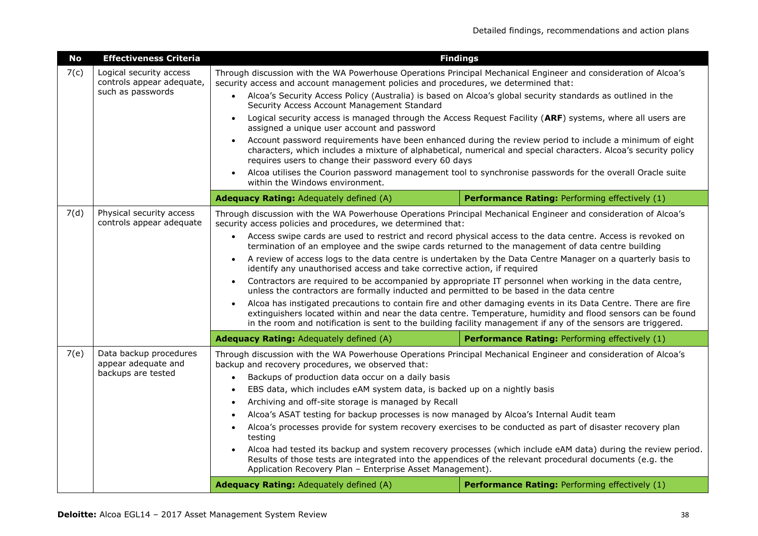| No | Effectiveness Criteria | Findings | |
|---|---|---|---|
| 7(c) | Logical security access controls appear adequate, such as passwords | Through discussion with the WA Powerhouse Operations Principal Mechanical Engineer and consideration of Alcoa's security access and account management policies and procedures, we determined that:<br>• Alcoa's Security Access Policy (Australia) is based on Alcoa's global security standards as outlined in the Security Access Account Management Standard<br>• Logical security access is managed through the Access Request Facility (**ARF**) systems, where all users are assigned a unique user account and password<br>• Account password requirements have been enhanced during the review period to include a minimum of eight characters, which includes a mixture of alphabetical, numerical and special characters. Alcoa's security policy requires users to change their password every 60 days<br>• Alcoa utilises the Courion password management tool to synchronise passwords for the overall Oracle suite within the Windows environment. | |
| | | **Adequacy Rating:** Adequately defined (A) | **Performance Rating:** Performing effectively (1) |
| 7(d) | Physical security access controls appear adequate | Through discussion with the WA Powerhouse Operations Principal Mechanical Engineer and consideration of Alcoa's security access policies and procedures, we determined that:<br>• Access swipe cards are used to restrict and record physical access to the data centre. Access is revoked on termination of an employee and the swipe cards returned to the management of data centre building<br>• A review of access logs to the data centre is undertaken by the Data Centre Manager on a quarterly basis to identify any unauthorised access and take corrective action, if required<br>• Contractors are required to be accompanied by appropriate IT personnel when working in the data centre, unless the contractors are formally inducted and permitted to be based in the data centre<br>• Alcoa has instigated precautions to contain fire and other damaging events in its Data Centre. There are fire extinguishers located within and near the data centre. Temperature, humidity and flood sensors can be found in the room and notification is sent to the building facility management if any of the sensors are triggered. | |
| | | **Adequacy Rating:** Adequately defined (A) | **Performance Rating:** Performing effectively (1) |
| 7(e) | Data backup procedures appear adequate and backups are tested | Through discussion with the WA Powerhouse Operations Principal Mechanical Engineer and consideration of Alcoa's backup and recovery procedures, we observed that:<br>• Backups of production data occur on a daily basis<br>• EBS data, which includes eAM system data, is backed up on a nightly basis<br>• Archiving and off-site storage is managed by Recall<br>• Alcoa's ASAT testing for backup processes is now managed by Alcoa's Internal Audit team<br>• Alcoa's processes provide for system recovery exercises to be conducted as part of disaster recovery plan testing<br>• Alcoa had tested its backup and system recovery processes (which include eAM data) during the review period. Results of those tests are integrated into the appendices of the relevant procedural documents (e.g. the Application Recovery Plan – Enterprise Asset Management). | |
| | | **Adequacy Rating:** Adequately defined (A) | **Performance Rating:** Performing effectively (1) |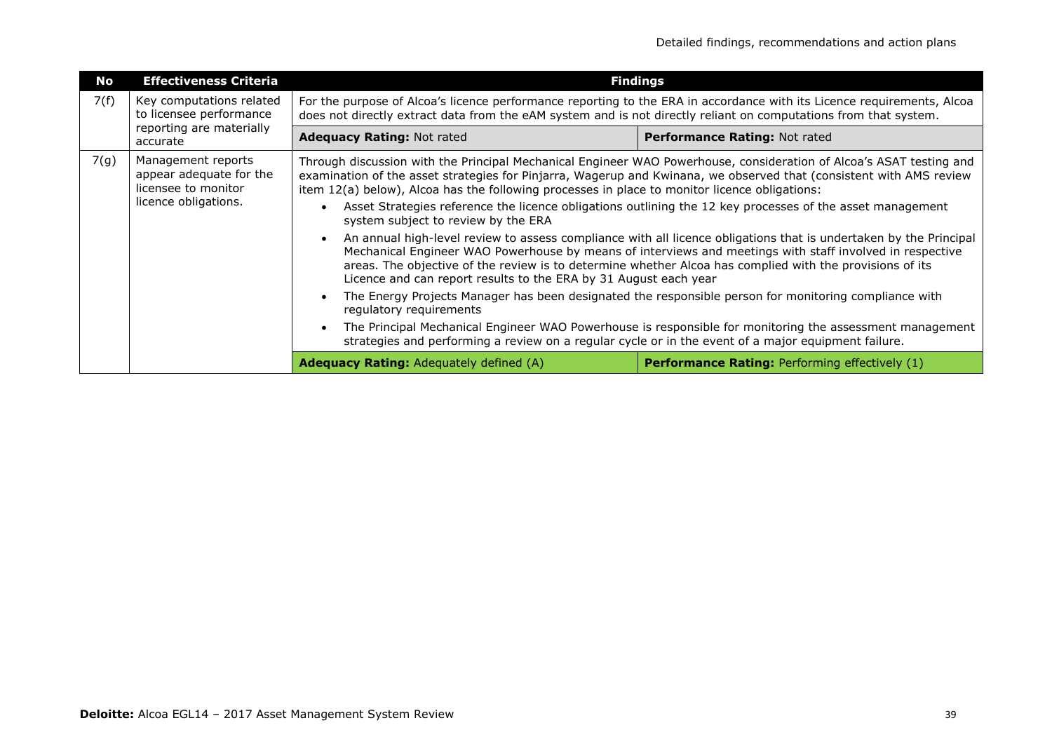| No | Effectiveness Criteria | Findings | |
|---|---|---|---|
| 7(f) | Key computations related to licensee performance reporting are materially accurate | For the purpose of Alcoa's licence performance reporting to the ERA in accordance with its Licence requirements, Alcoa does not directly extract data from the eAM system and is not directly reliant on computations from that system. | |
| | | **Adequacy Rating:** Not rated | **Performance Rating:** Not rated |
| 7(g) | Management reports appear adequate for the licensee to monitor licence obligations. | Through discussion with the Principal Mechanical Engineer WAO Powerhouse, consideration of Alcoa's ASAT testing and examination of the asset strategies for Pinjarra, Wagerup and Kwinana, we observed that (consistent with AMS review item 12(a) below), Alcoa has the following processes in place to monitor licence obligations:<br>• Asset Strategies reference the licence obligations outlining the 12 key processes of the asset management system subject to review by the ERA<br>• An annual high-level review to assess compliance with all licence obligations that is undertaken by the Principal Mechanical Engineer WAO Powerhouse by means of interviews and meetings with staff involved in respective areas. The objective of the review is to determine whether Alcoa has complied with the provisions of its Licence and can report results to the ERA by 31 August each year<br>• The Energy Projects Manager has been designated the responsible person for monitoring compliance with regulatory requirements<br>• The Principal Mechanical Engineer WAO Powerhouse is responsible for monitoring the assessment management strategies and performing a review on a regular cycle or in the event of a major equipment failure. | |
| | | **Adequacy Rating:** Adequately defined (A) | **Performance Rating:** Performing effectively (1) |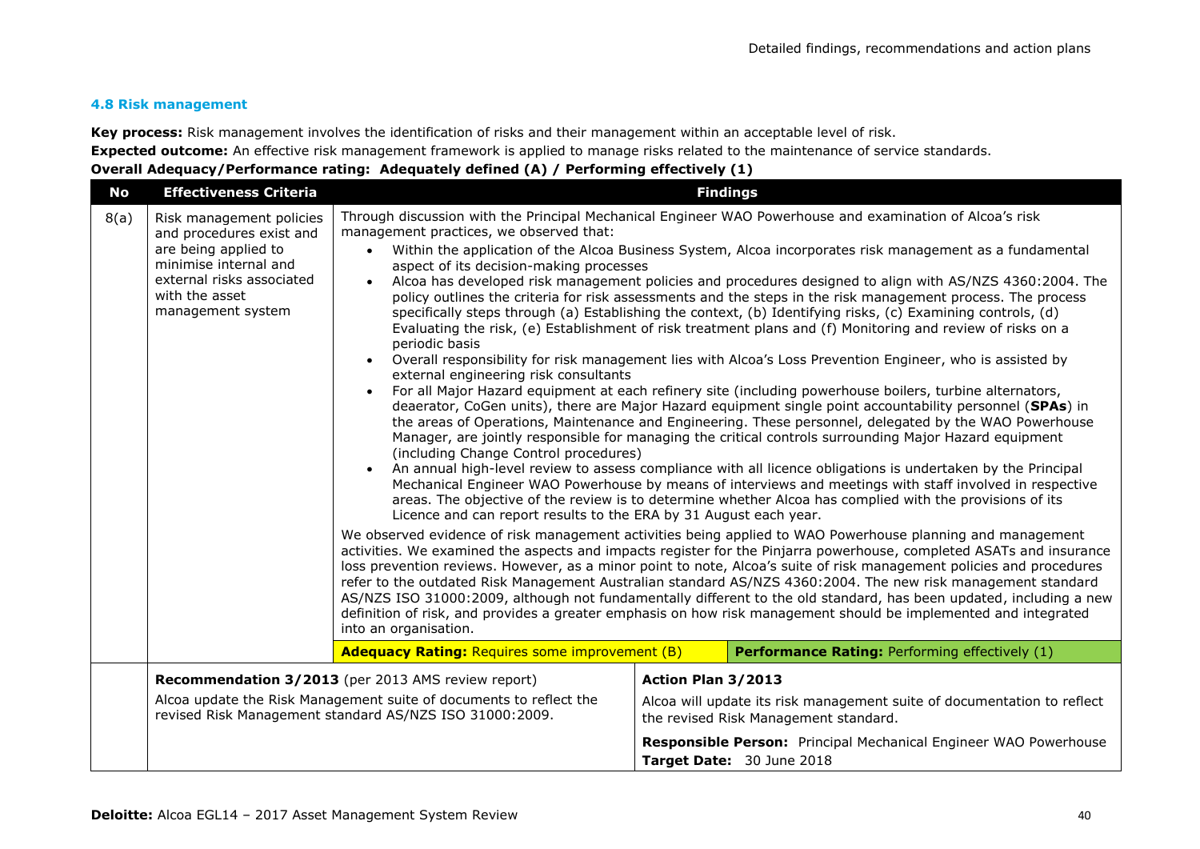### 4.8 Risk management

**Key process:** Risk management involves the identification of risks and their management within an acceptable level of risk.

**Expected outcome:** An effective risk management framework is applied to manage risks related to the maintenance of service standards.

**Overall Adequacy/Performance rating: Adequately defined (A) / Performing effectively (1)**

| No | Effectiveness Criteria | Findings |
|---|---|---|
| 8(a) | Risk management policies and procedures exist and are being applied to minimise internal and external risks associated with the asset management system | Through discussion with the Principal Mechanical Engineer WAO Powerhouse and examination of Alcoa's risk management practices, we observed that:<br>• Within the application of the Alcoa Business System, Alcoa incorporates risk management as a fundamental aspect of its decision-making processes<br>• Alcoa has developed risk management policies and procedures designed to align with AS/NZS 4360:2004. The policy outlines the criteria for risk assessments and the steps in the risk management process. The process specifically steps through (a) Establishing the context, (b) Identifying risks, (c) Examining controls, (d) Evaluating the risk, (e) Establishment of risk treatment plans and (f) Monitoring and review of risks on a periodic basis<br>• Overall responsibility for risk management lies with Alcoa's Loss Prevention Engineer, who is assisted by external engineering risk consultants<br>• For all Major Hazard equipment at each refinery site (including powerhouse boilers, turbine alternators, deaerator, CoGen units), there are Major Hazard equipment single point accountability personnel (**SPAs**) in the areas of Operations, Maintenance and Engineering. These personnel, delegated by the WAO Powerhouse Manager, are jointly responsible for managing the critical controls surrounding Major Hazard equipment (including Change Control procedures)<br>• An annual high-level review to assess compliance with all licence obligations is undertaken by the Principal Mechanical Engineer WAO Powerhouse by means of interviews and meetings with staff involved in respective areas. The objective of the review is to determine whether Alcoa has complied with the provisions of its Licence and can report results to the ERA by 31 August each year.<br><br>We observed evidence of risk management activities being applied to WAO Powerhouse planning and management activities. We examined the aspects and impacts register for the Pinjarra powerhouse, completed ASATs and insurance loss prevention reviews. However, as a minor point to note, Alcoa's suite of risk management policies and procedures refer to the outdated Risk Management Australian standard AS/NZS 4360:2004. The new risk management standard AS/NZS ISO 31000:2009, although not fundamentally different to the old standard, has been updated, including a new definition of risk, and provides a greater emphasis on how risk management should be implemented and integrated into an organisation. |
| | | **Adequacy Rating:** Requires some improvement (B) — **Performance Rating:** Performing effectively (1) |

| Recommendation | Action Plan |
|---|---|
| **Recommendation 3/2013** (per 2013 AMS review report)<br>Alcoa update the Risk Management suite of documents to reflect the revised Risk Management standard AS/NZS ISO 31000:2009. | **Action Plan 3/2013**<br>Alcoa will update its risk management suite of documentation to reflect the revised Risk Management standard.<br>**Responsible Person:** Principal Mechanical Engineer WAO Powerhouse<br>**Target Date:** 30 June 2018 |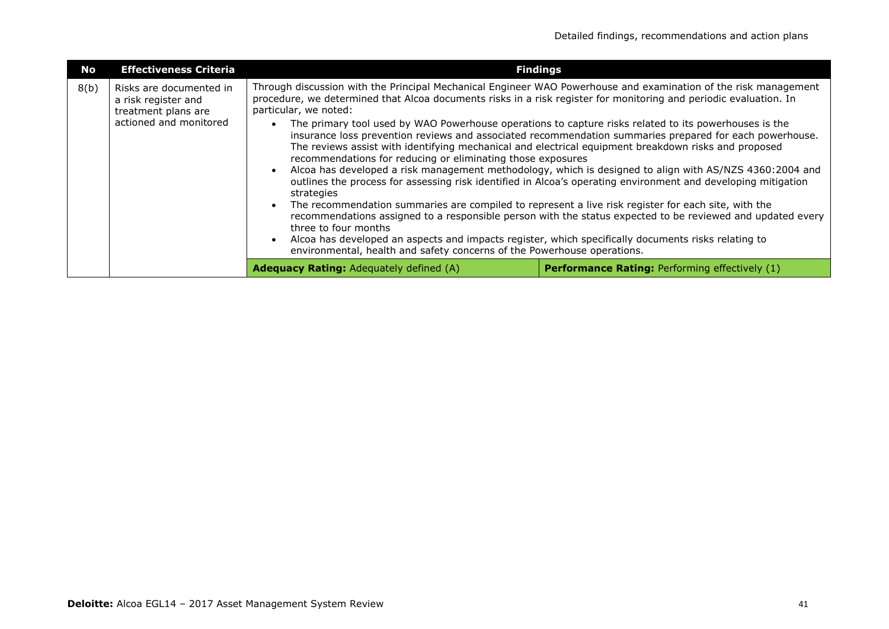| No | Effectiveness Criteria | Findings | |
|---|---|---|---|
| 8(b) | Risks are documented in a risk register and treatment plans are actioned and monitored | Through discussion with the Principal Mechanical Engineer WAO Powerhouse and examination of the risk management procedure, we determined that Alcoa documents risks in a risk register for monitoring and periodic evaluation. In particular, we noted:<br>• The primary tool used by WAO Powerhouse operations to capture risks related to its powerhouses is the insurance loss prevention reviews and associated recommendation summaries prepared for each powerhouse. The reviews assist with identifying mechanical and electrical equipment breakdown risks and proposed recommendations for reducing or eliminating those exposures<br>• Alcoa has developed a risk management methodology, which is designed to align with AS/NZS 4360:2004 and outlines the process for assessing risk identified in Alcoa's operating environment and developing mitigation strategies<br>• The recommendation summaries are compiled to represent a live risk register for each site, with the recommendations assigned to a responsible person with the status expected to be reviewed and updated every three to four months<br>• Alcoa has developed an aspects and impacts register, which specifically documents risks relating to environmental, health and safety concerns of the Powerhouse operations. | |
| | | **Adequacy Rating:** Adequately defined (A) | **Performance Rating:** Performing effectively (1) |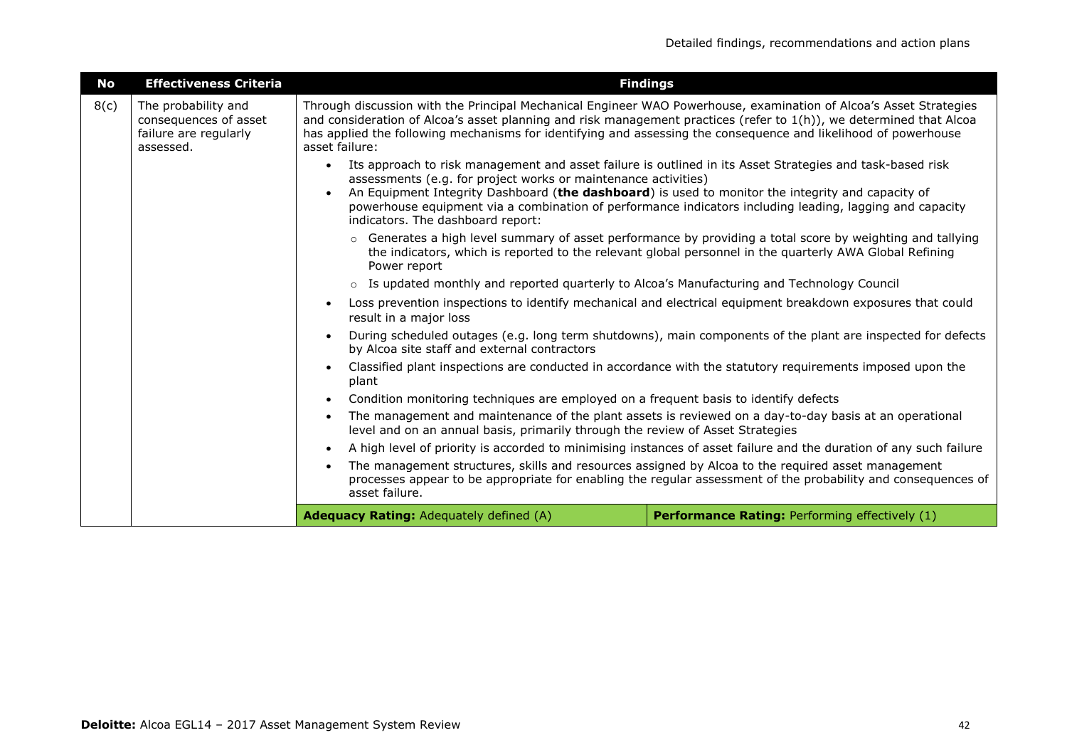| No | Effectiveness Criteria | Findings | |
|---|---|---|---|
| 8(c) | The probability and consequences of asset failure are regularly assessed. | Through discussion with the Principal Mechanical Engineer WAO Powerhouse, examination of Alcoa's Asset Strategies and consideration of Alcoa's asset planning and risk management practices (refer to 1(h)), we determined that Alcoa has applied the following mechanisms for identifying and assessing the consequence and likelihood of powerhouse asset failure:<br><br>• Its approach to risk management and asset failure is outlined in its Asset Strategies and task-based risk assessments (e.g. for project works or maintenance activities)<br>• An Equipment Integrity Dashboard (**the dashboard**) is used to monitor the integrity and capacity of powerhouse equipment via a combination of performance indicators including leading, lagging and capacity indicators. The dashboard report:<br>  ○ Generates a high level summary of asset performance by providing a total score by weighting and tallying the indicators, which is reported to the relevant global personnel in the quarterly AWA Global Refining Power report<br>  ○ Is updated monthly and reported quarterly to Alcoa's Manufacturing and Technology Council<br>• Loss prevention inspections to identify mechanical and electrical equipment breakdown exposures that could result in a major loss<br>• During scheduled outages (e.g. long term shutdowns), main components of the plant are inspected for defects by Alcoa site staff and external contractors<br>• Classified plant inspections are conducted in accordance with the statutory requirements imposed upon the plant<br>• Condition monitoring techniques are employed on a frequent basis to identify defects<br>• The management and maintenance of the plant assets is reviewed on a day-to-day basis at an operational level and on an annual basis, primarily through the review of Asset Strategies<br>• A high level of priority is accorded to minimising instances of asset failure and the duration of any such failure<br>• The management structures, skills and resources assigned by Alcoa to the required asset management processes appear to be appropriate for enabling the regular assessment of the probability and consequences of asset failure. | |
| | | **Adequacy Rating:** Adequately defined (A) | **Performance Rating:** Performing effectively (1) |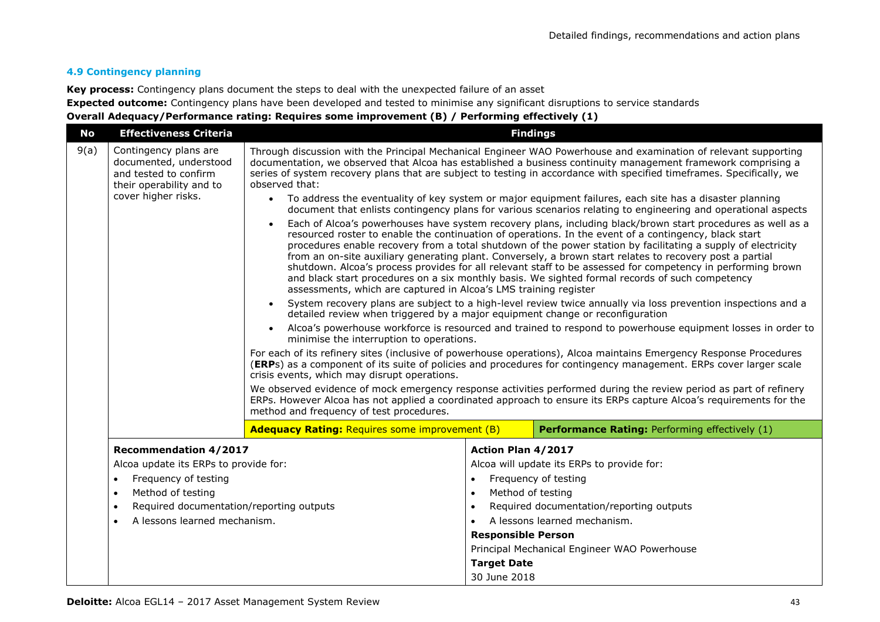### 4.9 Contingency planning

**Key process:** Contingency plans document the steps to deal with the unexpected failure of an asset

**Expected outcome:** Contingency plans have been developed and tested to minimise any significant disruptions to service standards

**Overall Adequacy/Performance rating: Requires some improvement (B) / Performing effectively (1)**

| No | Effectiveness Criteria | Findings |
|---|---|---|
| 9(a) | Contingency plans are documented, understood and tested to confirm their operability and to cover higher risks. | Through discussion with the Principal Mechanical Engineer WAO Powerhouse and examination of relevant supporting documentation, we observed that Alcoa has established a business continuity management framework comprising a series of system recovery plans that are subject to testing in accordance with specified timeframes. Specifically, we observed that:<br>• To address the eventuality of key system or major equipment failures, each site has a disaster planning document that enlists contingency plans for various scenarios relating to engineering and operational aspects<br>• Each of Alcoa's powerhouses have system recovery plans, including black/brown start procedures as well as a resourced roster to enable the continuation of operations. In the event of a contingency, black start procedures enable recovery from a total shutdown of the power station by facilitating a supply of electricity from an on-site auxiliary generating plant. Conversely, a brown start relates to recovery post a partial shutdown. Alcoa's process provides for all relevant staff to be assessed for competency in performing brown and black start procedures on a six monthly basis. We sighted formal records of such competency assessments, which are captured in Alcoa's LMS training register<br>• System recovery plans are subject to a high-level review twice annually via loss prevention inspections and a detailed review when triggered by a major equipment change or reconfiguration<br>• Alcoa's powerhouse workforce is resourced and trained to respond to powerhouse equipment losses in order to minimise the interruption to operations.<br><br>For each of its refinery sites (inclusive of powerhouse operations), Alcoa maintains Emergency Response Procedures (**ERP**s) as a component of its suite of policies and procedures for contingency management. ERPs cover larger scale crisis events, which may disrupt operations.<br><br>We observed evidence of mock emergency response activities performed during the review period as part of refinery ERPs. However Alcoa has not applied a coordinated approach to ensure its ERPs capture Alcoa's requirements for the method and frequency of test procedures.<br><br>**Adequacy Rating:** Requires some improvement (B) / **Performance Rating:** Performing effectively (1) |

| Recommendation 4/2017 | Action Plan 4/2017 |
|---|---|
| Alcoa update its ERPs to provide for:<br>• Frequency of testing<br>• Method of testing<br>• Required documentation/reporting outputs<br>• A lessons learned mechanism. | Alcoa will update its ERPs to provide for:<br>• Frequency of testing<br>• Method of testing<br>• Required documentation/reporting outputs<br>• A lessons learned mechanism.<br>**Responsible Person**<br>Principal Mechanical Engineer WAO Powerhouse<br>**Target Date**<br>30 June 2018 |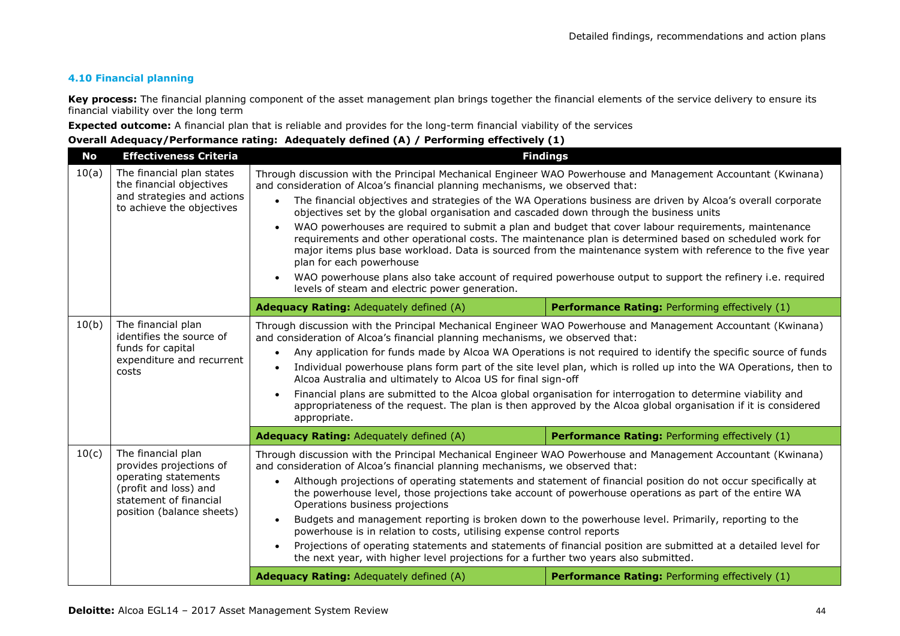### 4.10 Financial planning

**Key process:** The financial planning component of the asset management plan brings together the financial elements of the service delivery to ensure its financial viability over the long term

**Expected outcome:** A financial plan that is reliable and provides for the long-term financial viability of the services

**Overall Adequacy/Performance rating: Adequately defined (A) / Performing effectively (1)**

| No | Effectiveness Criteria | Findings | |
|---|---|---|---|
| 10(a) | The financial plan states the financial objectives and strategies and actions to achieve the objectives | Through discussion with the Principal Mechanical Engineer WAO Powerhouse and Management Accountant (Kwinana) and consideration of Alcoa's financial planning mechanisms, we observed that:<br>• The financial objectives and strategies of the WA Operations business are driven by Alcoa's overall corporate objectives set by the global organisation and cascaded down through the business units<br>• WAO powerhouses are required to submit a plan and budget that cover labour requirements, maintenance requirements and other operational costs. The maintenance plan is determined based on scheduled work for major items plus base workload. Data is sourced from the maintenance system with reference to the five year plan for each powerhouse<br>• WAO powerhouse plans also take account of required powerhouse output to support the refinery i.e. required levels of steam and electric power generation. | |
| | | **Adequacy Rating:** Adequately defined (A) | **Performance Rating:** Performing effectively (1) |
| 10(b) | The financial plan identifies the source of funds for capital expenditure and recurrent costs | Through discussion with the Principal Mechanical Engineer WAO Powerhouse and Management Accountant (Kwinana) and consideration of Alcoa's financial planning mechanisms, we observed that:<br>• Any application for funds made by Alcoa WA Operations is not required to identify the specific source of funds<br>• Individual powerhouse plans form part of the site level plan, which is rolled up into the WA Operations, then to Alcoa Australia and ultimately to Alcoa US for final sign-off<br>• Financial plans are submitted to the Alcoa global organisation for interrogation to determine viability and appropriateness of the request. The plan is then approved by the Alcoa global organisation if it is considered appropriate. | |
| | | **Adequacy Rating:** Adequately defined (A) | **Performance Rating:** Performing effectively (1) |
| 10(c) | The financial plan provides projections of operating statements (profit and loss) and statement of financial position (balance sheets) | Through discussion with the Principal Mechanical Engineer WAO Powerhouse and Management Accountant (Kwinana) and consideration of Alcoa's financial planning mechanisms, we observed that:<br>• Although projections of operating statements and statement of financial position do not occur specifically at the powerhouse level, those projections take account of powerhouse operations as part of the entire WA Operations business projections<br>• Budgets and management reporting is broken down to the powerhouse level. Primarily, reporting to the powerhouse is in relation to costs, utilising expense control reports<br>• Projections of operating statements and statements of financial position are submitted at a detailed level for the next year, with higher level projections for a further two years also submitted. | |
| | | **Adequacy Rating:** Adequately defined (A) | **Performance Rating:** Performing effectively (1) |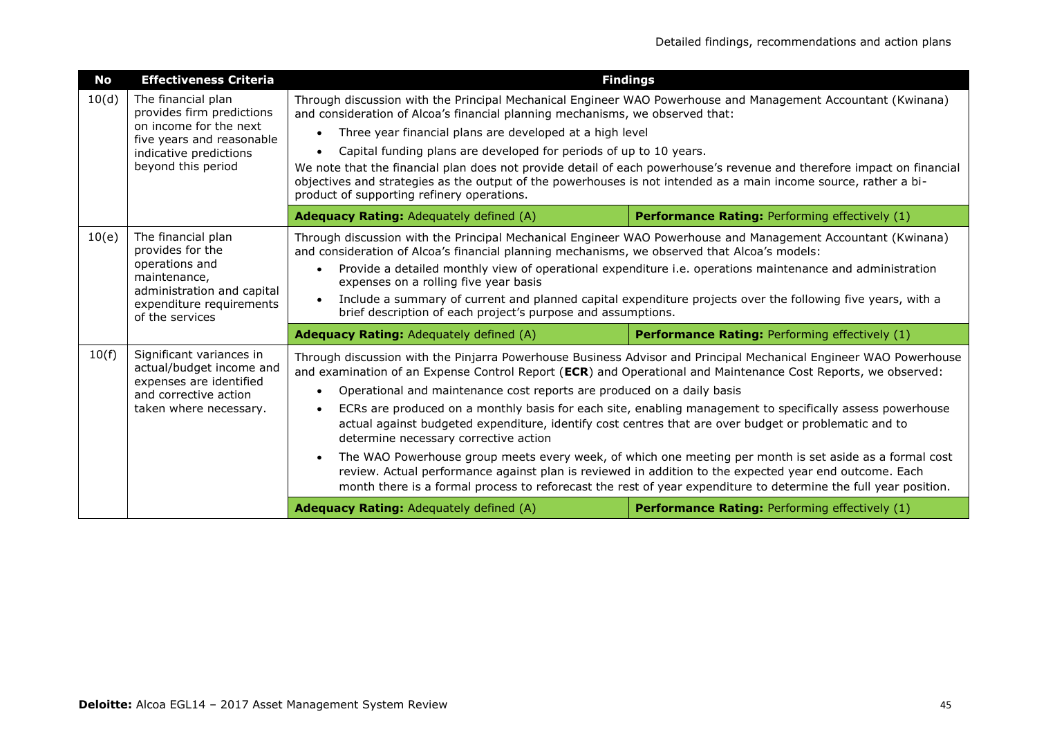| No | Effectiveness Criteria | Findings | |
|---|---|---|---|
| 10(d) | The financial plan provides firm predictions on income for the next five years and reasonable indicative predictions beyond this period | Through discussion with the Principal Mechanical Engineer WAO Powerhouse and Management Accountant (Kwinana) and consideration of Alcoa's financial planning mechanisms, we observed that:<br>• Three year financial plans are developed at a high level<br>• Capital funding plans are developed for periods of up to 10 years.<br>We note that the financial plan does not provide detail of each powerhouse's revenue and therefore impact on financial objectives and strategies as the output of the powerhouses is not intended as a main income source, rather a bi-product of supporting refinery operations. | |
| | | **Adequacy Rating:** Adequately defined (A) | **Performance Rating:** Performing effectively (1) |
| 10(e) | The financial plan provides for the operations and maintenance, administration and capital expenditure requirements of the services | Through discussion with the Principal Mechanical Engineer WAO Powerhouse and Management Accountant (Kwinana) and consideration of Alcoa's financial planning mechanisms, we observed that Alcoa's models:<br>• Provide a detailed monthly view of operational expenditure i.e. operations maintenance and administration expenses on a rolling five year basis<br>• Include a summary of current and planned capital expenditure projects over the following five years, with a brief description of each project's purpose and assumptions. | |
| | | **Adequacy Rating:** Adequately defined (A) | **Performance Rating:** Performing effectively (1) |
| 10(f) | Significant variances in actual/budget income and expenses are identified and corrective action taken where necessary. | Through discussion with the Pinjarra Powerhouse Business Advisor and Principal Mechanical Engineer WAO Powerhouse and examination of an Expense Control Report (**ECR**) and Operational and Maintenance Cost Reports, we observed:<br>• Operational and maintenance cost reports are produced on a daily basis<br>• ECRs are produced on a monthly basis for each site, enabling management to specifically assess powerhouse actual against budgeted expenditure, identify cost centres that are over budget or problematic and to determine necessary corrective action<br>• The WAO Powerhouse group meets every week, of which one meeting per month is set aside as a formal cost review. Actual performance against plan is reviewed in addition to the expected year end outcome. Each month there is a formal process to reforecast the rest of year expenditure to determine the full year position. | |
| | | **Adequacy Rating:** Adequately defined (A) | **Performance Rating:** Performing effectively (1) |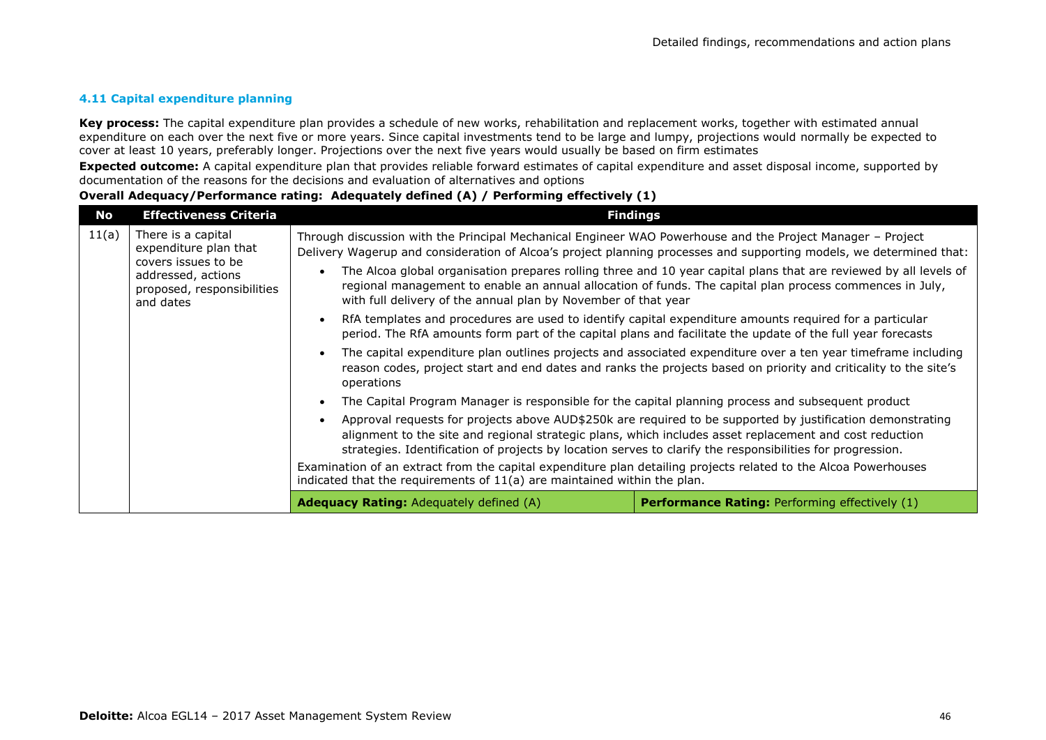### 4.11 Capital expenditure planning

**Key process:** The capital expenditure plan provides a schedule of new works, rehabilitation and replacement works, together with estimated annual expenditure on each over the next five or more years. Since capital investments tend to be large and lumpy, projections would normally be expected to cover at least 10 years, preferably longer. Projections over the next five years would usually be based on firm estimates

**Expected outcome:** A capital expenditure plan that provides reliable forward estimates of capital expenditure and asset disposal income, supported by documentation of the reasons for the decisions and evaluation of alternatives and options

**Overall Adequacy/Performance rating: Adequately defined (A) / Performing effectively (1)**

| No | Effectiveness Criteria | Findings | |
|---|---|---|---|
| 11(a) | There is a capital expenditure plan that covers issues to be addressed, actions proposed, responsibilities and dates | Through discussion with the Principal Mechanical Engineer WAO Powerhouse and the Project Manager – Project Delivery Wagerup and consideration of Alcoa's project planning processes and supporting models, we determined that:<br>• The Alcoa global organisation prepares rolling three and 10 year capital plans that are reviewed by all levels of regional management to enable an annual allocation of funds. The capital plan process commences in July, with full delivery of the annual plan by November of that year<br>• RfA templates and procedures are used to identify capital expenditure amounts required for a particular period. The RfA amounts form part of the capital plans and facilitate the update of the full year forecasts<br>• The capital expenditure plan outlines projects and associated expenditure over a ten year timeframe including reason codes, project start and end dates and ranks the projects based on priority and criticality to the site's operations<br>• The Capital Program Manager is responsible for the capital planning process and subsequent product<br>• Approval requests for projects above AUD$250k are required to be supported by justification demonstrating alignment to the site and regional strategic plans, which includes asset replacement and cost reduction strategies. Identification of projects by location serves to clarify the responsibilities for progression.<br>Examination of an extract from the capital expenditure plan detailing projects related to the Alcoa Powerhouses indicated that the requirements of 11(a) are maintained within the plan. | |
| | | **Adequacy Rating:** Adequately defined (A) | **Performance Rating:** Performing effectively (1) |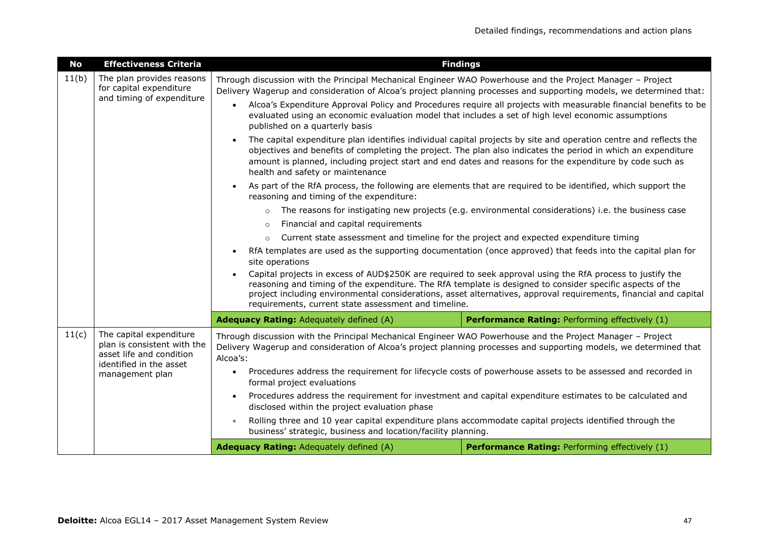| No | Effectiveness Criteria | Findings | |
|---|---|---|---|
| 11(b) | The plan provides reasons for capital expenditure and timing of expenditure | Through discussion with the Principal Mechanical Engineer WAO Powerhouse and the Project Manager – Project Delivery Wagerup and consideration of Alcoa's project planning processes and supporting models, we determined that:<br>• Alcoa's Expenditure Approval Policy and Procedures require all projects with measurable financial benefits to be evaluated using an economic evaluation model that includes a set of high level economic assumptions published on a quarterly basis<br>• The capital expenditure plan identifies individual capital projects by site and operation centre and reflects the objectives and benefits of completing the project. The plan also indicates the period in which an expenditure amount is planned, including project start and end dates and reasons for the expenditure by code such as health and safety or maintenance<br>• As part of the RfA process, the following are elements that are required to be identified, which support the reasoning and timing of the expenditure:<br>  ○ The reasons for instigating new projects (e.g. environmental considerations) i.e. the business case<br>  ○ Financial and capital requirements<br>  ○ Current state assessment and timeline for the project and expected expenditure timing<br>• RfA templates are used as the supporting documentation (once approved) that feeds into the capital plan for site operations<br>• Capital projects in excess of AUD$250K are required to seek approval using the RfA process to justify the reasoning and timing of the expenditure. The RfA template is designed to consider specific aspects of the project including environmental considerations, asset alternatives, approval requirements, financial and capital requirements, current state assessment and timeline. | |
| | | **Adequacy Rating:** Adequately defined (A) | **Performance Rating:** Performing effectively (1) |
| 11(c) | The capital expenditure plan is consistent with the asset life and condition identified in the asset management plan | Through discussion with the Principal Mechanical Engineer WAO Powerhouse and the Project Manager – Project Delivery Wagerup and consideration of Alcoa's project planning processes and supporting models, we determined that Alcoa's:<br>• Procedures address the requirement for lifecycle costs of powerhouse assets to be assessed and recorded in formal project evaluations<br>• Procedures address the requirement for investment and capital expenditure estimates to be calculated and disclosed within the project evaluation phase<br>• Rolling three and 10 year capital expenditure plans accommodate capital projects identified through the business' strategic, business and location/facility planning. | |
| | | **Adequacy Rating:** Adequately defined (A) | **Performance Rating:** Performing effectively (1) |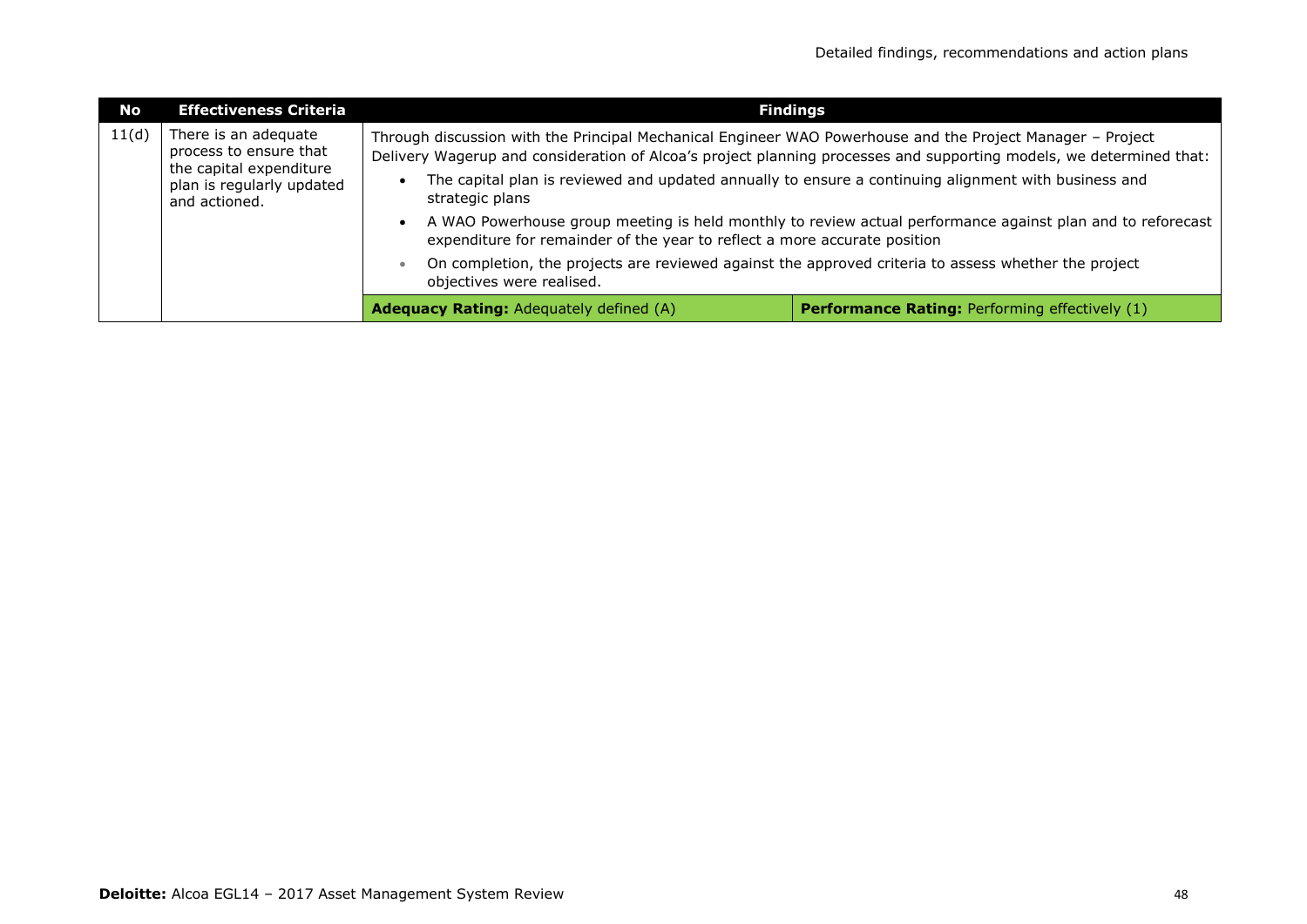| No | Effectiveness Criteria | Findings | |
|---|---|---|---|
| 11(d) | There is an adequate process to ensure that the capital expenditure plan is regularly updated and actioned. | Through discussion with the Principal Mechanical Engineer WAO Powerhouse and the Project Manager – Project Delivery Wagerup and consideration of Alcoa's project planning processes and supporting models, we determined that:<br>• The capital plan is reviewed and updated annually to ensure a continuing alignment with business and strategic plans<br>• A WAO Powerhouse group meeting is held monthly to review actual performance against plan and to reforecast expenditure for remainder of the year to reflect a more accurate position<br>• On completion, the projects are reviewed against the approved criteria to assess whether the project objectives were realised. | |
| | | **Adequacy Rating:** Adequately defined (A) | **Performance Rating:** Performing effectively (1) |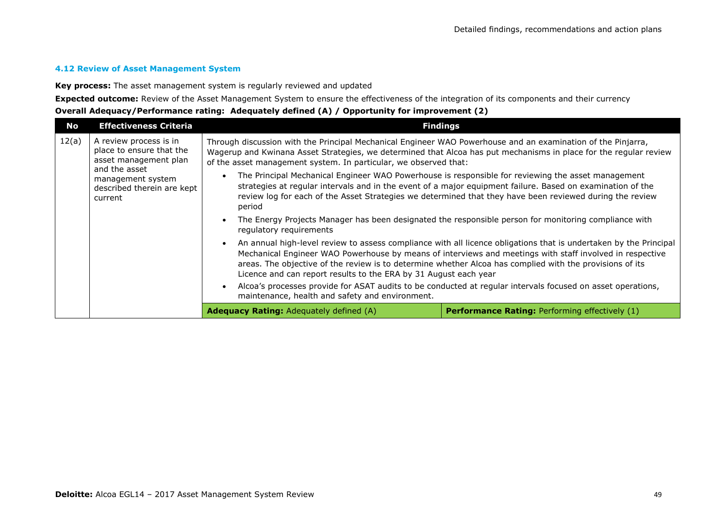### 4.12 Review of Asset Management System

**Key process:** The asset management system is regularly reviewed and updated

**Expected outcome:** Review of the Asset Management System to ensure the effectiveness of the integration of its components and their currency

**Overall Adequacy/Performance rating: Adequately defined (A) / Opportunity for improvement (2)**

| No | Effectiveness Criteria | Findings | |
|---|---|---|---|
| 12(a) | A review process is in place to ensure that the asset management plan and the asset management system described therein are kept current | Through discussion with the Principal Mechanical Engineer WAO Powerhouse and an examination of the Pinjarra, Wagerup and Kwinana Asset Strategies, we determined that Alcoa has put mechanisms in place for the regular review of the asset management system. In particular, we observed that:<br>• The Principal Mechanical Engineer WAO Powerhouse is responsible for reviewing the asset management strategies at regular intervals and in the event of a major equipment failure. Based on examination of the review log for each of the Asset Strategies we determined that they have been reviewed during the review period<br>• The Energy Projects Manager has been designated the responsible person for monitoring compliance with regulatory requirements<br>• An annual high-level review to assess compliance with all licence obligations that is undertaken by the Principal Mechanical Engineer WAO Powerhouse by means of interviews and meetings with staff involved in respective areas. The objective of the review is to determine whether Alcoa has complied with the provisions of its Licence and can report results to the ERA by 31 August each year<br>• Alcoa's processes provide for ASAT audits to be conducted at regular intervals focused on asset operations, maintenance, health and safety and environment. | |
| | | **Adequacy Rating:** Adequately defined (A) | **Performance Rating:** Performing effectively (1) |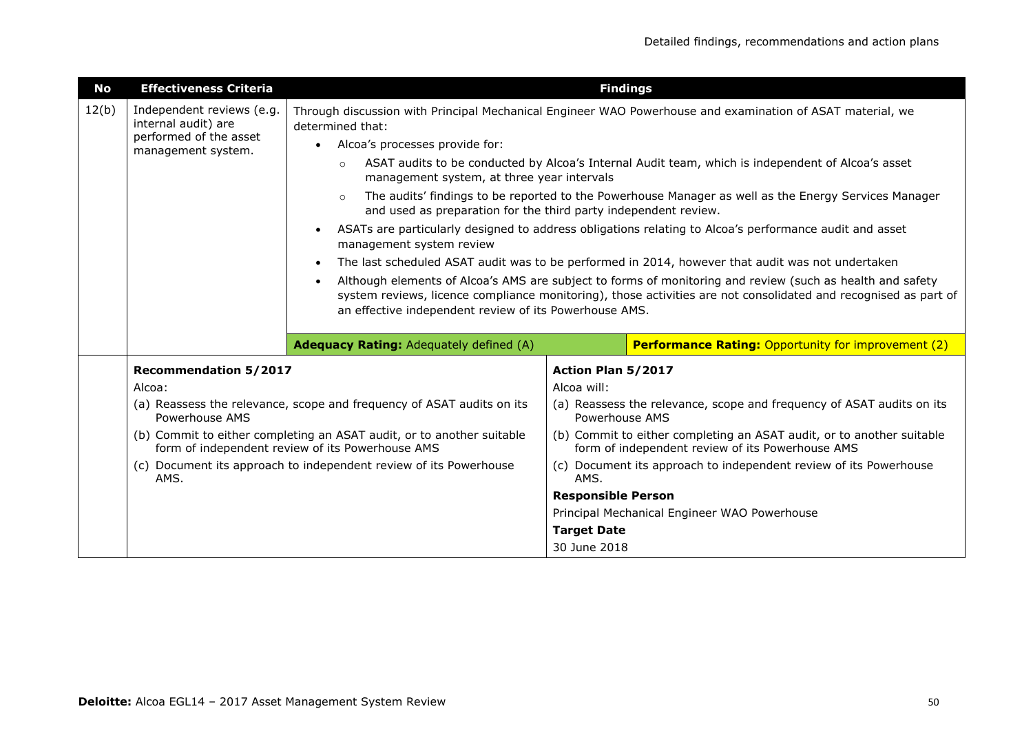| No | Effectiveness Criteria | Findings |
|---|---|---|
| 12(b) | Independent reviews (e.g. internal audit) are performed of the asset management system. | Through discussion with Principal Mechanical Engineer WAO Powerhouse and examination of ASAT material, we determined that:<br>• Alcoa's processes provide for:<br>&nbsp;&nbsp;&nbsp;&nbsp;○ ASAT audits to be conducted by Alcoa's Internal Audit team, which is independent of Alcoa's asset management system, at three year intervals<br>&nbsp;&nbsp;&nbsp;&nbsp;○ The audits' findings to be reported to the Powerhouse Manager as well as the Energy Services Manager and used as preparation for the third party independent review.<br>• ASATs are particularly designed to address obligations relating to Alcoa's performance audit and asset management system review<br>• The last scheduled ASAT audit was to be performed in 2014, however that audit was not undertaken<br>• Although elements of Alcoa's AMS are subject to forms of monitoring and review (such as health and safety system reviews, licence compliance monitoring), those activities are not consolidated and recognised as part of an effective independent review of its Powerhouse AMS. |
| | | **Adequacy Rating:** Adequately defined (A) — **Performance Rating:** Opportunity for improvement (2) |

| Recommendation 5/2017 | Action Plan 5/2017 |
|---|---|
| Alcoa:<br>(a) Reassess the relevance, scope and frequency of ASAT audits on its Powerhouse AMS<br>(b) Commit to either completing an ASAT audit, or to another suitable form of independent review of its Powerhouse AMS<br>(c) Document its approach to independent review of its Powerhouse AMS. | Alcoa will:<br>(a) Reassess the relevance, scope and frequency of ASAT audits on its Powerhouse AMS<br>(b) Commit to either completing an ASAT audit, or to another suitable form of independent review of its Powerhouse AMS<br>(c) Document its approach to independent review of its Powerhouse AMS.<br>**Responsible Person**<br>Principal Mechanical Engineer WAO Powerhouse<br>**Target Date**<br>30 June 2018 |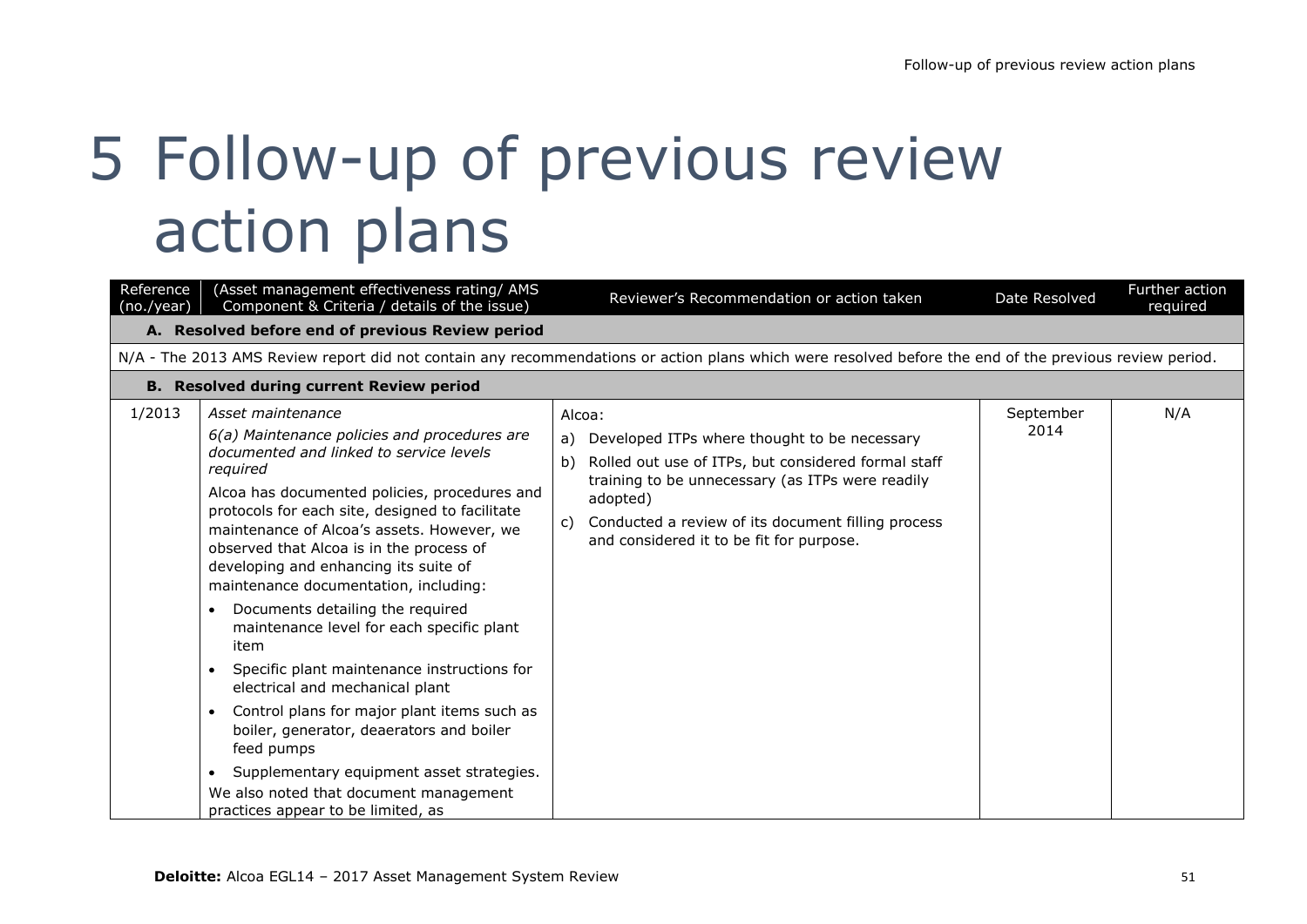# 5 Follow-up of previous review action plans

| Reference (no./year) | (Asset management effectiveness rating/ AMS Component & Criteria / details of the issue) | Reviewer's Recommendation or action taken | Date Resolved | Further action required |
|---|---|---|---|---|
| **A. Resolved before end of previous Review period** | | | | |
| N/A - The 2013 AMS Review report did not contain any recommendations or action plans which were resolved before the end of the previous review period. | | | | |
| **B. Resolved during current Review period** | | | | |
| 1/2013 | *Asset maintenance*<br>*6(a) Maintenance policies and procedures are documented and linked to service levels required*<br>Alcoa has documented policies, procedures and protocols for each site, designed to facilitate maintenance of Alcoa's assets. However, we observed that Alcoa is in the process of developing and enhancing its suite of maintenance documentation, including:<br>• Documents detailing the required maintenance level for each specific plant item<br>• Specific plant maintenance instructions for electrical and mechanical plant<br>• Control plans for major plant items such as boiler, generator, deaerators and boiler feed pumps<br>• Supplementary equipment asset strategies.<br>We also noted that document management practices appear to be limited, as | Alcoa:<br>a) Developed ITPs where thought to be necessary<br>b) Rolled out use of ITPs, but considered formal staff training to be unnecessary (as ITPs were readily adopted)<br>c) Conducted a review of its document filling process and considered it to be fit for purpose. | September 2014 | N/A |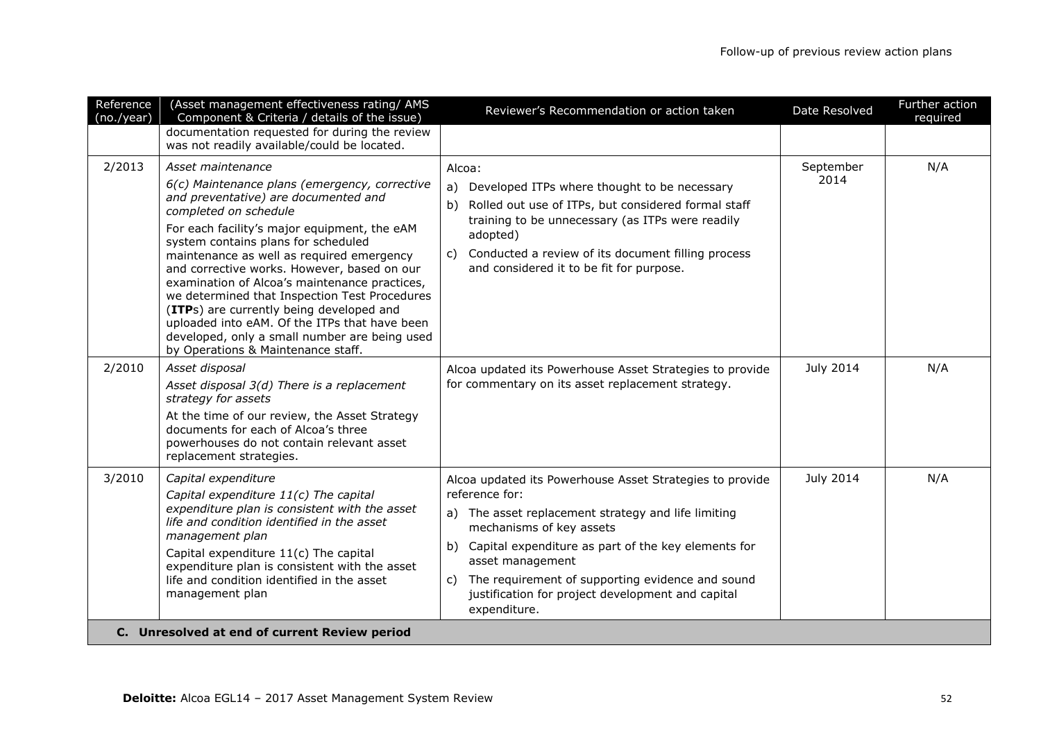| Reference (no./year) | (Asset management effectiveness rating/ AMS Component & Criteria / details of the issue) | Reviewer's Recommendation or action taken | Date Resolved | Further action required |
|---|---|---|---|---|
| | documentation requested for during the review was not readily available/could be located. | | | |
| 2/2013 | *Asset maintenance*<br>*6(c) Maintenance plans (emergency, corrective and preventative) are documented and completed on schedule*<br>For each facility's major equipment, the eAM system contains plans for scheduled maintenance as well as required emergency and corrective works. However, based on our examination of Alcoa's maintenance practices, we determined that Inspection Test Procedures (**ITP**s) are currently being developed and uploaded into eAM. Of the ITPs that have been developed, only a small number are being used by Operations & Maintenance staff. | Alcoa:<br>a) Developed ITPs where thought to be necessary<br>b) Rolled out use of ITPs, but considered formal staff training to be unnecessary (as ITPs were readily adopted)<br>c) Conducted a review of its document filling process and considered it to be fit for purpose. | September 2014 | N/A |
| 2/2010 | *Asset disposal*<br>*Asset disposal 3(d) There is a replacement strategy for assets*<br>At the time of our review, the Asset Strategy documents for each of Alcoa's three powerhouses do not contain relevant asset replacement strategies. | Alcoa updated its Powerhouse Asset Strategies to provide for commentary on its asset replacement strategy. | July 2014 | N/A |
| 3/2010 | *Capital expenditure*<br>*Capital expenditure 11(c) The capital expenditure plan is consistent with the asset life and condition identified in the asset management plan*<br>Capital expenditure 11(c) The capital expenditure plan is consistent with the asset life and condition identified in the asset management plan | Alcoa updated its Powerhouse Asset Strategies to provide reference for:<br>a) The asset replacement strategy and life limiting mechanisms of key assets<br>b) Capital expenditure as part of the key elements for asset management<br>c) The requirement of supporting evidence and sound justification for project development and capital expenditure. | July 2014 | N/A |
| **C. Unresolved at end of current Review period** | | | | |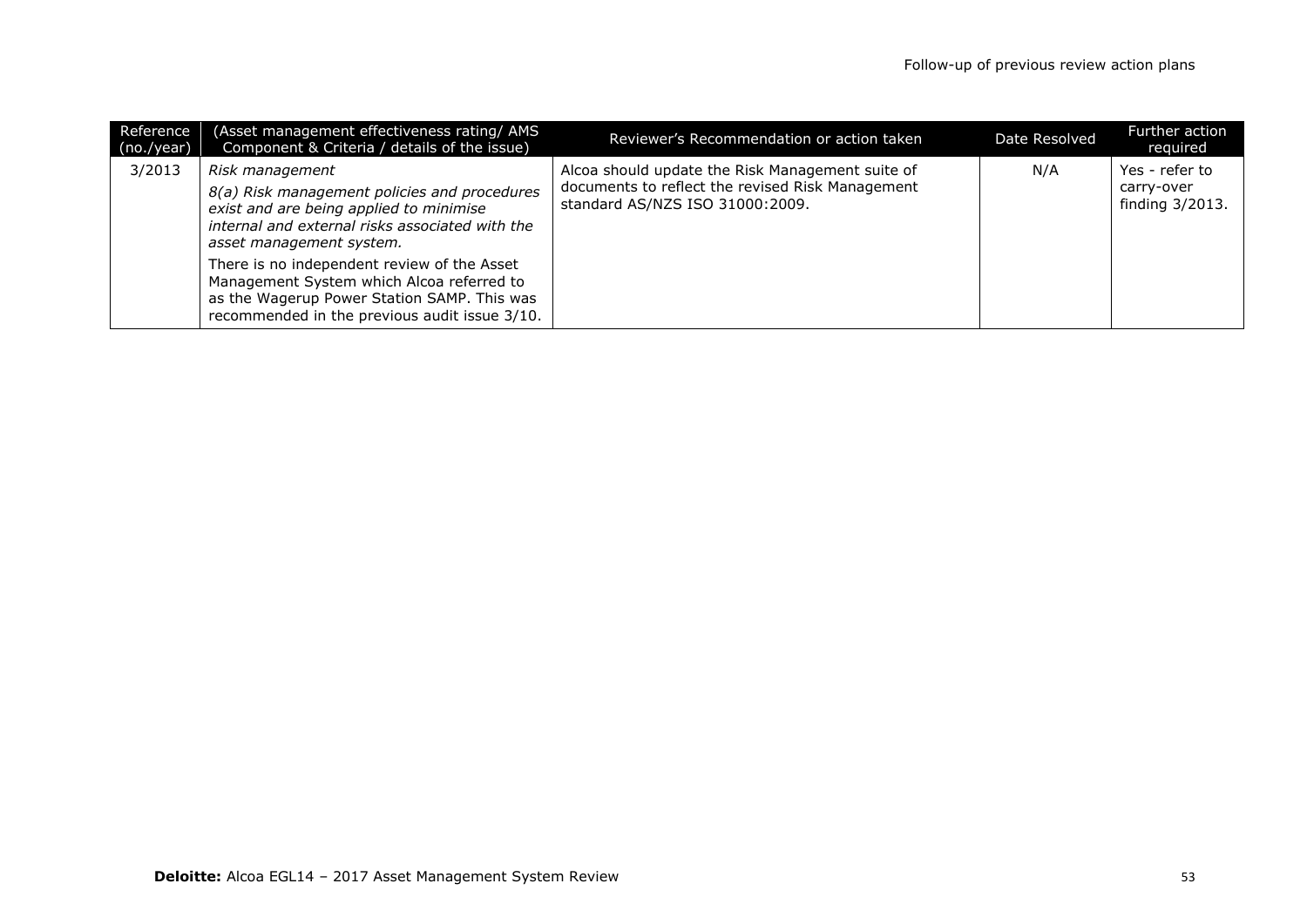| Reference (no./year) | (Asset management effectiveness rating/ AMS Component & Criteria / details of the issue) | Reviewer's Recommendation or action taken | Date Resolved | Further action required |
|---|---|---|---|---|
| 3/2013 | *Risk management*<br>*8(a) Risk management policies and procedures exist and are being applied to minimise internal and external risks associated with the asset management system.*<br>There is no independent review of the Asset Management System which Alcoa referred to as the Wagerup Power Station SAMP. This was recommended in the previous audit issue 3/10. | Alcoa should update the Risk Management suite of documents to reflect the revised Risk Management standard AS/NZS ISO 31000:2009. | N/A | Yes - refer to carry-over finding 3/2013. |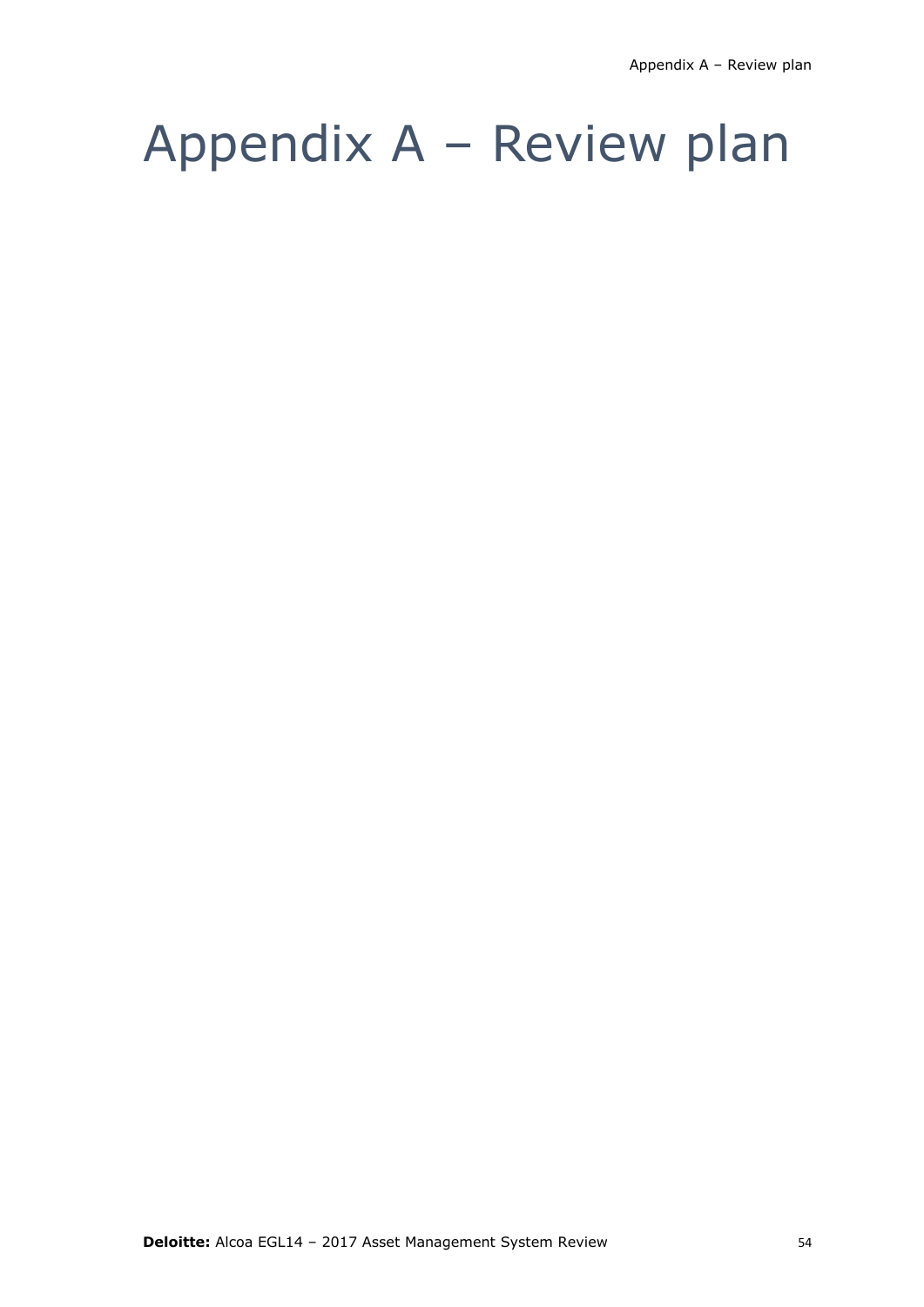# Appendix A – Review plan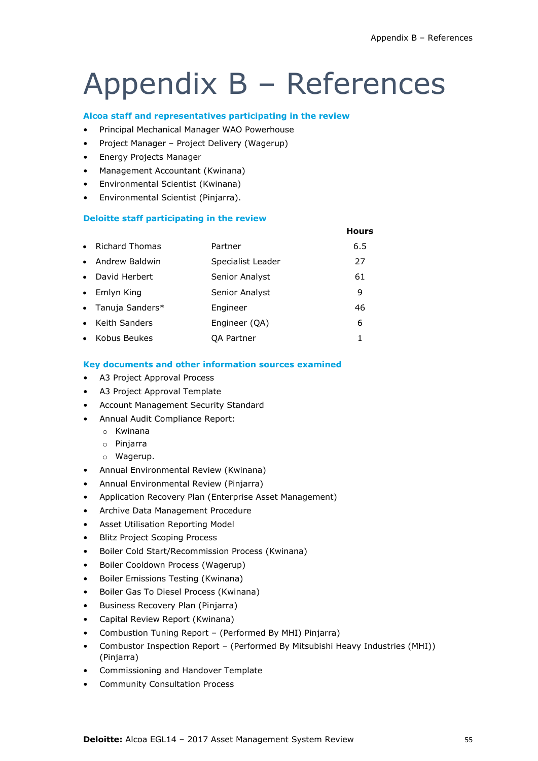# Appendix B – References

### Alcoa staff and representatives participating in the review

- Principal Mechanical Manager WAO Powerhouse
- Project Manager – Project Delivery (Wagerup)
- Energy Projects Manager
- Management Accountant (Kwinana)
- Environmental Scientist (Kwinana)
- Environmental Scientist (Pinjarra).

### Deloitte staff participating in the review

| Name | Role | Hours |
|---|---|---|
| Richard Thomas | Partner | 6.5 |
| Andrew Baldwin | Specialist Leader | 27 |
| David Herbert | Senior Analyst | 61 |
| Emlyn King | Senior Analyst | 9 |
| Tanuja Sanders* | Engineer | 46 |
| Keith Sanders | Engineer (QA) | 6 |
| Kobus Beukes | QA Partner | 1 |

### Key documents and other information sources examined

- A3 Project Approval Process
- A3 Project Approval Template
- Account Management Security Standard
- Annual Audit Compliance Report:
  - Kwinana
  - Pinjarra
  - Wagerup.
- Annual Environmental Review (Kwinana)
- Annual Environmental Review (Pinjarra)
- Application Recovery Plan (Enterprise Asset Management)
- Archive Data Management Procedure
- Asset Utilisation Reporting Model
- Blitz Project Scoping Process
- Boiler Cold Start/Recommission Process (Kwinana)
- Boiler Cooldown Process (Wagerup)
- Boiler Emissions Testing (Kwinana)
- Boiler Gas To Diesel Process (Kwinana)
- Business Recovery Plan (Pinjarra)
- Capital Review Report (Kwinana)
- Combustion Tuning Report – (Performed By MHI) Pinjarra)
- Combustor Inspection Report – (Performed By Mitsubishi Heavy Industries (MHI)) (Pinjarra)
- Commissioning and Handover Template
- Community Consultation Process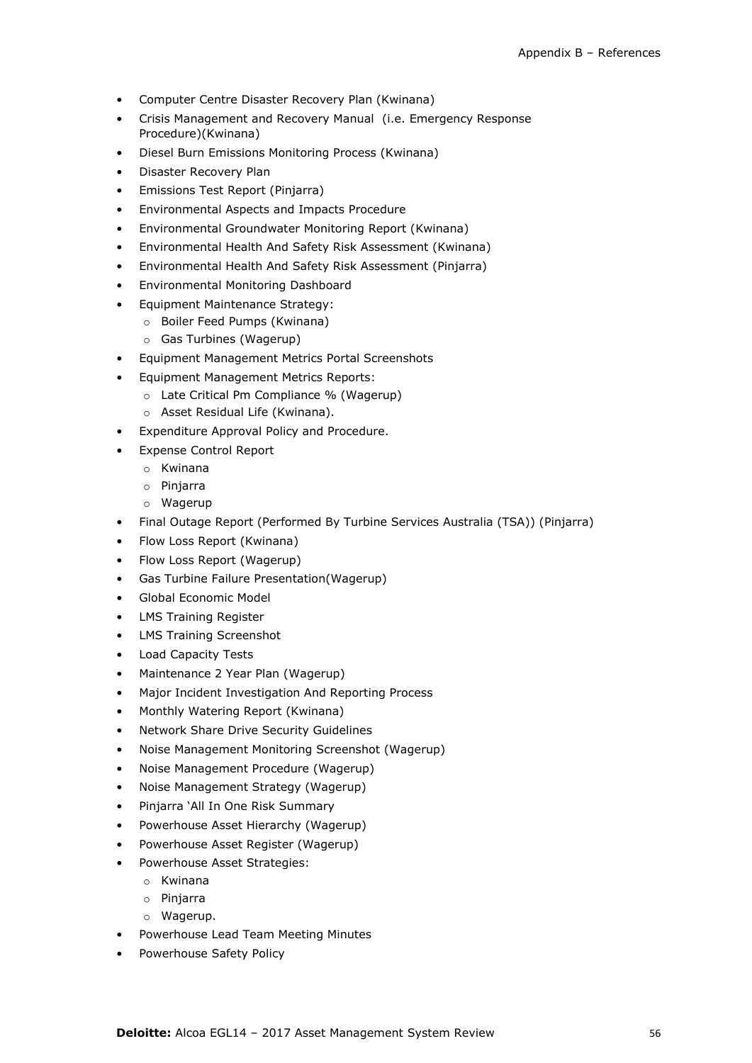- Computer Centre Disaster Recovery Plan (Kwinana)
- Crisis Management and Recovery Manual (i.e. Emergency Response Procedure)(Kwinana)
- Diesel Burn Emissions Monitoring Process (Kwinana)
- Disaster Recovery Plan
- Emissions Test Report (Pinjarra)
- Environmental Aspects and Impacts Procedure
- Environmental Groundwater Monitoring Report (Kwinana)
- Environmental Health And Safety Risk Assessment (Kwinana)
- Environmental Health And Safety Risk Assessment (Pinjarra)
- Environmental Monitoring Dashboard
- Equipment Maintenance Strategy:
  - Boiler Feed Pumps (Kwinana)
  - Gas Turbines (Wagerup)
- Equipment Management Metrics Portal Screenshots
- Equipment Management Metrics Reports:
  - Late Critical Pm Compliance % (Wagerup)
  - Asset Residual Life (Kwinana).
- Expenditure Approval Policy and Procedure.
- Expense Control Report
  - Kwinana
  - Pinjarra
  - Wagerup
- Final Outage Report (Performed By Turbine Services Australia (TSA)) (Pinjarra)
- Flow Loss Report (Kwinana)
- Flow Loss Report (Wagerup)
- Gas Turbine Failure Presentation(Wagerup)
- Global Economic Model
- LMS Training Register
- LMS Training Screenshot
- Load Capacity Tests
- Maintenance 2 Year Plan (Wagerup)
- Major Incident Investigation And Reporting Process
- Monthly Watering Report (Kwinana)
- Network Share Drive Security Guidelines
- Noise Management Monitoring Screenshot (Wagerup)
- Noise Management Procedure (Wagerup)
- Noise Management Strategy (Wagerup)
- Pinjarra 'All In One Risk Summary
- Powerhouse Asset Hierarchy (Wagerup)
- Powerhouse Asset Register (Wagerup)
- Powerhouse Asset Strategies:
  - Kwinana
  - Pinjarra
  - Wagerup.
- Powerhouse Lead Team Meeting Minutes
- Powerhouse Safety Policy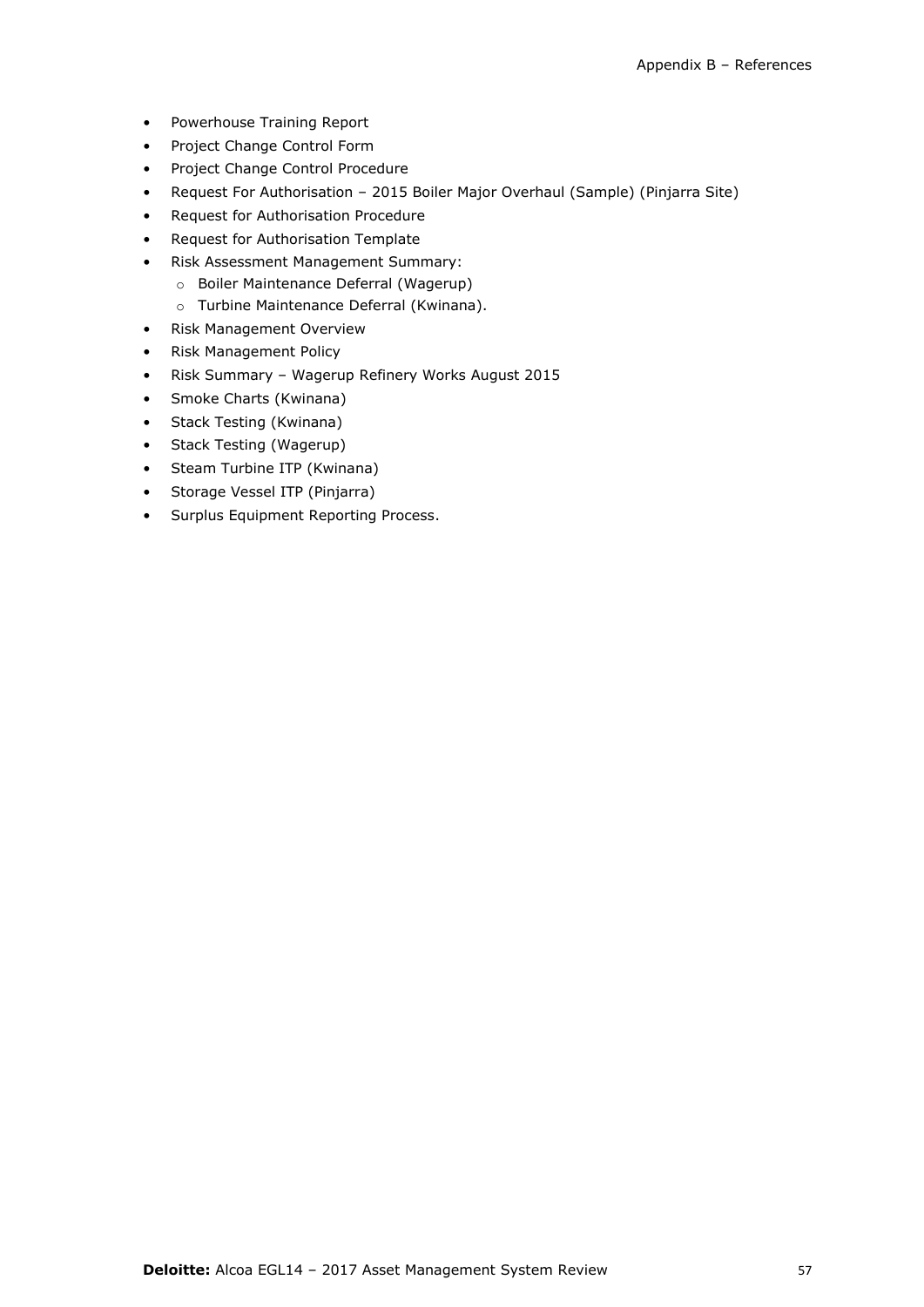- Powerhouse Training Report
- Project Change Control Form
- Project Change Control Procedure
- Request For Authorisation – 2015 Boiler Major Overhaul (Sample) (Pinjarra Site)
- Request for Authorisation Procedure
- Request for Authorisation Template
- Risk Assessment Management Summary:
    - Boiler Maintenance Deferral (Wagerup)
    - Turbine Maintenance Deferral (Kwinana).
- Risk Management Overview
- Risk Management Policy
- Risk Summary – Wagerup Refinery Works August 2015
- Smoke Charts (Kwinana)
- Stack Testing (Kwinana)
- Stack Testing (Wagerup)
- Steam Turbine ITP (Kwinana)
- Storage Vessel ITP (Pinjarra)
- Surplus Equipment Reporting Process.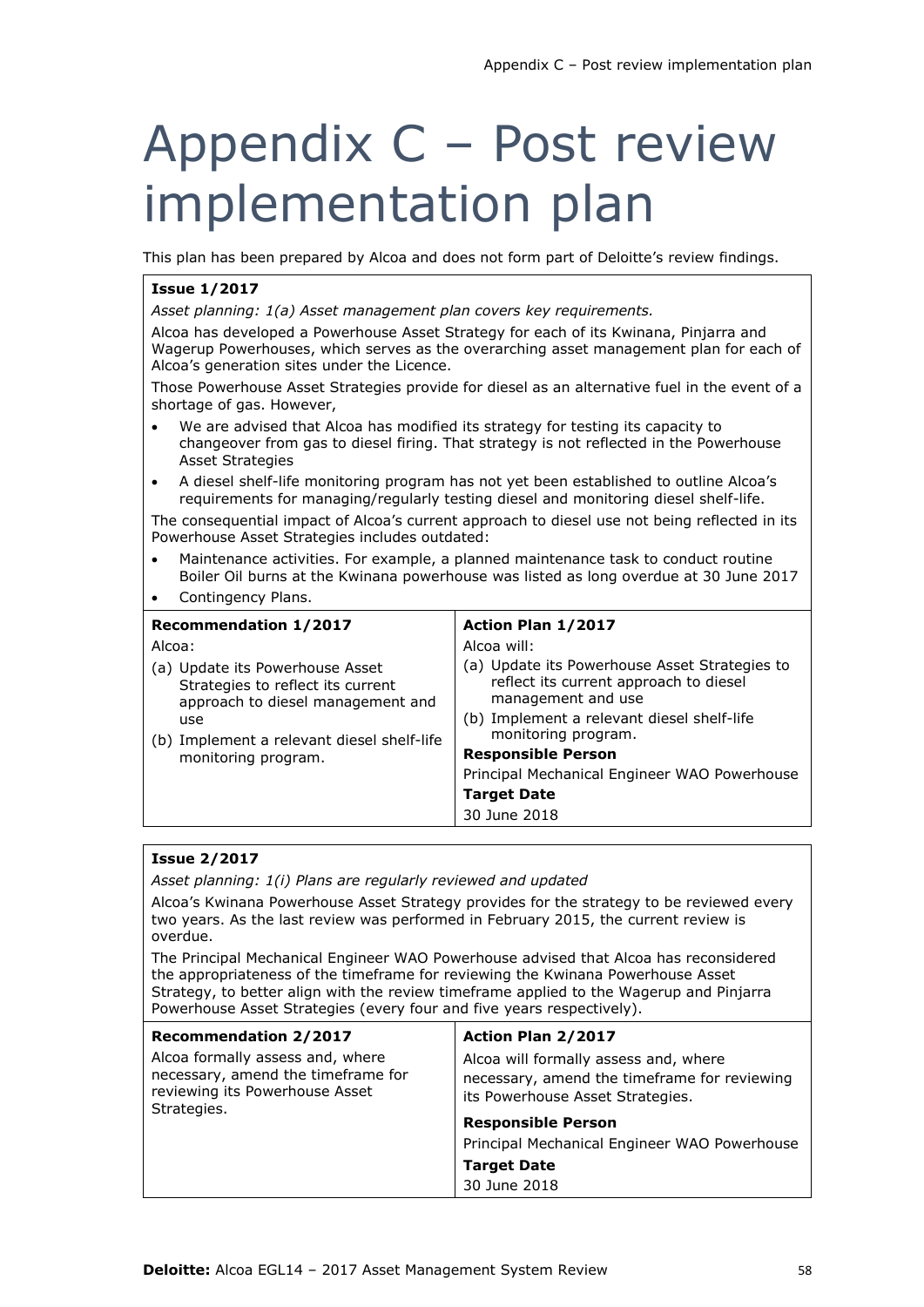# Appendix C – Post review implementation plan

This plan has been prepared by Alcoa and does not form part of Deloitte's review findings.

**Issue 1/2017**

*Asset planning: 1(a) Asset management plan covers key requirements.*

Alcoa has developed a Powerhouse Asset Strategy for each of its Kwinana, Pinjarra and Wagerup Powerhouses, which serves as the overarching asset management plan for each of Alcoa's generation sites under the Licence.

Those Powerhouse Asset Strategies provide for diesel as an alternative fuel in the event of a shortage of gas. However,

- We are advised that Alcoa has modified its strategy for testing its capacity to changeover from gas to diesel firing. That strategy is not reflected in the Powerhouse Asset Strategies
- A diesel shelf-life monitoring program has not yet been established to outline Alcoa's requirements for managing/regularly testing diesel and monitoring diesel shelf-life.

The consequential impact of Alcoa's current approach to diesel use not being reflected in its Powerhouse Asset Strategies includes outdated:

- Maintenance activities. For example, a planned maintenance task to conduct routine Boiler Oil burns at the Kwinana powerhouse was listed as long overdue at 30 June 2017
- Contingency Plans.

| Recommendation 1/2017 | Action Plan 1/2017 |
|---|---|
| Alcoa:<br>(a) Update its Powerhouse Asset Strategies to reflect its current approach to diesel management and use<br>(b) Implement a relevant diesel shelf-life monitoring program. | Alcoa will:<br>(a) Update its Powerhouse Asset Strategies to reflect its current approach to diesel management and use<br>(b) Implement a relevant diesel shelf-life monitoring program.<br>**Responsible Person**<br>Principal Mechanical Engineer WAO Powerhouse<br>**Target Date**<br>30 June 2018 |

**Issue 2/2017**

*Asset planning: 1(i) Plans are regularly reviewed and updated*

Alcoa's Kwinana Powerhouse Asset Strategy provides for the strategy to be reviewed every two years. As the last review was performed in February 2015, the current review is overdue.

The Principal Mechanical Engineer WAO Powerhouse advised that Alcoa has reconsidered the appropriateness of the timeframe for reviewing the Kwinana Powerhouse Asset Strategy, to better align with the review timeframe applied to the Wagerup and Pinjarra Powerhouse Asset Strategies (every four and five years respectively).

| Recommendation 2/2017 | Action Plan 2/2017 |
|---|---|
| Alcoa formally assess and, where necessary, amend the timeframe for reviewing its Powerhouse Asset Strategies. | Alcoa will formally assess and, where necessary, amend the timeframe for reviewing its Powerhouse Asset Strategies.<br>**Responsible Person**<br>Principal Mechanical Engineer WAO Powerhouse<br>**Target Date**<br>30 June 2018 |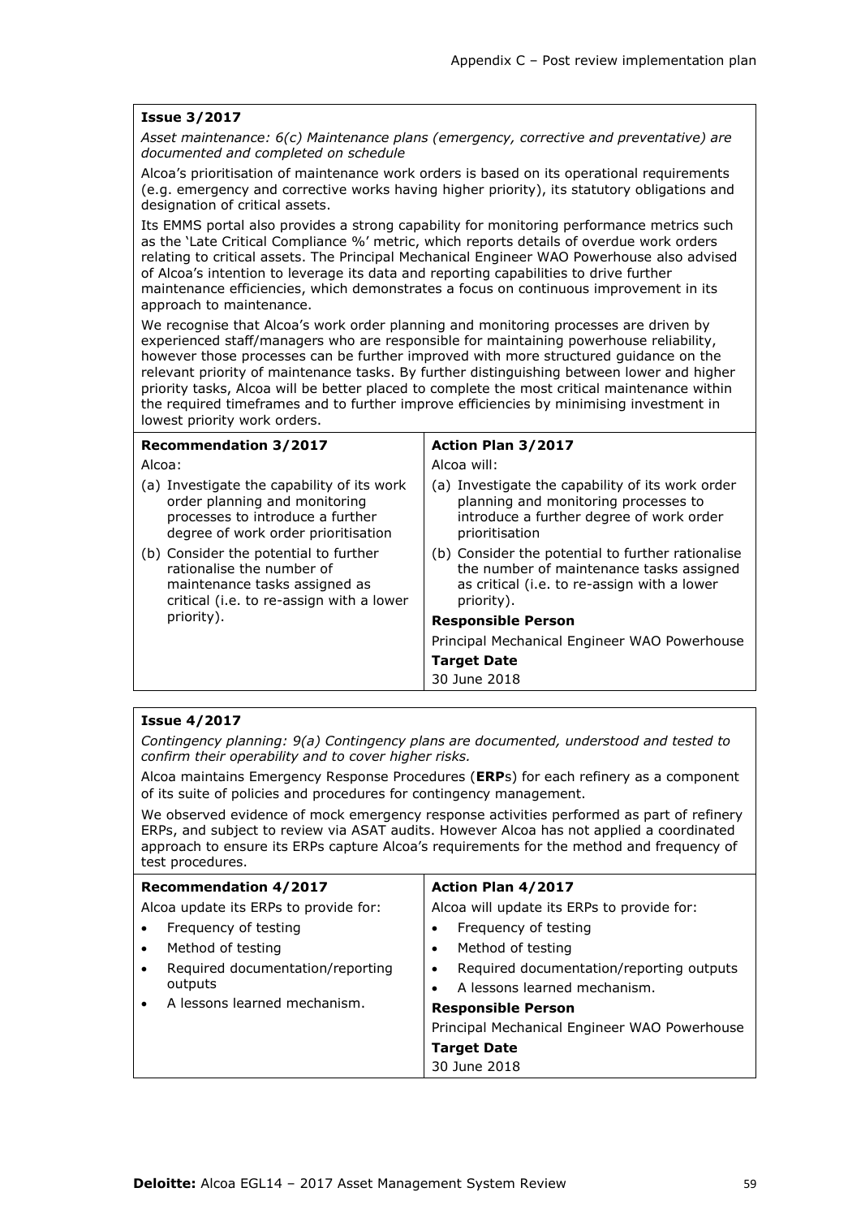**Issue 3/2017**

*Asset maintenance: 6(c) Maintenance plans (emergency, corrective and preventative) are documented and completed on schedule*

Alcoa's prioritisation of maintenance work orders is based on its operational requirements (e.g. emergency and corrective works having higher priority), its statutory obligations and designation of critical assets.

Its EMMS portal also provides a strong capability for monitoring performance metrics such as the 'Late Critical Compliance %' metric, which reports details of overdue work orders relating to critical assets. The Principal Mechanical Engineer WAO Powerhouse also advised of Alcoa's intention to leverage its data and reporting capabilities to drive further maintenance efficiencies, which demonstrates a focus on continuous improvement in its approach to maintenance.

We recognise that Alcoa's work order planning and monitoring processes are driven by experienced staff/managers who are responsible for maintaining powerhouse reliability, however those processes can be further improved with more structured guidance on the relevant priority of maintenance tasks. By further distinguishing between lower and higher priority tasks, Alcoa will be better placed to complete the most critical maintenance within the required timeframes and to further improve efficiencies by minimising investment in lowest priority work orders.

| **Recommendation 3/2017** | **Action Plan 3/2017** |
|---|---|
| Alcoa:<br>(a) Investigate the capability of its work order planning and monitoring processes to introduce a further degree of work order prioritisation<br>(b) Consider the potential to further rationalise the number of maintenance tasks assigned as critical (i.e. to re-assign with a lower priority). | Alcoa will:<br>(a) Investigate the capability of its work order planning and monitoring processes to introduce a further degree of work order prioritisation<br>(b) Consider the potential to further rationalise the number of maintenance tasks assigned as critical (i.e. to re-assign with a lower priority).<br>**Responsible Person**<br>Principal Mechanical Engineer WAO Powerhouse<br>**Target Date**<br>30 June 2018 |

**Issue 4/2017**

*Contingency planning: 9(a) Contingency plans are documented, understood and tested to confirm their operability and to cover higher risks.*

Alcoa maintains Emergency Response Procedures (**ERP**s) for each refinery as a component of its suite of policies and procedures for contingency management.

We observed evidence of mock emergency response activities performed as part of refinery ERPs, and subject to review via ASAT audits. However Alcoa has not applied a coordinated approach to ensure its ERPs capture Alcoa's requirements for the method and frequency of test procedures.

| **Recommendation 4/2017** | **Action Plan 4/2017** |
|---|---|
| Alcoa update its ERPs to provide for:<br>• Frequency of testing<br>• Method of testing<br>• Required documentation/reporting outputs<br>• A lessons learned mechanism. | Alcoa will update its ERPs to provide for:<br>• Frequency of testing<br>• Method of testing<br>• Required documentation/reporting outputs<br>• A lessons learned mechanism.<br>**Responsible Person**<br>Principal Mechanical Engineer WAO Powerhouse<br>**Target Date**<br>30 June 2018 |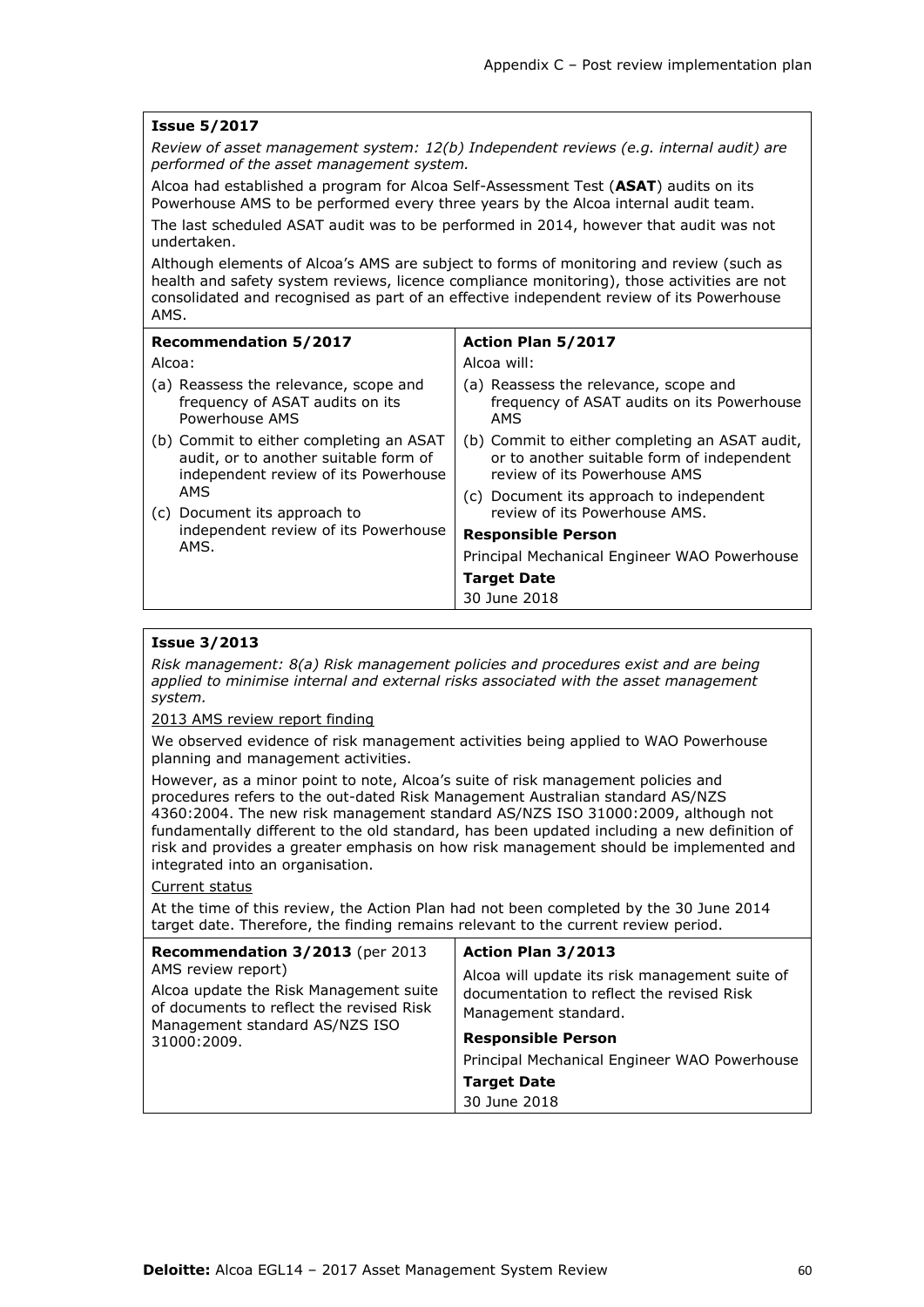**Issue 5/2017**

*Review of asset management system: 12(b) Independent reviews (e.g. internal audit) are performed of the asset management system.*

Alcoa had established a program for Alcoa Self-Assessment Test (**ASAT**) audits on its Powerhouse AMS to be performed every three years by the Alcoa internal audit team.

The last scheduled ASAT audit was to be performed in 2014, however that audit was not undertaken.

Although elements of Alcoa's AMS are subject to forms of monitoring and review (such as health and safety system reviews, licence compliance monitoring), those activities are not consolidated and recognised as part of an effective independent review of its Powerhouse AMS.

| **Recommendation 5/2017** | **Action Plan 5/2017** |
|---|---|
| Alcoa:<br>(a) Reassess the relevance, scope and frequency of ASAT audits on its Powerhouse AMS<br>(b) Commit to either completing an ASAT audit, or to another suitable form of independent review of its Powerhouse AMS<br>(c) Document its approach to independent review of its Powerhouse AMS. | Alcoa will:<br>(a) Reassess the relevance, scope and frequency of ASAT audits on its Powerhouse AMS<br>(b) Commit to either completing an ASAT audit, or to another suitable form of independent review of its Powerhouse AMS<br>(c) Document its approach to independent review of its Powerhouse AMS.<br>**Responsible Person**<br>Principal Mechanical Engineer WAO Powerhouse<br>**Target Date**<br>30 June 2018 |

**Issue 3/2013**

*Risk management: 8(a) Risk management policies and procedures exist and are being applied to minimise internal and external risks associated with the asset management system.*

2013 AMS review report finding

We observed evidence of risk management activities being applied to WAO Powerhouse planning and management activities.

However, as a minor point to note, Alcoa's suite of risk management policies and procedures refers to the out-dated Risk Management Australian standard AS/NZS 4360:2004. The new risk management standard AS/NZS ISO 31000:2009, although not fundamentally different to the old standard, has been updated including a new definition of risk and provides a greater emphasis on how risk management should be implemented and integrated into an organisation.

Current status

At the time of this review, the Action Plan had not been completed by the 30 June 2014 target date. Therefore, the finding remains relevant to the current review period.

| **Recommendation 3/2013** (per 2013 AMS review report) | **Action Plan 3/2013** |
|---|---|
| Alcoa update the Risk Management suite of documents to reflect the revised Risk Management standard AS/NZS ISO 31000:2009. | Alcoa will update its risk management suite of documentation to reflect the revised Risk Management standard.<br>**Responsible Person**<br>Principal Mechanical Engineer WAO Powerhouse<br>**Target Date**<br>30 June 2018 |